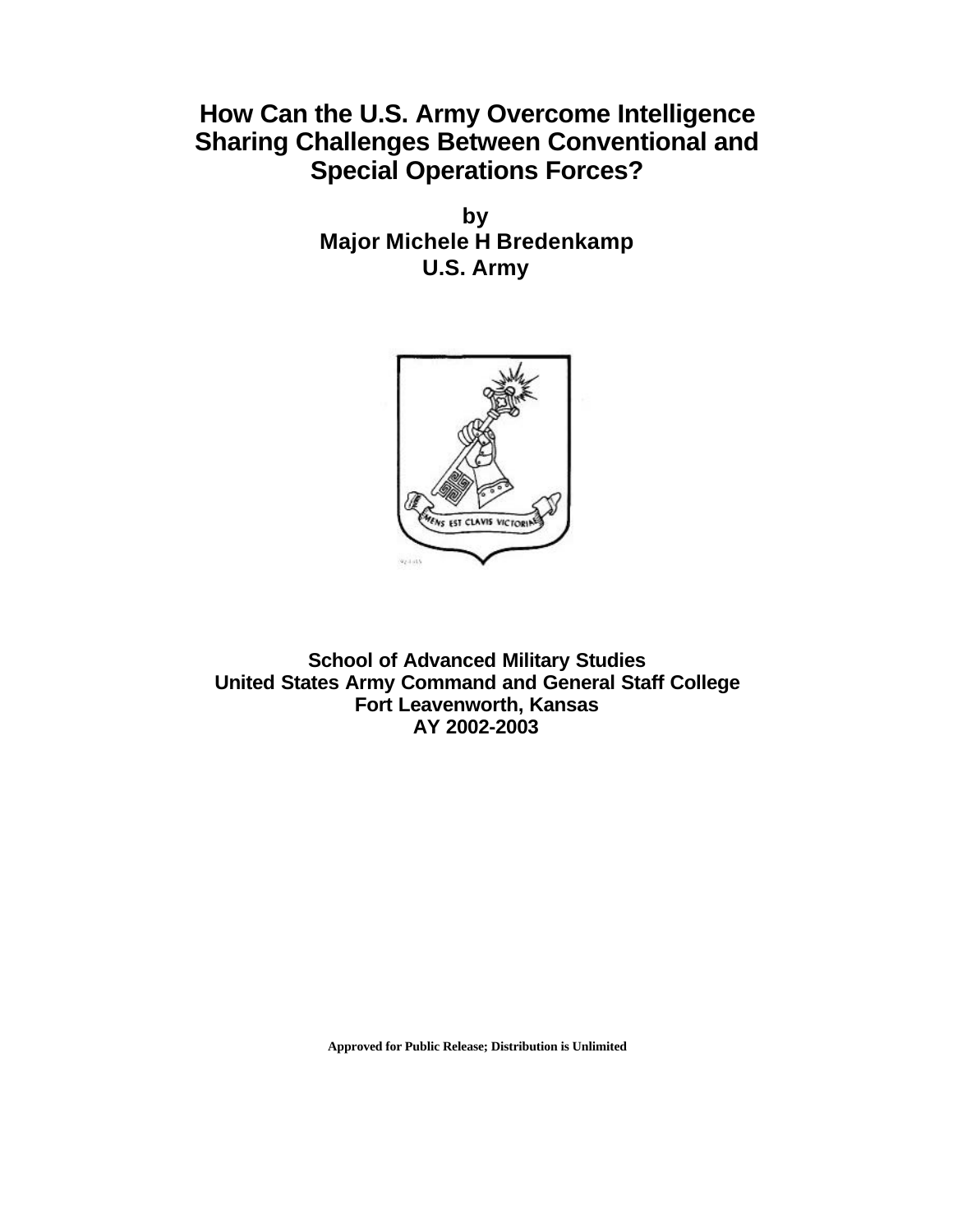# How Can the U.S. Army Overcome Intelligence Sharing Challenges Between Conventional and Special Operations Forces?

**by**
**Major Michele H Bredenkamp**
**U.S. Army**

**School of Advanced Military Studies**
**United States Army Command and General Staff College**
**Fort Leavenworth, Kansas**
**AY 2002-2003**

**Approved for Public Release; Distribution is Unlimited**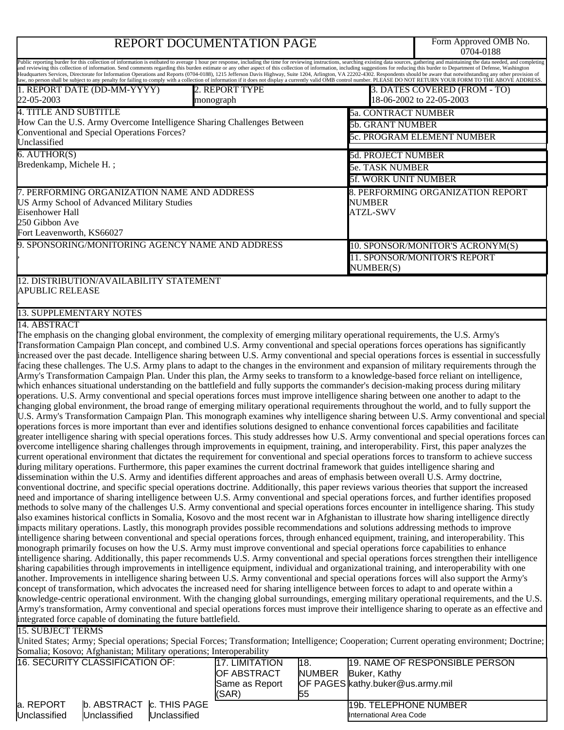# REPORT DOCUMENTATION PAGE

Form Approved OMB No. 0704-0188

Public reporting burder for this collection of information is estibated to average 1 hour per response, including the time for reviewing instructions, searching existing data sources, gathering and maintaining the data needed, and completing and reviewing this collection of information. Send comments regarding this burden estimate or any other aspect of this collection of information, including suggestions for reducing this burder to Department of Defense, Washington Headquarters Services, Directorate for Information Operations and Reports (0704-0188), 1215 Jefferson Davis Highway, Suite 1204, Arlington, VA 22202-4302. Respondents should be aware that notwithstanding any other provision of law, no person shall be subject to any penalty for failing to comply with a collection of information if it does not display a currently valid OMB control number. PLEASE DO NOT RETURN YOUR FORM TO THE ABOVE ADDRESS.

| 1. REPORT DATE (DD-MM-YYYY) | 2. REPORT TYPE | 3. DATES COVERED (FROM - TO) |
|---|---|---|
| 22-05-2003 | monograph | 18-06-2002 to 22-05-2003 |

**4. TITLE AND SUBTITLE**
How Can the U.S. Army Overcome Intelligence Sharing Challenges Between Conventional and Special Operations Forces?
Unclassified

5a. CONTRACT NUMBER
5b. GRANT NUMBER
5c. PROGRAM ELEMENT NUMBER

**6. AUTHOR(S)**
Bredenkamp, Michele H. ;

5d. PROJECT NUMBER
5e. TASK NUMBER
5f. WORK UNIT NUMBER

**7. PERFORMING ORGANIZATION NAME AND ADDRESS**
US Army School of Advanced Military Studies
Eisenhower Hall
250 Gibbon Ave
Fort Leavenworth, KS66027

**8. PERFORMING ORGANIZATION REPORT NUMBER**
ATZL-SWV

**9. SPONSORING/MONITORING AGENCY NAME AND ADDRESS**
,

10. SPONSOR/MONITOR'S ACRONYM(S)
11. SPONSOR/MONITOR'S REPORT NUMBER(S)

**12. DISTRIBUTION/AVAILABILITY STATEMENT**
APUBLIC RELEASE
,

**13. SUPPLEMENTARY NOTES**

**14. ABSTRACT**
The emphasis on the changing global environment, the complexity of emerging military operational requirements, the U.S. Army's Transformation Campaign Plan concept, and combined U.S. Army conventional and special operations forces operations has significantly increased over the past decade. Intelligence sharing between U.S. Army conventional and special operations forces is essential in successfully facing these challenges. The U.S. Army plans to adapt to the changes in the environment and expansion of military requirements through the Army's Transformation Campaign Plan. Under this plan, the Army seeks to transform to a knowledge-based force reliant on intelligence, which enhances situational understanding on the battlefield and fully supports the commander's decision-making process during military operations. U.S. Army conventional and special operations forces must improve intelligence sharing between one another to adapt to the changing global environment, the broad range of emerging military operational requirements throughout the world, and to fully support the U.S. Army's Transformation Campaign Plan. This monograph examines why intelligence sharing between U.S. Army conventional and special operations forces is more important than ever and identifies solutions designed to enhance conventional forces capabilities and facilitate greater intelligence sharing with special operations forces. This study addresses how U.S. Army conventional and special operations forces can overcome intelligence sharing challenges through improvements in equipment, training, and interoperability. First, this paper analyzes the current operational environment that dictates the requirement for conventional and special operations forces to transform to achieve success during military operations. Furthermore, this paper examines the current doctrinal framework that guides intelligence sharing and dissemination within the U.S. Army and identifies different approaches and areas of emphasis between overall U.S. Army doctrine, conventional doctrine, and specific special operations doctrine. Additionally, this paper reviews various theories that support the increased need and importance of sharing intelligence between U.S. Army conventional and special operations forces, and further identifies proposed methods to solve many of the challenges U.S. Army conventional and special operations forces encounter in intelligence sharing. This study also examines historical conflicts in Somalia, Kosovo and the most recent war in Afghanistan to illustrate how sharing intelligence directly impacts military operations. Lastly, this monograph provides possible recommendations and solutions addressing methods to improve intelligence sharing between conventional and special operations forces, through enhanced equipment, training, and interoperability. This monograph primarily focuses on how the U.S. Army must improve conventional and special operations force capabilities to enhance intelligence sharing. Additionally, this paper recommends U.S. Army conventional and special operations forces strengthen their intelligence sharing capabilities through improvements in intelligence equipment, individual and organizational training, and interoperability with one another. Improvements in intelligence sharing between U.S. Army conventional and special operations forces will also support the Army's concept of transformation, which advocates the increased need for sharing intelligence between forces to adapt to and operate within a knowledge-centric operational environment. With the changing global surroundings, emerging military operational requirements, and the U.S. Army's transformation, Army conventional and special operations forces must improve their intelligence sharing to operate as an effective and integrated force capable of dominating the future battlefield.

**15. SUBJECT TERMS**
United States; Army; Special operations; Special Forces; Transformation; Intelligence; Cooperation; Current operating environment; Doctrine; Somalia; Kosovo; Afghanistan; Military operations; Interoperability

| 16. SECURITY CLASSIFICATION OF: | | | 17. LIMITATION OF ABSTRACT | 18. NUMBER OF PAGES | 19. NAME OF RESPONSIBLE PERSON |
|---|---|---|---|---|---|
| | | | Same as Report (SAR) | 55 | Buker, Kathy<br>kathy.buker@us.army.mil |
| a. REPORT | b. ABSTRACT | c. THIS PAGE | | | 19b. TELEPHONE NUMBER |
| Unclassified | Unclassified | Unclassified | | | International Area Code |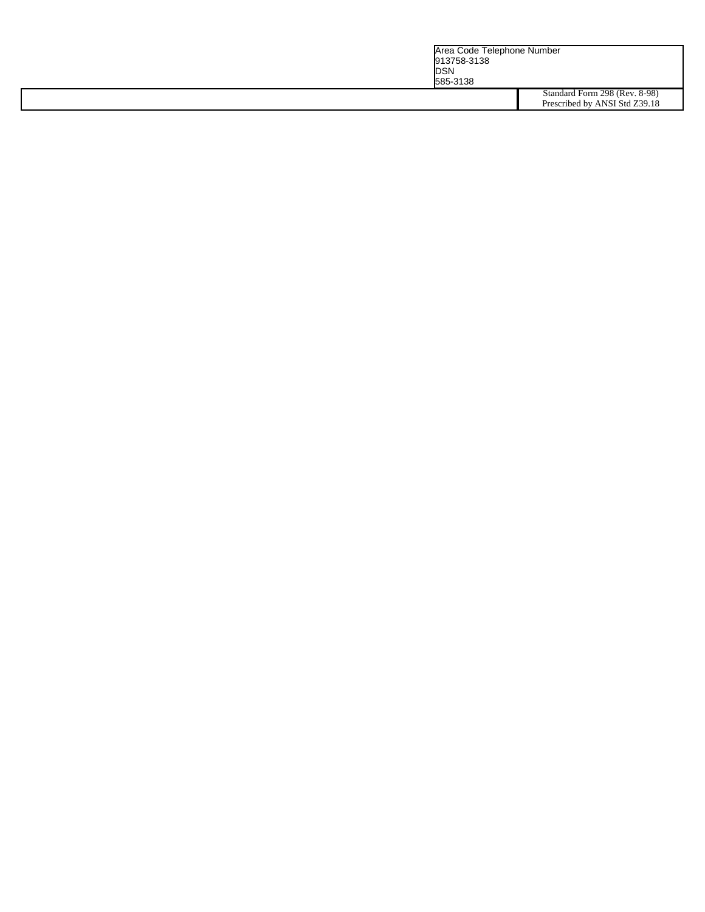| | Area Code Telephone Number<br>913758-3138<br>DSN<br>585-3138 |
|---|---|
| | Standard Form 298 (Rev. 8-98)<br>Prescribed by ANSI Std Z39.18 |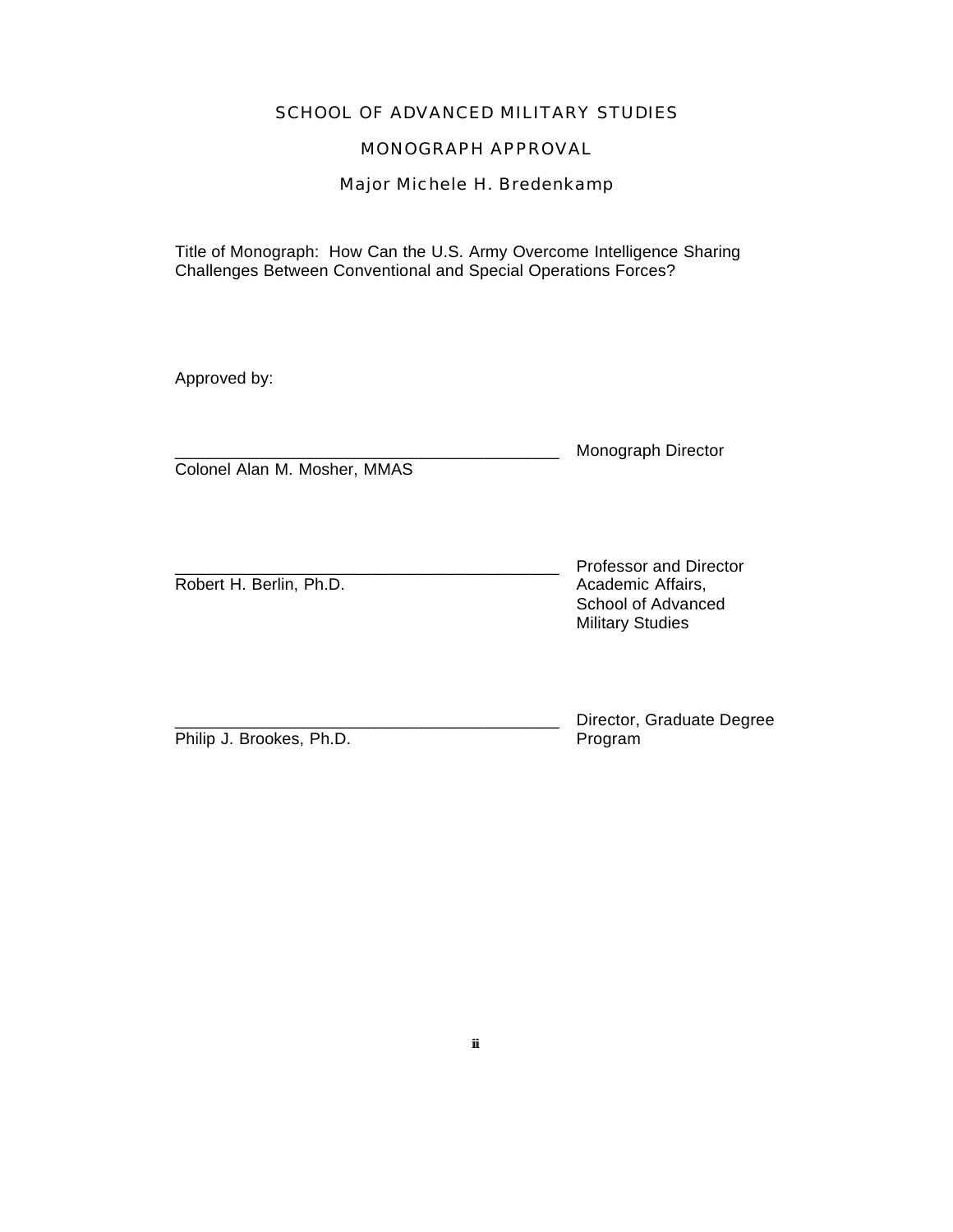# SCHOOL OF ADVANCED MILITARY STUDIES

## MONOGRAPH APPROVAL

### Major Michele H. Bredenkamp

Title of Monograph: How Can the U.S. Army Overcome Intelligence Sharing Challenges Between Conventional and Special Operations Forces?

Approved by:

__________________________________________ Monograph Director
Colonel Alan M. Mosher, MMAS

__________________________________________ Professor and Director Academic Affairs, School of Advanced Military Studies
Robert H. Berlin, Ph.D.

__________________________________________ Director, Graduate Degree Program
Philip J. Brookes, Ph.D.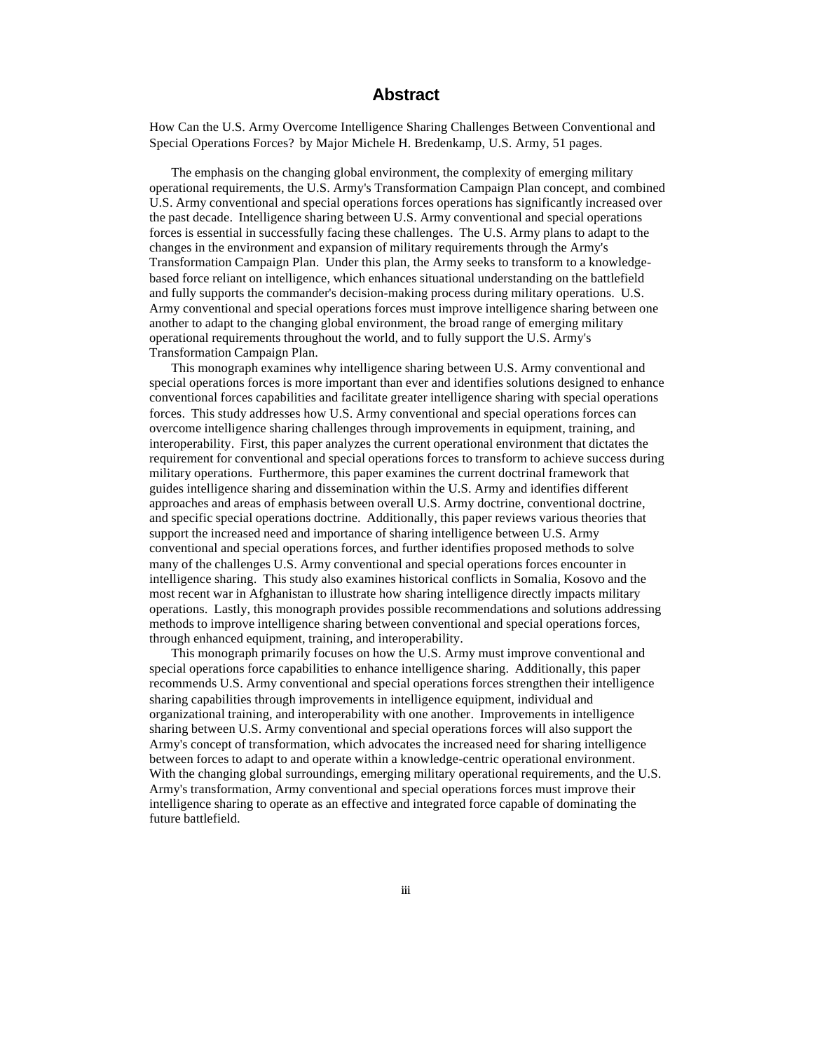# Abstract

How Can the U.S. Army Overcome Intelligence Sharing Challenges Between Conventional and Special Operations Forces? by Major Michele H. Bredenkamp, U.S. Army, 51 pages.

The emphasis on the changing global environment, the complexity of emerging military operational requirements, the U.S. Army's Transformation Campaign Plan concept, and combined U.S. Army conventional and special operations forces operations has significantly increased over the past decade. Intelligence sharing between U.S. Army conventional and special operations forces is essential in successfully facing these challenges. The U.S. Army plans to adapt to the changes in the environment and expansion of military requirements through the Army's Transformation Campaign Plan. Under this plan, the Army seeks to transform to a knowledge-based force reliant on intelligence, which enhances situational understanding on the battlefield and fully supports the commander's decision-making process during military operations. U.S. Army conventional and special operations forces must improve intelligence sharing between one another to adapt to the changing global environment, the broad range of emerging military operational requirements throughout the world, and to fully support the U.S. Army's Transformation Campaign Plan.

This monograph examines why intelligence sharing between U.S. Army conventional and special operations forces is more important than ever and identifies solutions designed to enhance conventional forces capabilities and facilitate greater intelligence sharing with special operations forces. This study addresses how U.S. Army conventional and special operations forces can overcome intelligence sharing challenges through improvements in equipment, training, and interoperability. First, this paper analyzes the current operational environment that dictates the requirement for conventional and special operations forces to transform to achieve success during military operations. Furthermore, this paper examines the current doctrinal framework that guides intelligence sharing and dissemination within the U.S. Army and identifies different approaches and areas of emphasis between overall U.S. Army doctrine, conventional doctrine, and specific special operations doctrine. Additionally, this paper reviews various theories that support the increased need and importance of sharing intelligence between U.S. Army conventional and special operations forces, and further identifies proposed methods to solve many of the challenges U.S. Army conventional and special operations forces encounter in intelligence sharing. This study also examines historical conflicts in Somalia, Kosovo and the most recent war in Afghanistan to illustrate how sharing intelligence directly impacts military operations. Lastly, this monograph provides possible recommendations and solutions addressing methods to improve intelligence sharing between conventional and special operations forces, through enhanced equipment, training, and interoperability.

This monograph primarily focuses on how the U.S. Army must improve conventional and special operations force capabilities to enhance intelligence sharing. Additionally, this paper recommends U.S. Army conventional and special operations forces strengthen their intelligence sharing capabilities through improvements in intelligence equipment, individual and organizational training, and interoperability with one another. Improvements in intelligence sharing between U.S. Army conventional and special operations forces will also support the Army's concept of transformation, which advocates the increased need for sharing intelligence between forces to adapt to and operate within a knowledge-centric operational environment. With the changing global surroundings, emerging military operational requirements, and the U.S. Army's transformation, Army conventional and special operations forces must improve their intelligence sharing to operate as an effective and integrated force capable of dominating the future battlefield.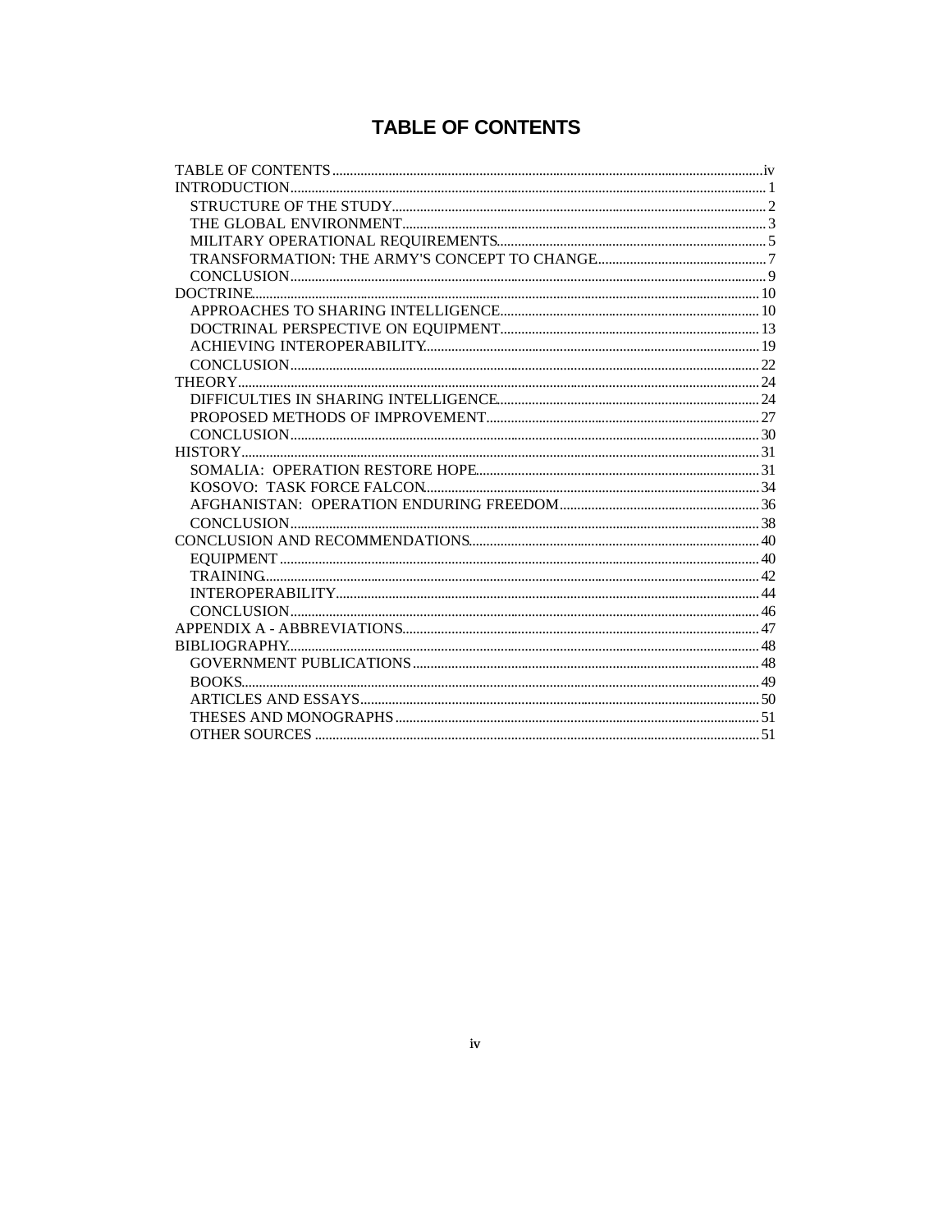# TABLE OF CONTENTS

TABLE OF CONTENTS .......... iv
INTRODUCTION .......... 1
- STRUCTURE OF THE STUDY .......... 2
- THE GLOBAL ENVIRONMENT .......... 3
- MILITARY OPERATIONAL REQUIREMENTS .......... 5
- TRANSFORMATION: THE ARMY'S CONCEPT TO CHANGE .......... 7
- CONCLUSION .......... 9

DOCTRINE .......... 10
- APPROACHES TO SHARING INTELLIGENCE .......... 10
- DOCTRINAL PERSPECTIVE ON EQUIPMENT .......... 13
- ACHIEVING INTEROPERABILITY .......... 19
- CONCLUSION .......... 22

THEORY .......... 24
- DIFFICULTIES IN SHARING INTELLIGENCE .......... 24
- PROPOSED METHODS OF IMPROVEMENT .......... 27
- CONCLUSION .......... 30

HISTORY .......... 31
- SOMALIA: OPERATION RESTORE HOPE .......... 31
- KOSOVO: TASK FORCE FALCON .......... 34
- AFGHANISTAN: OPERATION ENDURING FREEDOM .......... 36
- CONCLUSION .......... 38

CONCLUSION AND RECOMMENDATIONS .......... 40
- EQUIPMENT .......... 40
- TRAINING .......... 42
- INTEROPERABILITY .......... 44
- CONCLUSION .......... 46

APPENDIX A - ABBREVIATIONS .......... 47
BIBLIOGRAPHY .......... 48
- GOVERNMENT PUBLICATIONS .......... 48
- BOOKS .......... 49
- ARTICLES AND ESSAYS .......... 50
- THESES AND MONOGRAPHS .......... 51
- OTHER SOURCES .......... 51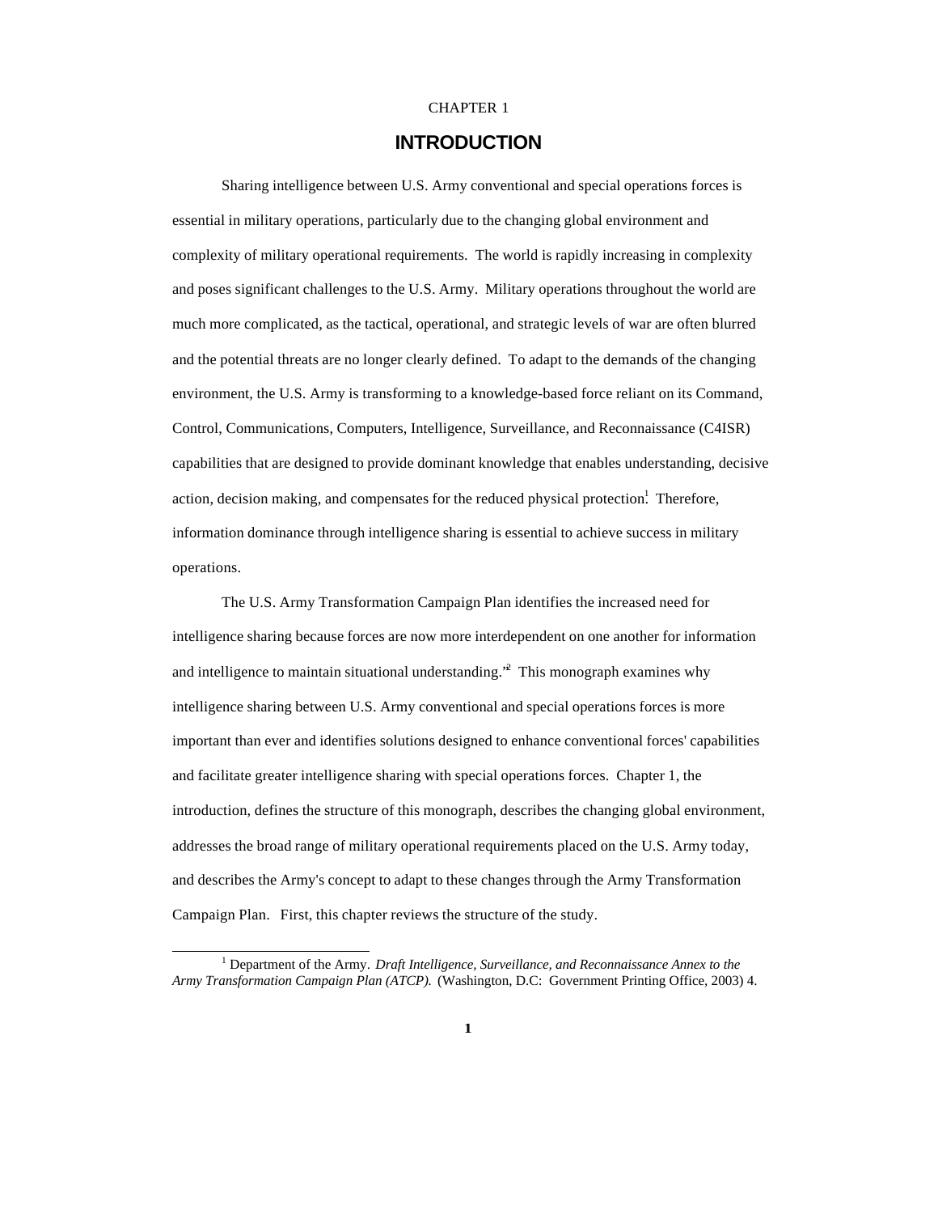CHAPTER 1

# INTRODUCTION

Sharing intelligence between U.S. Army conventional and special operations forces is essential in military operations, particularly due to the changing global environment and complexity of military operational requirements. The world is rapidly increasing in complexity and poses significant challenges to the U.S. Army. Military operations throughout the world are much more complicated, as the tactical, operational, and strategic levels of war are often blurred and the potential threats are no longer clearly defined. To adapt to the demands of the changing environment, the U.S. Army is transforming to a knowledge-based force reliant on its Command, Control, Communications, Computers, Intelligence, Surveillance, and Reconnaissance (C4ISR) capabilities that are designed to provide dominant knowledge that enables understanding, decisive action, decision making, and compensates for the reduced physical protection.[1] Therefore, information dominance through intelligence sharing is essential to achieve success in military operations.

The U.S. Army Transformation Campaign Plan identifies the increased need for intelligence sharing because forces are now more interdependent on one another for information and intelligence to maintain situational understanding."[2] This monograph examines why intelligence sharing between U.S. Army conventional and special operations forces is more important than ever and identifies solutions designed to enhance conventional forces' capabilities and facilitate greater intelligence sharing with special operations forces. Chapter 1, the introduction, defines the structure of this monograph, describes the changing global environment, addresses the broad range of military operational requirements placed on the U.S. Army today, and describes the Army's concept to adapt to these changes through the Army Transformation Campaign Plan. First, this chapter reviews the structure of the study.

---

[1] Department of the Army. *Draft Intelligence, Surveillance, and Reconnaissance Annex to the Army Transformation Campaign Plan (ATCP).* (Washington, D.C: Government Printing Office, 2003) 4.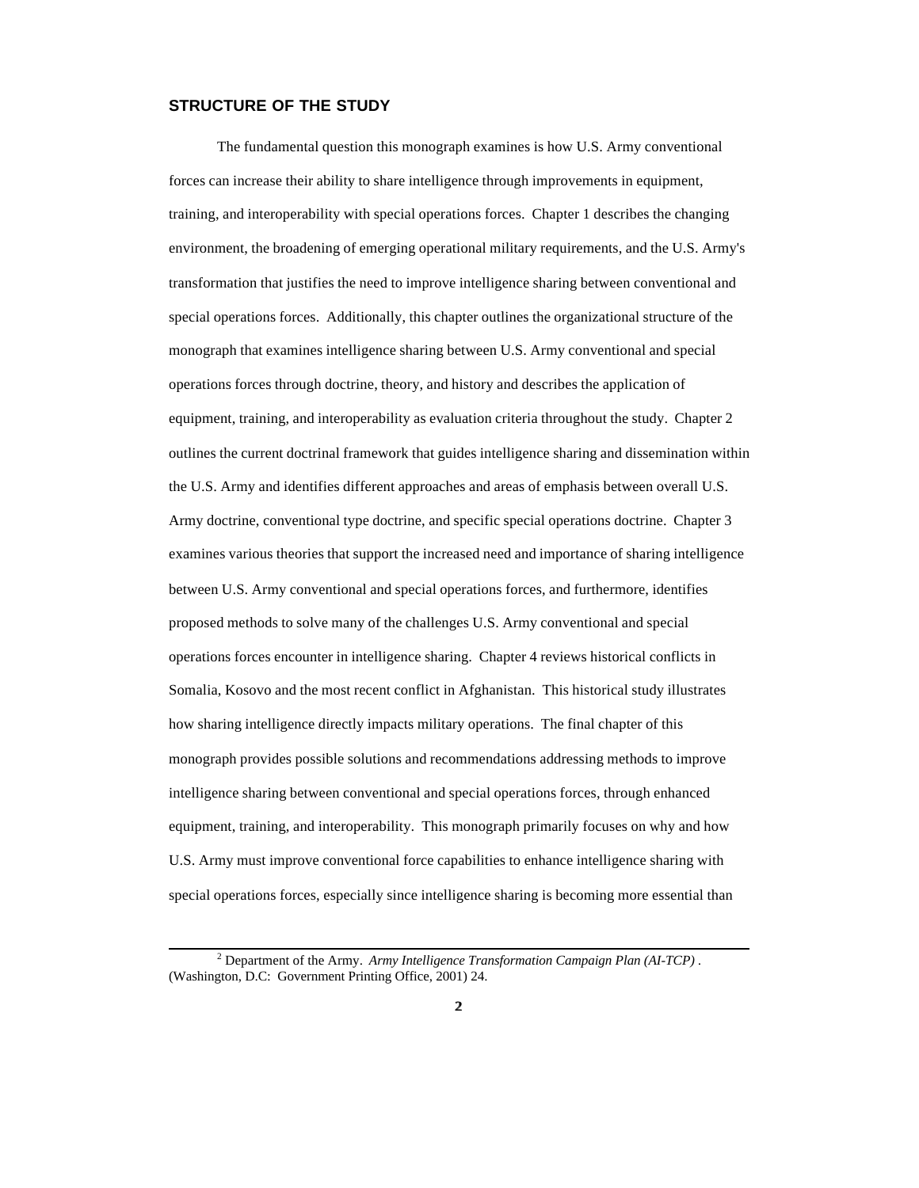## STRUCTURE OF THE STUDY

The fundamental question this monograph examines is how U.S. Army conventional forces can increase their ability to share intelligence through improvements in equipment, training, and interoperability with special operations forces. Chapter 1 describes the changing environment, the broadening of emerging operational military requirements, and the U.S. Army's transformation that justifies the need to improve intelligence sharing between conventional and special operations forces. Additionally, this chapter outlines the organizational structure of the monograph that examines intelligence sharing between U.S. Army conventional and special operations forces through doctrine, theory, and history and describes the application of equipment, training, and interoperability as evaluation criteria throughout the study. Chapter 2 outlines the current doctrinal framework that guides intelligence sharing and dissemination within the U.S. Army and identifies different approaches and areas of emphasis between overall U.S. Army doctrine, conventional type doctrine, and specific special operations doctrine. Chapter 3 examines various theories that support the increased need and importance of sharing intelligence between U.S. Army conventional and special operations forces, and furthermore, identifies proposed methods to solve many of the challenges U.S. Army conventional and special operations forces encounter in intelligence sharing. Chapter 4 reviews historical conflicts in Somalia, Kosovo and the most recent conflict in Afghanistan. This historical study illustrates how sharing intelligence directly impacts military operations. The final chapter of this monograph provides possible solutions and recommendations addressing methods to improve intelligence sharing between conventional and special operations forces, through enhanced equipment, training, and interoperability. This monograph primarily focuses on why and how U.S. Army must improve conventional force capabilities to enhance intelligence sharing with special operations forces, especially since intelligence sharing is becoming more essential than

---

[2] Department of the Army. *Army Intelligence Transformation Campaign Plan (AI-TCP)*. (Washington, D.C: Government Printing Office, 2001) 24.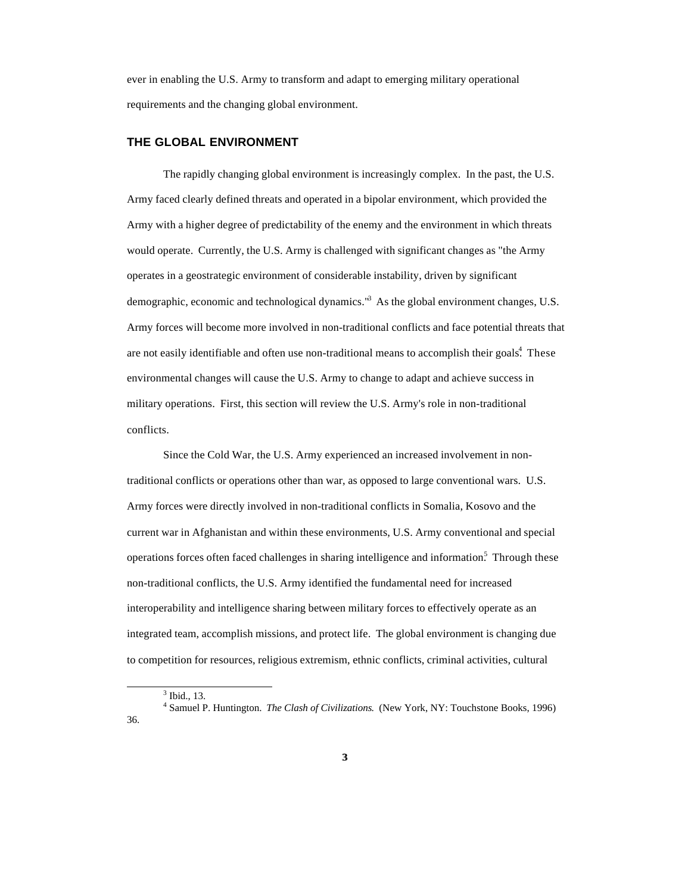ever in enabling the U.S. Army to transform and adapt to emerging military operational requirements and the changing global environment.

## THE GLOBAL ENVIRONMENT

The rapidly changing global environment is increasingly complex. In the past, the U.S. Army faced clearly defined threats and operated in a bipolar environment, which provided the Army with a higher degree of predictability of the enemy and the environment in which threats would operate. Currently, the U.S. Army is challenged with significant changes as "the Army operates in a geostrategic environment of considerable instability, driven by significant demographic, economic and technological dynamics."[3] As the global environment changes, U.S. Army forces will become more involved in non-traditional conflicts and face potential threats that are not easily identifiable and often use non-traditional means to accomplish their goals.[4] These environmental changes will cause the U.S. Army to change to adapt and achieve success in military operations. First, this section will review the U.S. Army's role in non-traditional conflicts.

Since the Cold War, the U.S. Army experienced an increased involvement in non-traditional conflicts or operations other than war, as opposed to large conventional wars. U.S. Army forces were directly involved in non-traditional conflicts in Somalia, Kosovo and the current war in Afghanistan and within these environments, U.S. Army conventional and special operations forces often faced challenges in sharing intelligence and information.[5] Through these non-traditional conflicts, the U.S. Army identified the fundamental need for increased interoperability and intelligence sharing between military forces to effectively operate as an integrated team, accomplish missions, and protect life. The global environment is changing due to competition for resources, religious extremism, ethnic conflicts, criminal activities, cultural

---

[3] Ibid., 13.

[4] Samuel P. Huntington. *The Clash of Civilizations.* (New York, NY: Touchstone Books, 1996) 36.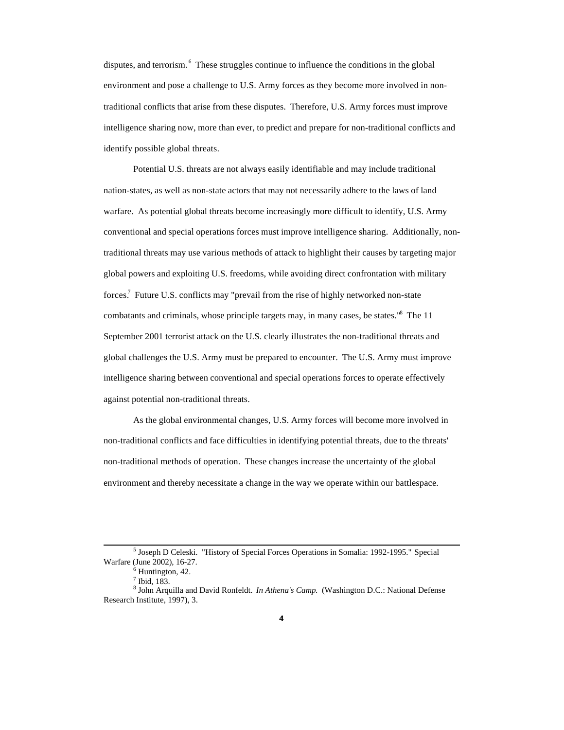disputes, and terrorism.[6] These struggles continue to influence the conditions in the global environment and pose a challenge to U.S. Army forces as they become more involved in non-traditional conflicts that arise from these disputes. Therefore, U.S. Army forces must improve intelligence sharing now, more than ever, to predict and prepare for non-traditional conflicts and identify possible global threats.

Potential U.S. threats are not always easily identifiable and may include traditional nation-states, as well as non-state actors that may not necessarily adhere to the laws of land warfare. As potential global threats become increasingly more difficult to identify, U.S. Army conventional and special operations forces must improve intelligence sharing. Additionally, non-traditional threats may use various methods of attack to highlight their causes by targeting major global powers and exploiting U.S. freedoms, while avoiding direct confrontation with military forces.[7] Future U.S. conflicts may "prevail from the rise of highly networked non-state combatants and criminals, whose principle targets may, in many cases, be states."[8] The 11 September 2001 terrorist attack on the U.S. clearly illustrates the non-traditional threats and global challenges the U.S. Army must be prepared to encounter. The U.S. Army must improve intelligence sharing between conventional and special operations forces to operate effectively against potential non-traditional threats.

As the global environmental changes, U.S. Army forces will become more involved in non-traditional conflicts and face difficulties in identifying potential threats, due to the threats' non-traditional methods of operation. These changes increase the uncertainty of the global environment and thereby necessitate a change in the way we operate within our battlespace.

---

[5] Joseph D Celeski. "History of Special Forces Operations in Somalia: 1992-1995." Special Warfare (June 2002), 16-27.

[6] Huntington, 42.

[7] Ibid, 183.

[8] John Arquilla and David Ronfeldt. *In Athena's Camp.* (Washington D.C.: National Defense Research Institute, 1997), 3.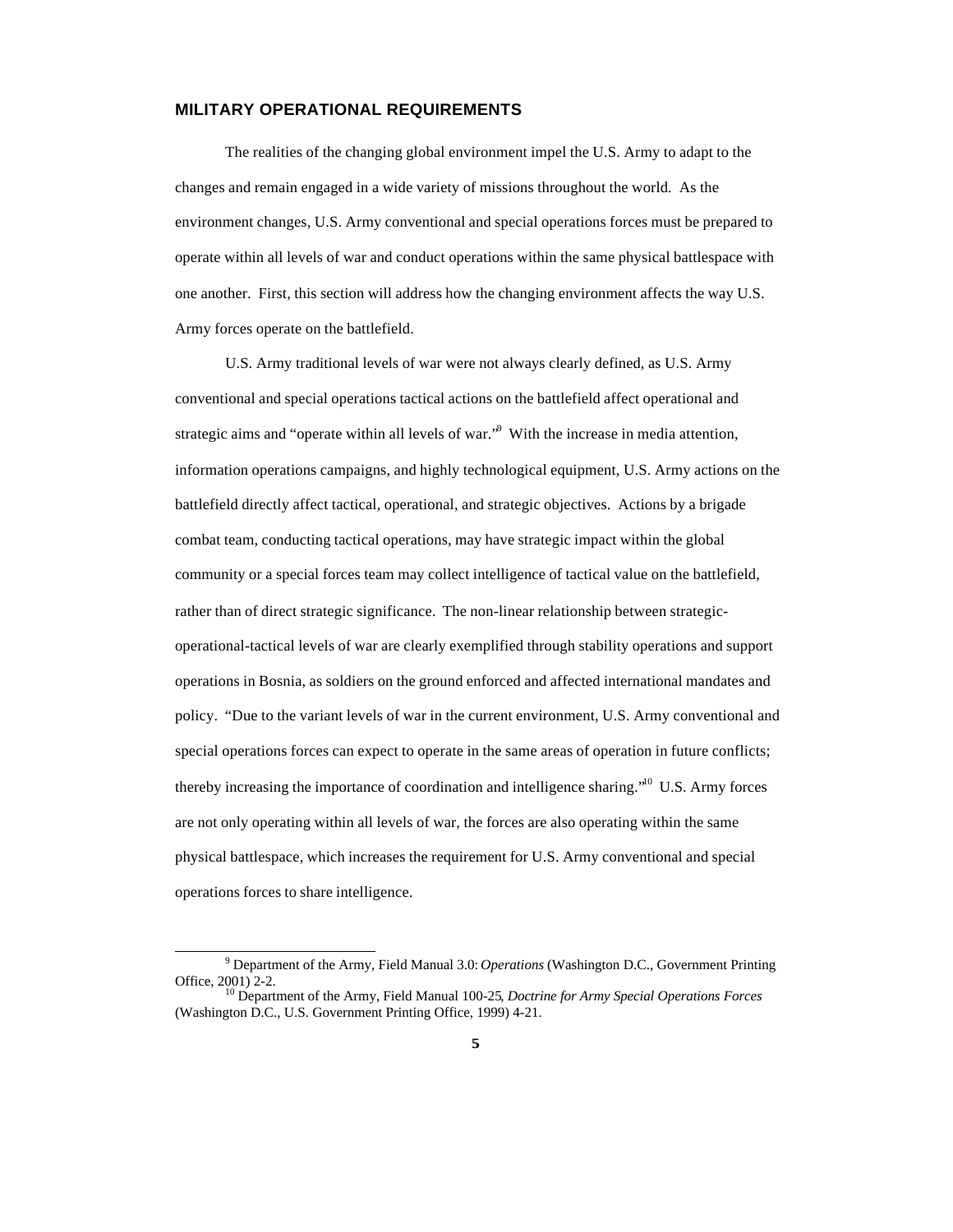## MILITARY OPERATIONAL REQUIREMENTS

The realities of the changing global environment impel the U.S. Army to adapt to the changes and remain engaged in a wide variety of missions throughout the world. As the environment changes, U.S. Army conventional and special operations forces must be prepared to operate within all levels of war and conduct operations within the same physical battlespace with one another. First, this section will address how the changing environment affects the way U.S. Army forces operate on the battlefield.

U.S. Army traditional levels of war were not always clearly defined, as U.S. Army conventional and special operations tactical actions on the battlefield affect operational and strategic aims and "operate within all levels of war."[9] With the increase in media attention, information operations campaigns, and highly technological equipment, U.S. Army actions on the battlefield directly affect tactical, operational, and strategic objectives. Actions by a brigade combat team, conducting tactical operations, may have strategic impact within the global community or a special forces team may collect intelligence of tactical value on the battlefield, rather than of direct strategic significance. The non-linear relationship between strategic-operational-tactical levels of war are clearly exemplified through stability operations and support operations in Bosnia, as soldiers on the ground enforced and affected international mandates and policy. "Due to the variant levels of war in the current environment, U.S. Army conventional and special operations forces can expect to operate in the same areas of operation in future conflicts; thereby increasing the importance of coordination and intelligence sharing."[10] U.S. Army forces are not only operating within all levels of war, the forces are also operating within the same physical battlespace, which increases the requirement for U.S. Army conventional and special operations forces to share intelligence.

---

[9] Department of the Army, Field Manual 3.0: *Operations* (Washington D.C., Government Printing Office, 2001) 2-2.

[10] Department of the Army, Field Manual 100-25, *Doctrine for Army Special Operations Forces* (Washington D.C., U.S. Government Printing Office, 1999) 4-21.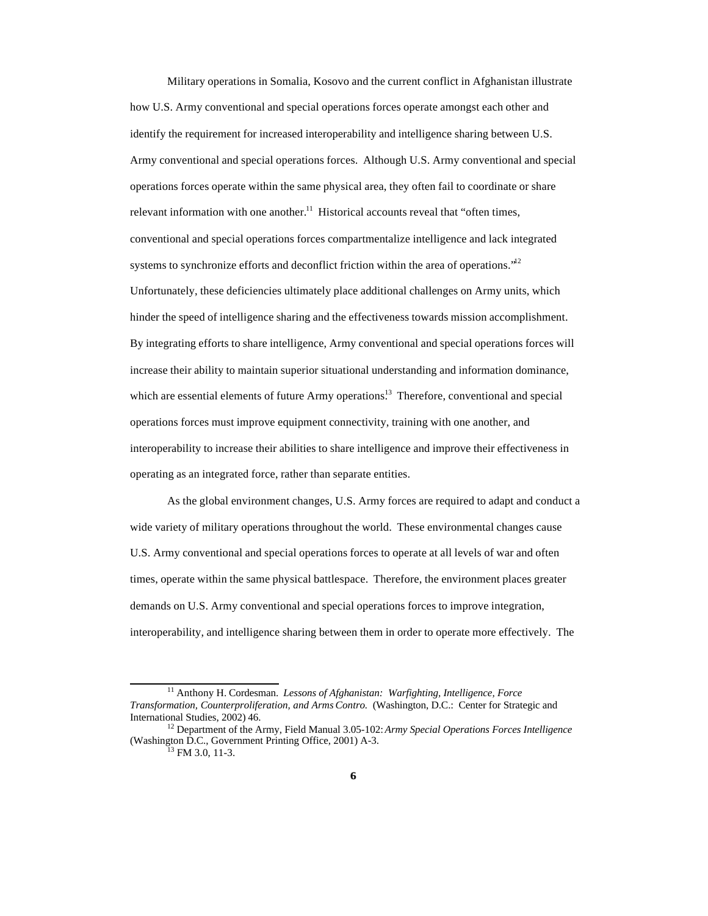Military operations in Somalia, Kosovo and the current conflict in Afghanistan illustrate how U.S. Army conventional and special operations forces operate amongst each other and identify the requirement for increased interoperability and intelligence sharing between U.S. Army conventional and special operations forces. Although U.S. Army conventional and special operations forces operate within the same physical area, they often fail to coordinate or share relevant information with one another.[11] Historical accounts reveal that "often times, conventional and special operations forces compartmentalize intelligence and lack integrated systems to synchronize efforts and deconflict friction within the area of operations."[12] Unfortunately, these deficiencies ultimately place additional challenges on Army units, which hinder the speed of intelligence sharing and the effectiveness towards mission accomplishment. By integrating efforts to share intelligence, Army conventional and special operations forces will increase their ability to maintain superior situational understanding and information dominance, which are essential elements of future Army operations.[13] Therefore, conventional and special operations forces must improve equipment connectivity, training with one another, and interoperability to increase their abilities to share intelligence and improve their effectiveness in operating as an integrated force, rather than separate entities.

As the global environment changes, U.S. Army forces are required to adapt and conduct a wide variety of military operations throughout the world. These environmental changes cause U.S. Army conventional and special operations forces to operate at all levels of war and often times, operate within the same physical battlespace. Therefore, the environment places greater demands on U.S. Army conventional and special operations forces to improve integration, interoperability, and intelligence sharing between them in order to operate more effectively. The

---

[11] Anthony H. Cordesman. *Lessons of Afghanistan: Warfighting, Intelligence, Force Transformation, Counterproliferation, and Arms Contro.* (Washington, D.C.: Center for Strategic and International Studies, 2002) 46.

[12] Department of the Army, Field Manual 3.05-102: *Army Special Operations Forces Intelligence* (Washington D.C., Government Printing Office, 2001) A-3.

[13] FM 3.0, 11-3.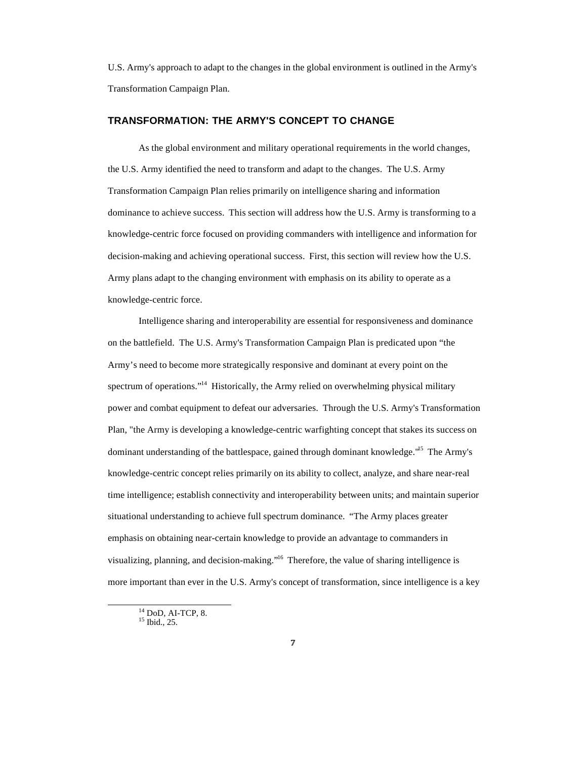U.S. Army's approach to adapt to the changes in the global environment is outlined in the Army's Transformation Campaign Plan.

## TRANSFORMATION: THE ARMY'S CONCEPT TO CHANGE

As the global environment and military operational requirements in the world changes, the U.S. Army identified the need to transform and adapt to the changes. The U.S. Army Transformation Campaign Plan relies primarily on intelligence sharing and information dominance to achieve success. This section will address how the U.S. Army is transforming to a knowledge-centric force focused on providing commanders with intelligence and information for decision-making and achieving operational success. First, this section will review how the U.S. Army plans adapt to the changing environment with emphasis on its ability to operate as a knowledge-centric force.

Intelligence sharing and interoperability are essential for responsiveness and dominance on the battlefield. The U.S. Army's Transformation Campaign Plan is predicated upon "the Army's need to become more strategically responsive and dominant at every point on the spectrum of operations."[14] Historically, the Army relied on overwhelming physical military power and combat equipment to defeat our adversaries. Through the U.S. Army's Transformation Plan, "the Army is developing a knowledge-centric warfighting concept that stakes its success on dominant understanding of the battlespace, gained through dominant knowledge."[15] The Army's knowledge-centric concept relies primarily on its ability to collect, analyze, and share near-real time intelligence; establish connectivity and interoperability between units; and maintain superior situational understanding to achieve full spectrum dominance. "The Army places greater emphasis on obtaining near-certain knowledge to provide an advantage to commanders in visualizing, planning, and decision-making."[16] Therefore, the value of sharing intelligence is more important than ever in the U.S. Army's concept of transformation, since intelligence is a key

[14] DoD, AI-TCP, 8.
[15] Ibid., 25.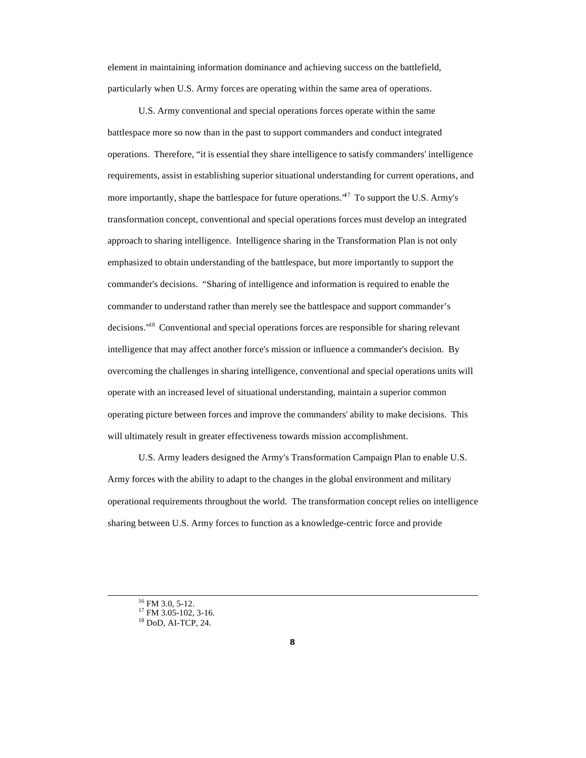element in maintaining information dominance and achieving success on the battlefield, particularly when U.S. Army forces are operating within the same area of operations.

U.S. Army conventional and special operations forces operate within the same battlespace more so now than in the past to support commanders and conduct integrated operations. Therefore, "it is essential they share intelligence to satisfy commanders' intelligence requirements, assist in establishing superior situational understanding for current operations, and more importantly, shape the battlespace for future operations."[17] To support the U.S. Army's transformation concept, conventional and special operations forces must develop an integrated approach to sharing intelligence. Intelligence sharing in the Transformation Plan is not only emphasized to obtain understanding of the battlespace, but more importantly to support the commander's decisions. "Sharing of intelligence and information is required to enable the commander to understand rather than merely see the battlespace and support commander's decisions."[18] Conventional and special operations forces are responsible for sharing relevant intelligence that may affect another force's mission or influence a commander's decision. By overcoming the challenges in sharing intelligence, conventional and special operations units will operate with an increased level of situational understanding, maintain a superior common operating picture between forces and improve the commanders' ability to make decisions. This will ultimately result in greater effectiveness towards mission accomplishment.

U.S. Army leaders designed the Army's Transformation Campaign Plan to enable U.S. Army forces with the ability to adapt to the changes in the global environment and military operational requirements throughout the world. The transformation concept relies on intelligence sharing between U.S. Army forces to function as a knowledge-centric force and provide

---

[16] FM 3.0, 5-12.
[17] FM 3.05-102, 3-16.
[18] DoD, AI-TCP, 24.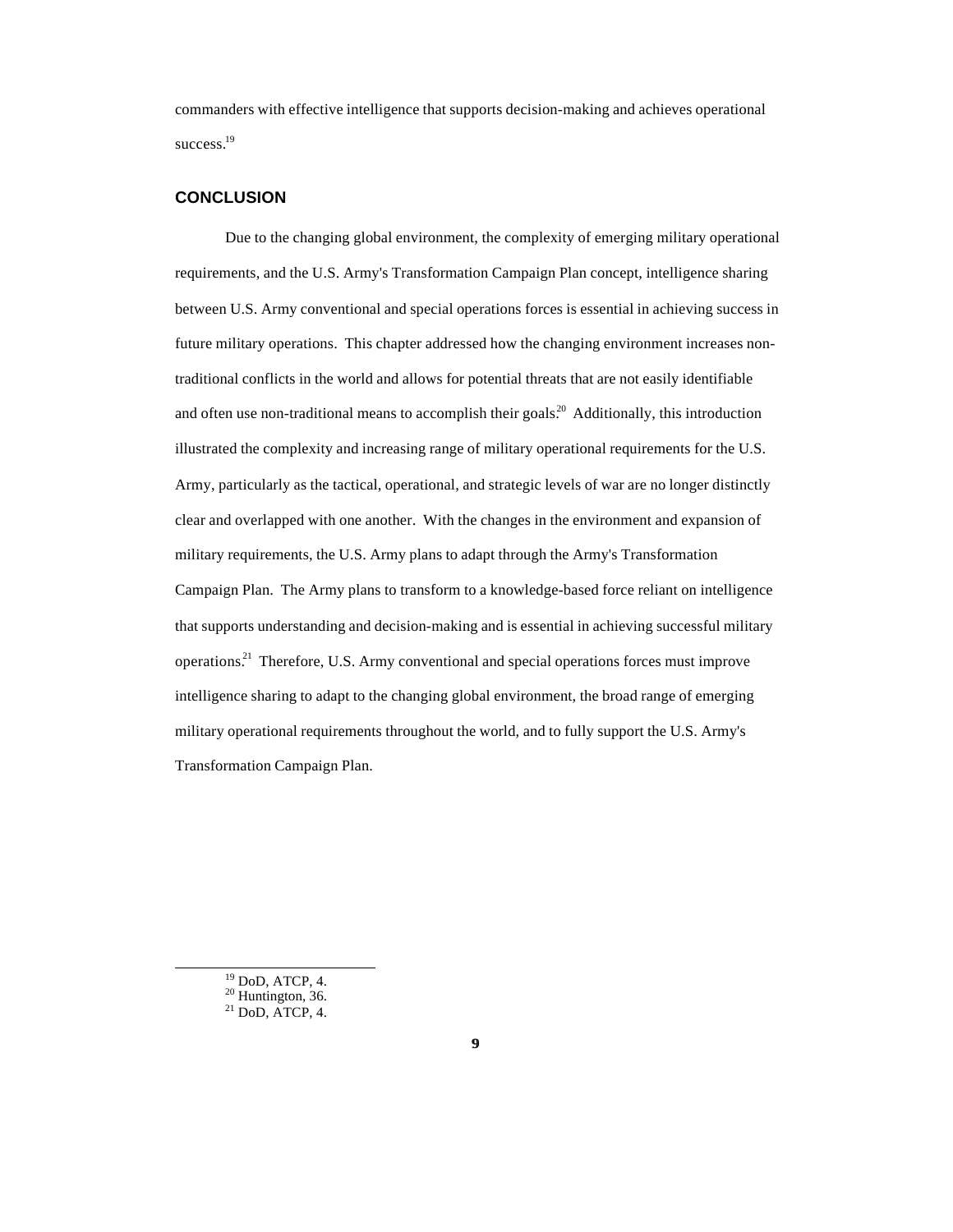commanders with effective intelligence that supports decision-making and achieves operational success.[19]

## CONCLUSION

Due to the changing global environment, the complexity of emerging military operational requirements, and the U.S. Army's Transformation Campaign Plan concept, intelligence sharing between U.S. Army conventional and special operations forces is essential in achieving success in future military operations. This chapter addressed how the changing environment increases non-traditional conflicts in the world and allows for potential threats that are not easily identifiable and often use non-traditional means to accomplish their goals.[20] Additionally, this introduction illustrated the complexity and increasing range of military operational requirements for the U.S. Army, particularly as the tactical, operational, and strategic levels of war are no longer distinctly clear and overlapped with one another. With the changes in the environment and expansion of military requirements, the U.S. Army plans to adapt through the Army's Transformation Campaign Plan. The Army plans to transform to a knowledge-based force reliant on intelligence that supports understanding and decision-making and is essential in achieving successful military operations.[21] Therefore, U.S. Army conventional and special operations forces must improve intelligence sharing to adapt to the changing global environment, the broad range of emerging military operational requirements throughout the world, and to fully support the U.S. Army's Transformation Campaign Plan.

---

[19] DoD, ATCP, 4.
[20] Huntington, 36.
[21] DoD, ATCP, 4.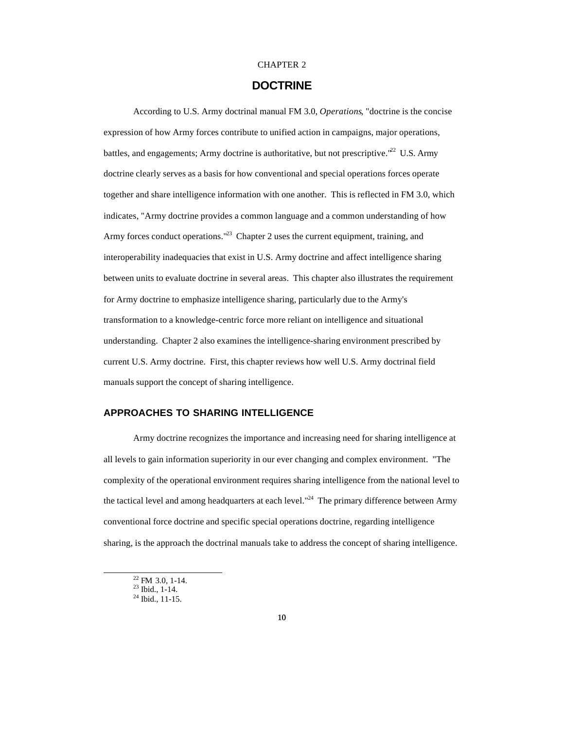CHAPTER 2

# DOCTRINE

According to U.S. Army doctrinal manual FM 3.0, *Operations*, "doctrine is the concise expression of how Army forces contribute to unified action in campaigns, major operations, battles, and engagements; Army doctrine is authoritative, but not prescriptive."[22] U.S. Army doctrine clearly serves as a basis for how conventional and special operations forces operate together and share intelligence information with one another. This is reflected in FM 3.0, which indicates, "Army doctrine provides a common language and a common understanding of how Army forces conduct operations."[23] Chapter 2 uses the current equipment, training, and interoperability inadequacies that exist in U.S. Army doctrine and affect intelligence sharing between units to evaluate doctrine in several areas. This chapter also illustrates the requirement for Army doctrine to emphasize intelligence sharing, particularly due to the Army's transformation to a knowledge-centric force more reliant on intelligence and situational understanding. Chapter 2 also examines the intelligence-sharing environment prescribed by current U.S. Army doctrine. First, this chapter reviews how well U.S. Army doctrinal field manuals support the concept of sharing intelligence.

## APPROACHES TO SHARING INTELLIGENCE

Army doctrine recognizes the importance and increasing need for sharing intelligence at all levels to gain information superiority in our ever changing and complex environment. "The complexity of the operational environment requires sharing intelligence from the national level to the tactical level and among headquarters at each level."[24] The primary difference between Army conventional force doctrine and specific special operations doctrine, regarding intelligence sharing, is the approach the doctrinal manuals take to address the concept of sharing intelligence.

---

[22] FM 3.0, 1-14.
[23] Ibid., 1-14.
[24] Ibid., 11-15.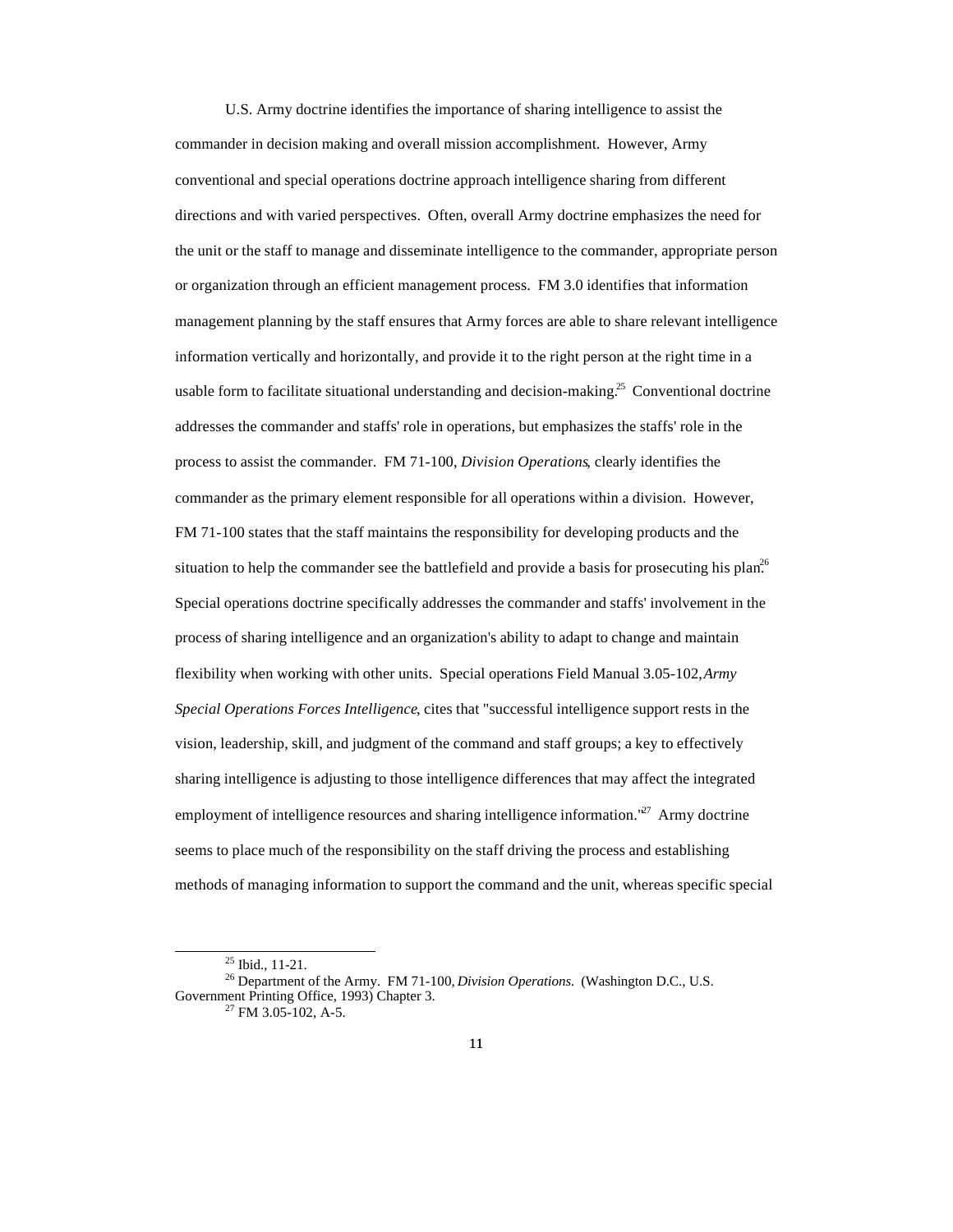U.S. Army doctrine identifies the importance of sharing intelligence to assist the commander in decision making and overall mission accomplishment. However, Army conventional and special operations doctrine approach intelligence sharing from different directions and with varied perspectives. Often, overall Army doctrine emphasizes the need for the unit or the staff to manage and disseminate intelligence to the commander, appropriate person or organization through an efficient management process. FM 3.0 identifies that information management planning by the staff ensures that Army forces are able to share relevant intelligence information vertically and horizontally, and provide it to the right person at the right time in a usable form to facilitate situational understanding and decision-making.[25] Conventional doctrine addresses the commander and staffs' role in operations, but emphasizes the staffs' role in the process to assist the commander. FM 71-100, *Division Operations*, clearly identifies the commander as the primary element responsible for all operations within a division. However, FM 71-100 states that the staff maintains the responsibility for developing products and the situation to help the commander see the battlefield and provide a basis for prosecuting his plan.[26] Special operations doctrine specifically addresses the commander and staffs' involvement in the process of sharing intelligence and an organization's ability to adapt to change and maintain flexibility when working with other units. Special operations Field Manual 3.05-102, *Army Special Operations Forces Intelligence*, cites that "successful intelligence support rests in the vision, leadership, skill, and judgment of the command and staff groups; a key to effectively sharing intelligence is adjusting to those intelligence differences that may affect the integrated employment of intelligence resources and sharing intelligence information."[27] Army doctrine seems to place much of the responsibility on the staff driving the process and establishing methods of managing information to support the command and the unit, whereas specific special

---

[25] Ibid., 11-21.

[26] Department of the Army. FM 71-100, *Division Operations.* (Washington D.C., U.S. Government Printing Office, 1993) Chapter 3.

[27] FM 3.05-102, A-5.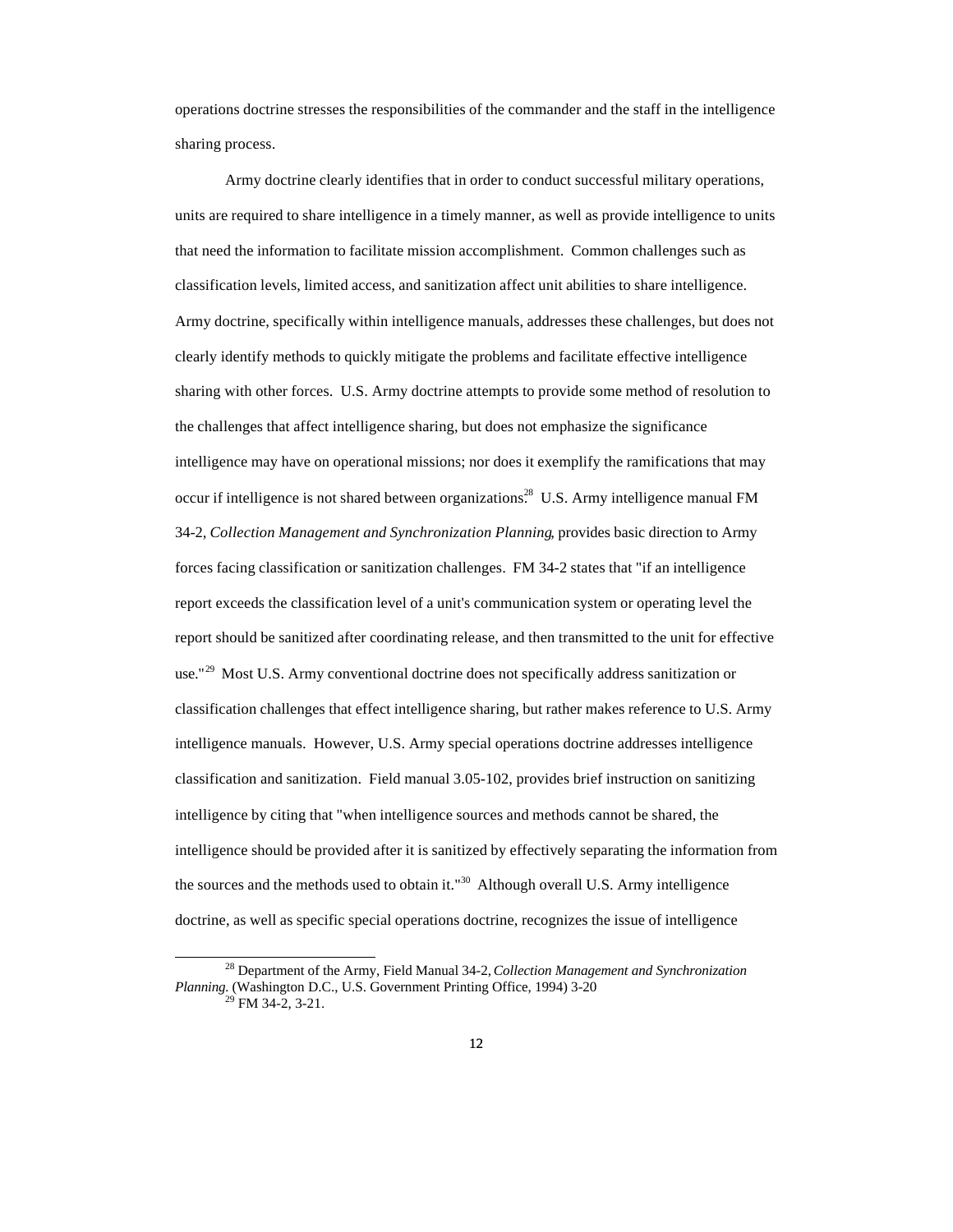operations doctrine stresses the responsibilities of the commander and the staff in the intelligence sharing process.

Army doctrine clearly identifies that in order to conduct successful military operations, units are required to share intelligence in a timely manner, as well as provide intelligence to units that need the information to facilitate mission accomplishment. Common challenges such as classification levels, limited access, and sanitization affect unit abilities to share intelligence. Army doctrine, specifically within intelligence manuals, addresses these challenges, but does not clearly identify methods to quickly mitigate the problems and facilitate effective intelligence sharing with other forces. U.S. Army doctrine attempts to provide some method of resolution to the challenges that affect intelligence sharing, but does not emphasize the significance intelligence may have on operational missions; nor does it exemplify the ramifications that may occur if intelligence is not shared between organizations.[28] U.S. Army intelligence manual FM 34-2, *Collection Management and Synchronization Planning*, provides basic direction to Army forces facing classification or sanitization challenges. FM 34-2 states that "if an intelligence report exceeds the classification level of a unit's communication system or operating level the report should be sanitized after coordinating release, and then transmitted to the unit for effective use."[29] Most U.S. Army conventional doctrine does not specifically address sanitization or classification challenges that effect intelligence sharing, but rather makes reference to U.S. Army intelligence manuals. However, U.S. Army special operations doctrine addresses intelligence classification and sanitization. Field manual 3.05-102, provides brief instruction on sanitizing intelligence by citing that "when intelligence sources and methods cannot be shared, the intelligence should be provided after it is sanitized by effectively separating the information from the sources and the methods used to obtain it."[30] Although overall U.S. Army intelligence doctrine, as well as specific special operations doctrine, recognizes the issue of intelligence

---

[28] Department of the Army, Field Manual 34-2, *Collection Management and Synchronization Planning.* (Washington D.C., U.S. Government Printing Office, 1994) 3-20

[29] FM 34-2, 3-21.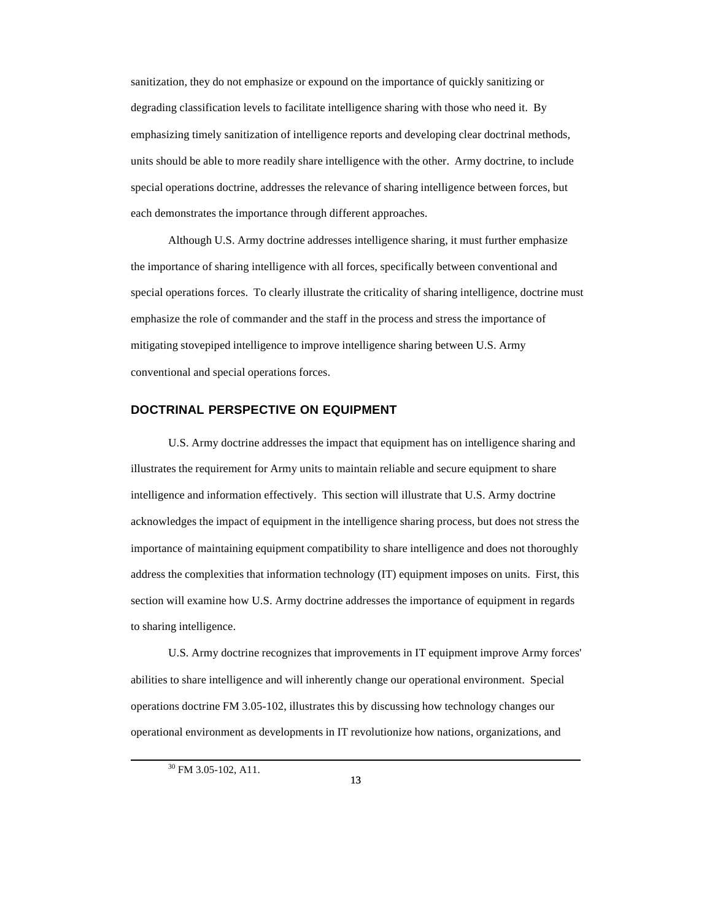sanitization, they do not emphasize or expound on the importance of quickly sanitizing or degrading classification levels to facilitate intelligence sharing with those who need it. By emphasizing timely sanitization of intelligence reports and developing clear doctrinal methods, units should be able to more readily share intelligence with the other. Army doctrine, to include special operations doctrine, addresses the relevance of sharing intelligence between forces, but each demonstrates the importance through different approaches.

Although U.S. Army doctrine addresses intelligence sharing, it must further emphasize the importance of sharing intelligence with all forces, specifically between conventional and special operations forces. To clearly illustrate the criticality of sharing intelligence, doctrine must emphasize the role of commander and the staff in the process and stress the importance of mitigating stovepiped intelligence to improve intelligence sharing between U.S. Army conventional and special operations forces.

## DOCTRINAL PERSPECTIVE ON EQUIPMENT

U.S. Army doctrine addresses the impact that equipment has on intelligence sharing and illustrates the requirement for Army units to maintain reliable and secure equipment to share intelligence and information effectively. This section will illustrate that U.S. Army doctrine acknowledges the impact of equipment in the intelligence sharing process, but does not stress the importance of maintaining equipment compatibility to share intelligence and does not thoroughly address the complexities that information technology (IT) equipment imposes on units. First, this section will examine how U.S. Army doctrine addresses the importance of equipment in regards to sharing intelligence.

U.S. Army doctrine recognizes that improvements in IT equipment improve Army forces' abilities to share intelligence and will inherently change our operational environment. Special operations doctrine FM 3.05-102, illustrates this by discussing how technology changes our operational environment as developments in IT revolutionize how nations, organizations, and

[30] FM 3.05-102, A11.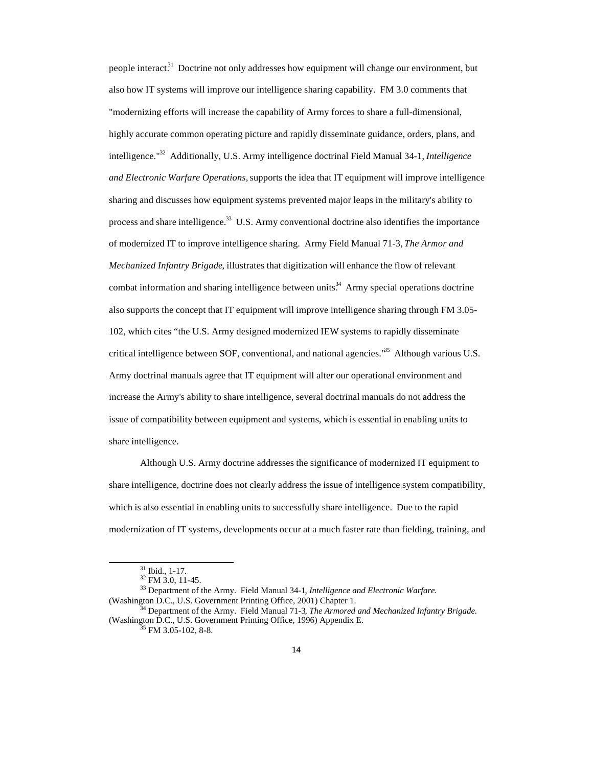people interact.[31] Doctrine not only addresses how equipment will change our environment, but also how IT systems will improve our intelligence sharing capability. FM 3.0 comments that "modernizing efforts will increase the capability of Army forces to share a full-dimensional, highly accurate common operating picture and rapidly disseminate guidance, orders, plans, and intelligence."[32] Additionally, U.S. Army intelligence doctrinal Field Manual 34-1, *Intelligence and Electronic Warfare Operations,* supports the idea that IT equipment will improve intelligence sharing and discusses how equipment systems prevented major leaps in the military's ability to process and share intelligence.[33] U.S. Army conventional doctrine also identifies the importance of modernized IT to improve intelligence sharing. Army Field Manual 71-3, *The Armor and Mechanized Infantry Brigade*, illustrates that digitization will enhance the flow of relevant combat information and sharing intelligence between units.[34] Army special operations doctrine also supports the concept that IT equipment will improve intelligence sharing through FM 3.05-102, which cites "the U.S. Army designed modernized IEW systems to rapidly disseminate critical intelligence between SOF, conventional, and national agencies."[35] Although various U.S. Army doctrinal manuals agree that IT equipment will alter our operational environment and increase the Army's ability to share intelligence, several doctrinal manuals do not address the issue of compatibility between equipment and systems, which is essential in enabling units to share intelligence.

Although U.S. Army doctrine addresses the significance of modernized IT equipment to share intelligence, doctrine does not clearly address the issue of intelligence system compatibility, which is also essential in enabling units to successfully share intelligence. Due to the rapid modernization of IT systems, developments occur at a much faster rate than fielding, training, and

---

[31] Ibid., 1-17.

[32] FM 3.0, 11-45.

[33] Department of the Army. Field Manual 34-1, *Intelligence and Electronic Warfare.* (Washington D.C., U.S. Government Printing Office, 2001) Chapter 1.

[34] Department of the Army. Field Manual 71-3, *The Armored and Mechanized Infantry Brigade.* (Washington D.C., U.S. Government Printing Office, 1996) Appendix E.

[35] FM 3.05-102, 8-8.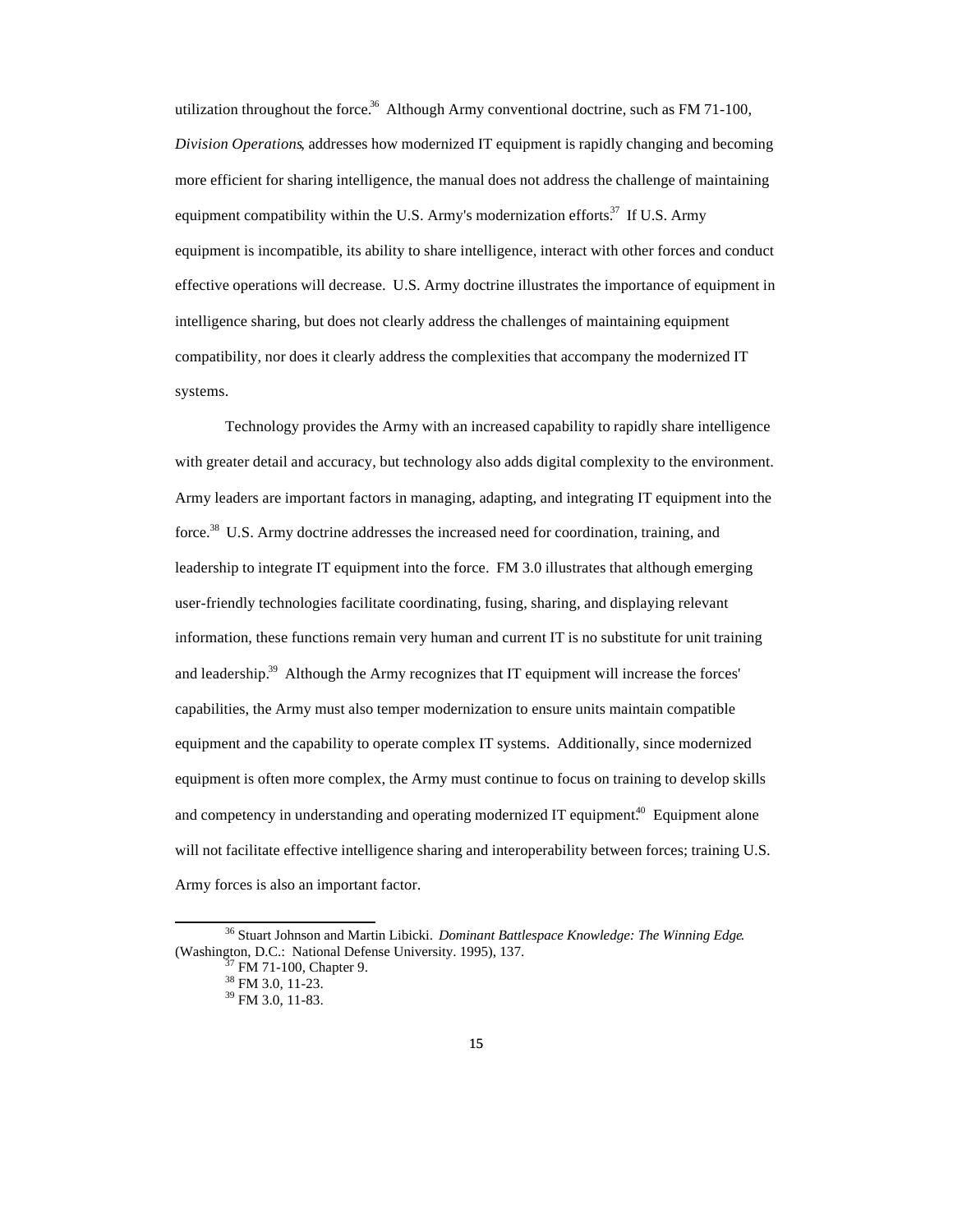utilization throughout the force.[36] Although Army conventional doctrine, such as FM 71-100, *Division Operations*, addresses how modernized IT equipment is rapidly changing and becoming more efficient for sharing intelligence, the manual does not address the challenge of maintaining equipment compatibility within the U.S. Army's modernization efforts.[37] If U.S. Army equipment is incompatible, its ability to share intelligence, interact with other forces and conduct effective operations will decrease. U.S. Army doctrine illustrates the importance of equipment in intelligence sharing, but does not clearly address the challenges of maintaining equipment compatibility, nor does it clearly address the complexities that accompany the modernized IT systems.

Technology provides the Army with an increased capability to rapidly share intelligence with greater detail and accuracy, but technology also adds digital complexity to the environment. Army leaders are important factors in managing, adapting, and integrating IT equipment into the force.[38] U.S. Army doctrine addresses the increased need for coordination, training, and leadership to integrate IT equipment into the force. FM 3.0 illustrates that although emerging user-friendly technologies facilitate coordinating, fusing, sharing, and displaying relevant information, these functions remain very human and current IT is no substitute for unit training and leadership.[39] Although the Army recognizes that IT equipment will increase the forces' capabilities, the Army must also temper modernization to ensure units maintain compatible equipment and the capability to operate complex IT systems. Additionally, since modernized equipment is often more complex, the Army must continue to focus on training to develop skills and competency in understanding and operating modernized IT equipment.[40] Equipment alone will not facilitate effective intelligence sharing and interoperability between forces; training U.S. Army forces is also an important factor.

---

[36] Stuart Johnson and Martin Libicki. *Dominant Battlespace Knowledge: The Winning Edge*. (Washington, D.C.: National Defense University. 1995), 137.

[37] FM 71-100, Chapter 9.

[38] FM 3.0, 11-23.

[39] FM 3.0, 11-83.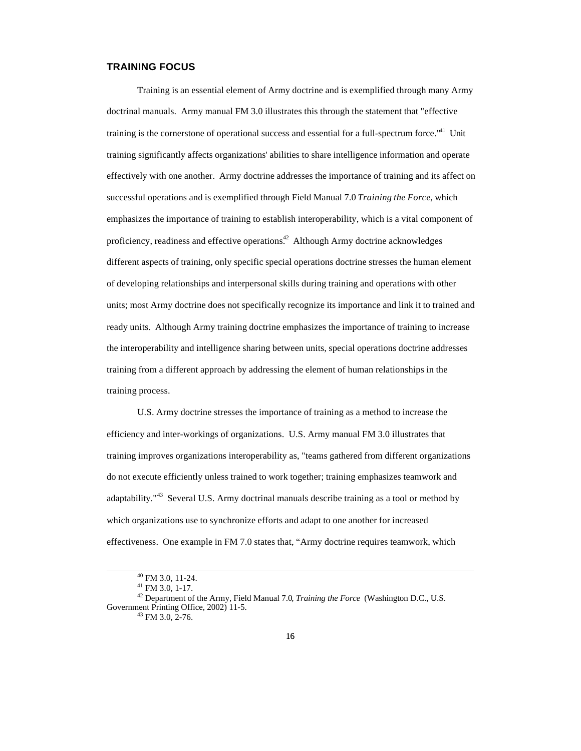## TRAINING FOCUS

Training is an essential element of Army doctrine and is exemplified through many Army doctrinal manuals. Army manual FM 3.0 illustrates this through the statement that "effective training is the cornerstone of operational success and essential for a full-spectrum force."[41] Unit training significantly affects organizations' abilities to share intelligence information and operate effectively with one another. Army doctrine addresses the importance of training and its affect on successful operations and is exemplified through Field Manual 7.0 *Training the Force*, which emphasizes the importance of training to establish interoperability, which is a vital component of proficiency, readiness and effective operations.[42] Although Army doctrine acknowledges different aspects of training, only specific special operations doctrine stresses the human element of developing relationships and interpersonal skills during training and operations with other units; most Army doctrine does not specifically recognize its importance and link it to trained and ready units. Although Army training doctrine emphasizes the importance of training to increase the interoperability and intelligence sharing between units, special operations doctrine addresses training from a different approach by addressing the element of human relationships in the training process.

U.S. Army doctrine stresses the importance of training as a method to increase the efficiency and inter-workings of organizations. U.S. Army manual FM 3.0 illustrates that training improves organizations interoperability as, "teams gathered from different organizations do not execute efficiently unless trained to work together; training emphasizes teamwork and adaptability."[43] Several U.S. Army doctrinal manuals describe training as a tool or method by which organizations use to synchronize efforts and adapt to one another for increased effectiveness. One example in FM 7.0 states that, "Army doctrine requires teamwork, which

---

[40] FM 3.0, 11-24.

[41] FM 3.0, 1-17.

[42] Department of the Army, Field Manual 7.0, *Training the Force* (Washington D.C., U.S. Government Printing Office, 2002) 11-5.

[43] FM 3.0, 2-76.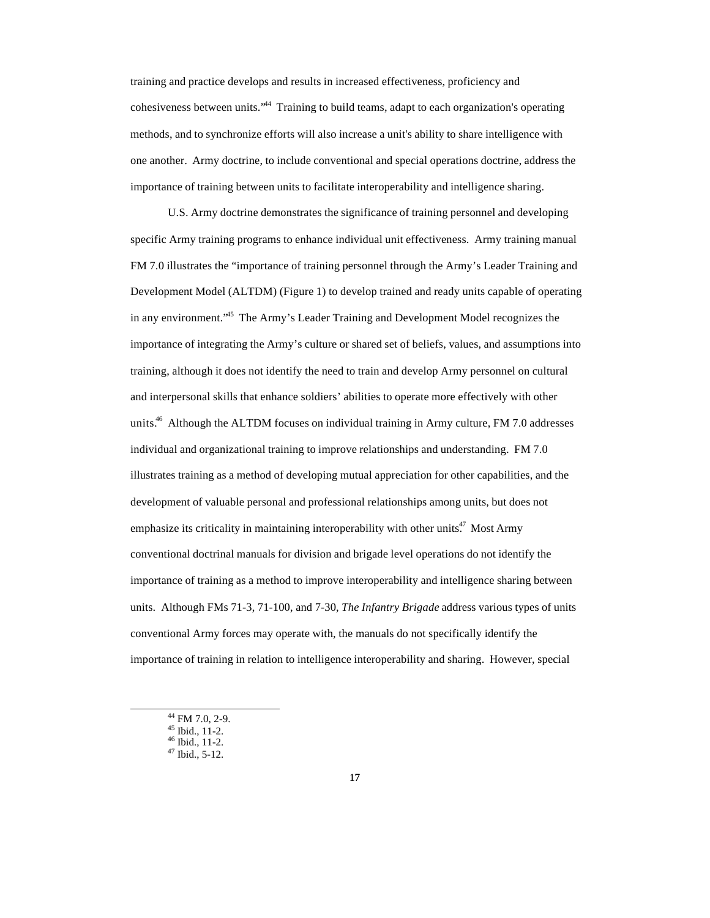training and practice develops and results in increased effectiveness, proficiency and cohesiveness between units."[44] Training to build teams, adapt to each organization's operating methods, and to synchronize efforts will also increase a unit's ability to share intelligence with one another. Army doctrine, to include conventional and special operations doctrine, address the importance of training between units to facilitate interoperability and intelligence sharing.

U.S. Army doctrine demonstrates the significance of training personnel and developing specific Army training programs to enhance individual unit effectiveness. Army training manual FM 7.0 illustrates the "importance of training personnel through the Army's Leader Training and Development Model (ALTDM) (Figure 1) to develop trained and ready units capable of operating in any environment."[45] The Army's Leader Training and Development Model recognizes the importance of integrating the Army's culture or shared set of beliefs, values, and assumptions into training, although it does not identify the need to train and develop Army personnel on cultural and interpersonal skills that enhance soldiers' abilities to operate more effectively with other units.[46] Although the ALTDM focuses on individual training in Army culture, FM 7.0 addresses individual and organizational training to improve relationships and understanding. FM 7.0 illustrates training as a method of developing mutual appreciation for other capabilities, and the development of valuable personal and professional relationships among units, but does not emphasize its criticality in maintaining interoperability with other units.[47] Most Army conventional doctrinal manuals for division and brigade level operations do not identify the importance of training as a method to improve interoperability and intelligence sharing between units. Although FMs 71-3, 71-100, and 7-30, *The Infantry Brigade* address various types of units conventional Army forces may operate with, the manuals do not specifically identify the importance of training in relation to intelligence interoperability and sharing. However, special

---

[44] FM 7.0, 2-9.
[45] Ibid., 11-2.
[46] Ibid., 11-2.
[47] Ibid., 5-12.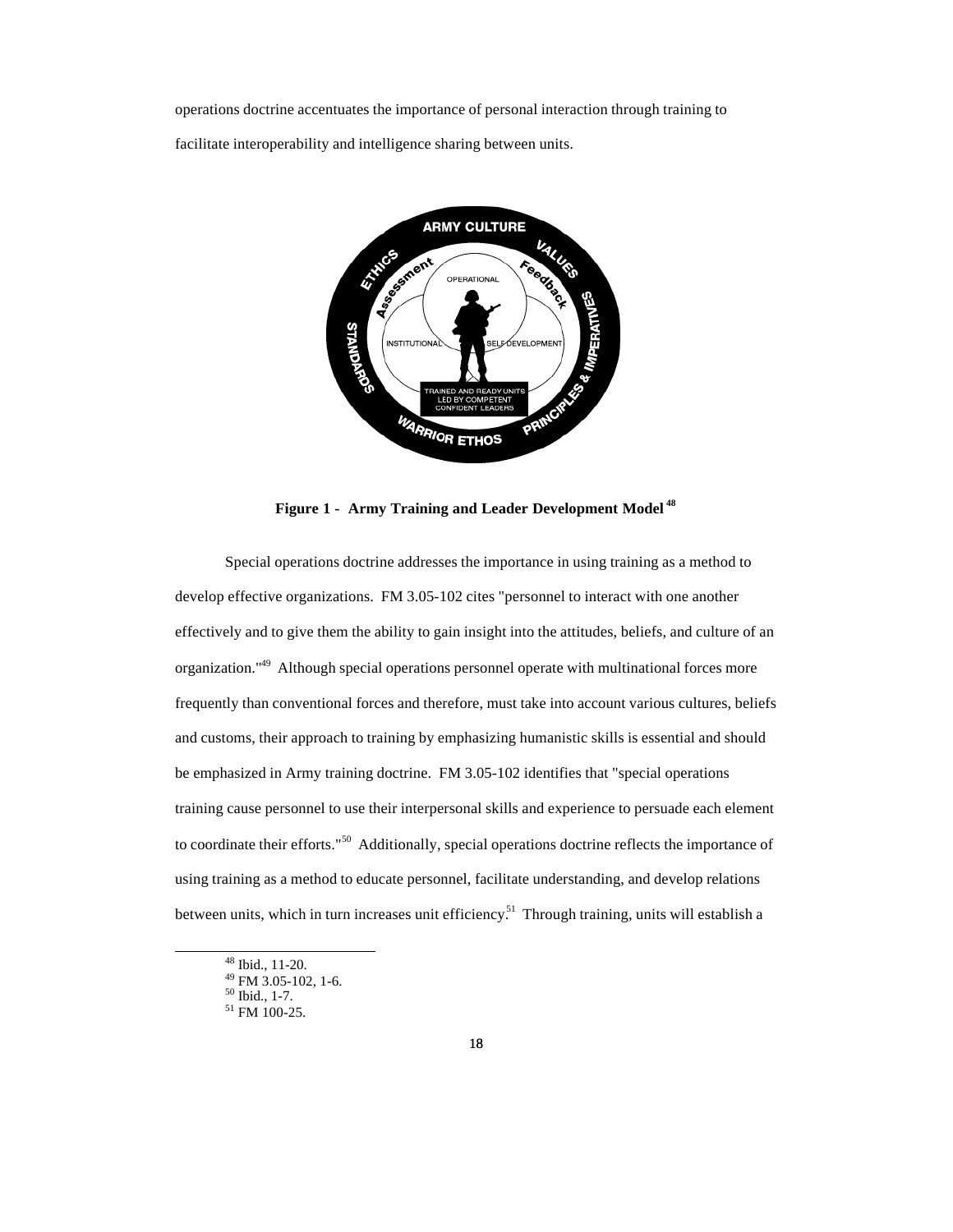operations doctrine accentuates the importance of personal interaction through training to facilitate interoperability and intelligence sharing between units.

**Figure 1 - Army Training and Leader Development Model** [48]

Special operations doctrine addresses the importance in using training as a method to develop effective organizations. FM 3.05-102 cites "personnel to interact with one another effectively and to give them the ability to gain insight into the attitudes, beliefs, and culture of an organization."[49] Although special operations personnel operate with multinational forces more frequently than conventional forces and therefore, must take into account various cultures, beliefs and customs, their approach to training by emphasizing humanistic skills is essential and should be emphasized in Army training doctrine. FM 3.05-102 identifies that "special operations training cause personnel to use their interpersonal skills and experience to persuade each element to coordinate their efforts."[50] Additionally, special operations doctrine reflects the importance of using training as a method to educate personnel, facilitate understanding, and develop relations between units, which in turn increases unit efficiency.[51] Through training, units will establish a

---

[48] Ibid., 11-20.
[49] FM 3.05-102, 1-6.
[50] Ibid., 1-7.
[51] FM 100-25.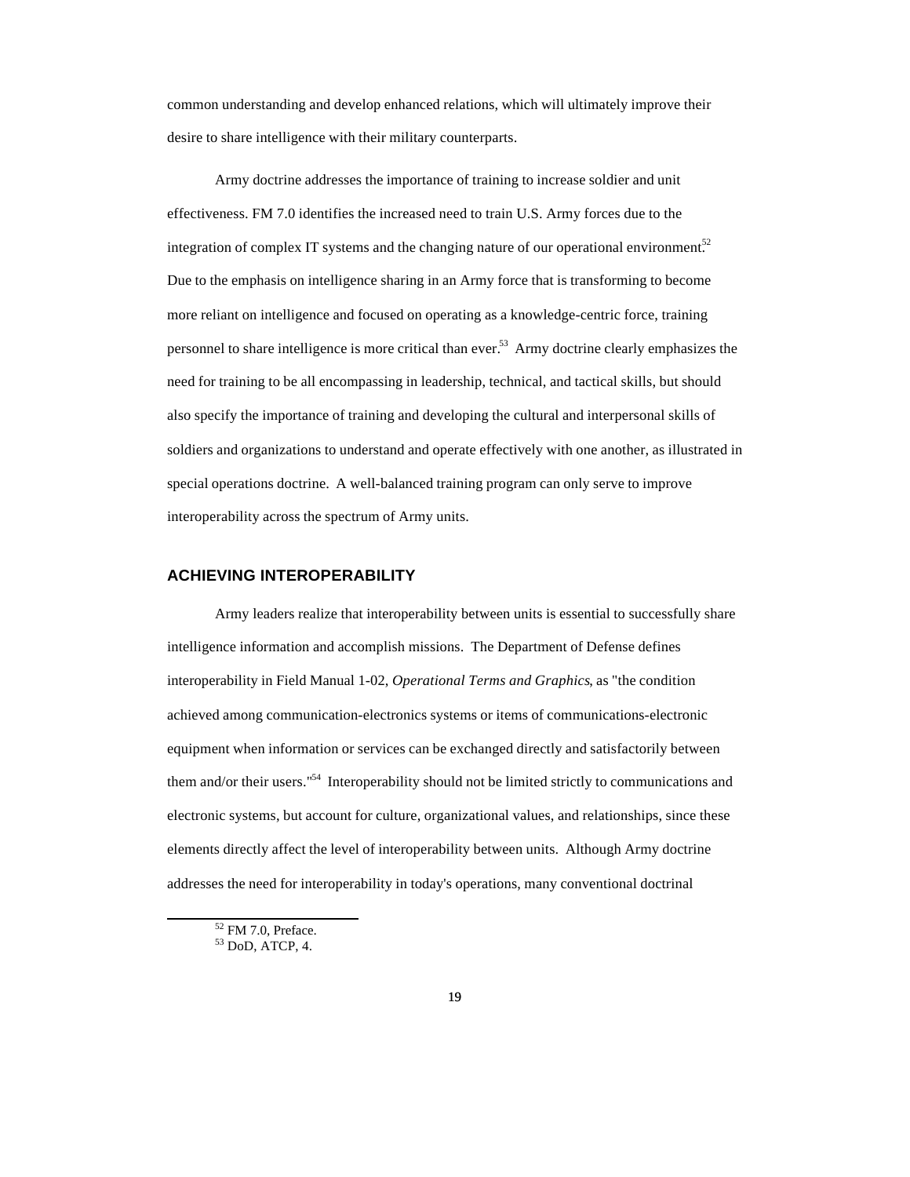common understanding and develop enhanced relations, which will ultimately improve their desire to share intelligence with their military counterparts.

Army doctrine addresses the importance of training to increase soldier and unit effectiveness. FM 7.0 identifies the increased need to train U.S. Army forces due to the integration of complex IT systems and the changing nature of our operational environment.[52] Due to the emphasis on intelligence sharing in an Army force that is transforming to become more reliant on intelligence and focused on operating as a knowledge-centric force, training personnel to share intelligence is more critical than ever.[53] Army doctrine clearly emphasizes the need for training to be all encompassing in leadership, technical, and tactical skills, but should also specify the importance of training and developing the cultural and interpersonal skills of soldiers and organizations to understand and operate effectively with one another, as illustrated in special operations doctrine. A well-balanced training program can only serve to improve interoperability across the spectrum of Army units.

## ACHIEVING INTEROPERABILITY

Army leaders realize that interoperability between units is essential to successfully share intelligence information and accomplish missions. The Department of Defense defines interoperability in Field Manual 1-02, *Operational Terms and Graphics*, as "the condition achieved among communication-electronics systems or items of communications-electronic equipment when information or services can be exchanged directly and satisfactorily between them and/or their users."[54] Interoperability should not be limited strictly to communications and electronic systems, but account for culture, organizational values, and relationships, since these elements directly affect the level of interoperability between units. Although Army doctrine addresses the need for interoperability in today's operations, many conventional doctrinal

[52] FM 7.0, Preface.

[53] DoD, ATCP, 4.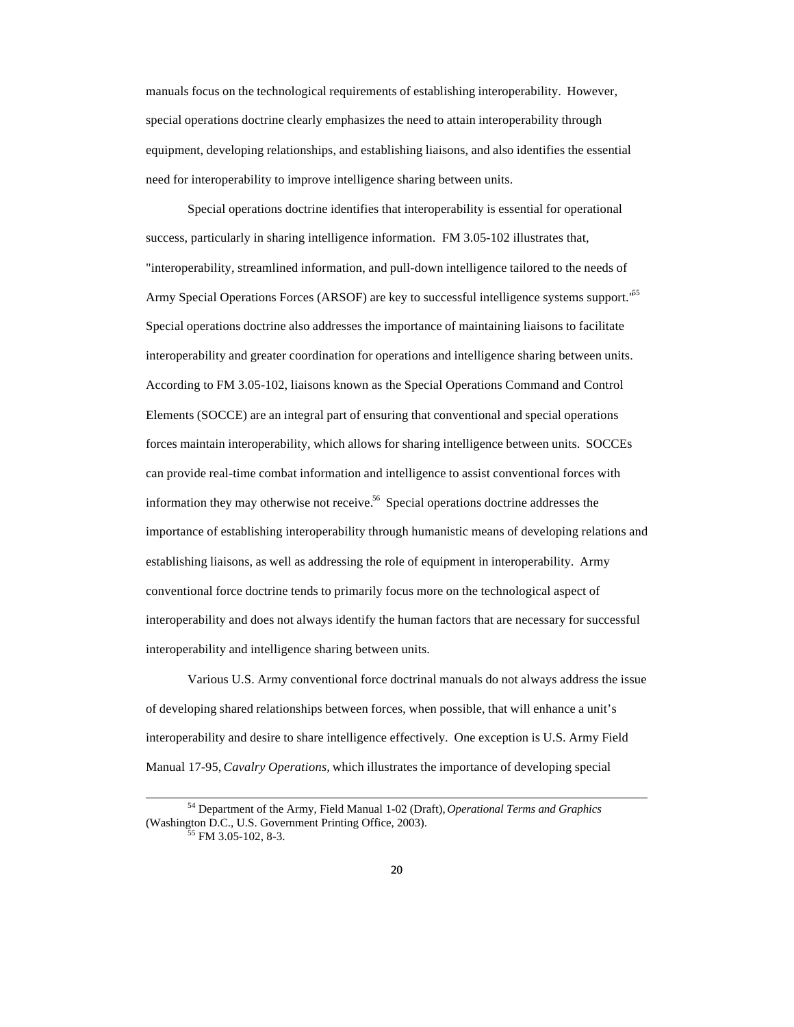manuals focus on the technological requirements of establishing interoperability. However, special operations doctrine clearly emphasizes the need to attain interoperability through equipment, developing relationships, and establishing liaisons, and also identifies the essential need for interoperability to improve intelligence sharing between units.

Special operations doctrine identifies that interoperability is essential for operational success, particularly in sharing intelligence information. FM 3.05-102 illustrates that, "interoperability, streamlined information, and pull-down intelligence tailored to the needs of Army Special Operations Forces (ARSOF) are key to successful intelligence systems support."[55] Special operations doctrine also addresses the importance of maintaining liaisons to facilitate interoperability and greater coordination for operations and intelligence sharing between units. According to FM 3.05-102, liaisons known as the Special Operations Command and Control Elements (SOCCE) are an integral part of ensuring that conventional and special operations forces maintain interoperability, which allows for sharing intelligence between units. SOCCEs can provide real-time combat information and intelligence to assist conventional forces with information they may otherwise not receive.[56] Special operations doctrine addresses the importance of establishing interoperability through humanistic means of developing relations and establishing liaisons, as well as addressing the role of equipment in interoperability. Army conventional force doctrine tends to primarily focus more on the technological aspect of interoperability and does not always identify the human factors that are necessary for successful interoperability and intelligence sharing between units.

Various U.S. Army conventional force doctrinal manuals do not always address the issue of developing shared relationships between forces, when possible, that will enhance a unit's interoperability and desire to share intelligence effectively. One exception is U.S. Army Field Manual 17-95, *Cavalry Operations*, which illustrates the importance of developing special

---

[54] Department of the Army, Field Manual 1-02 (Draft), *Operational Terms and Graphics* (Washington D.C., U.S. Government Printing Office, 2003).

[55] FM 3.05-102, 8-3.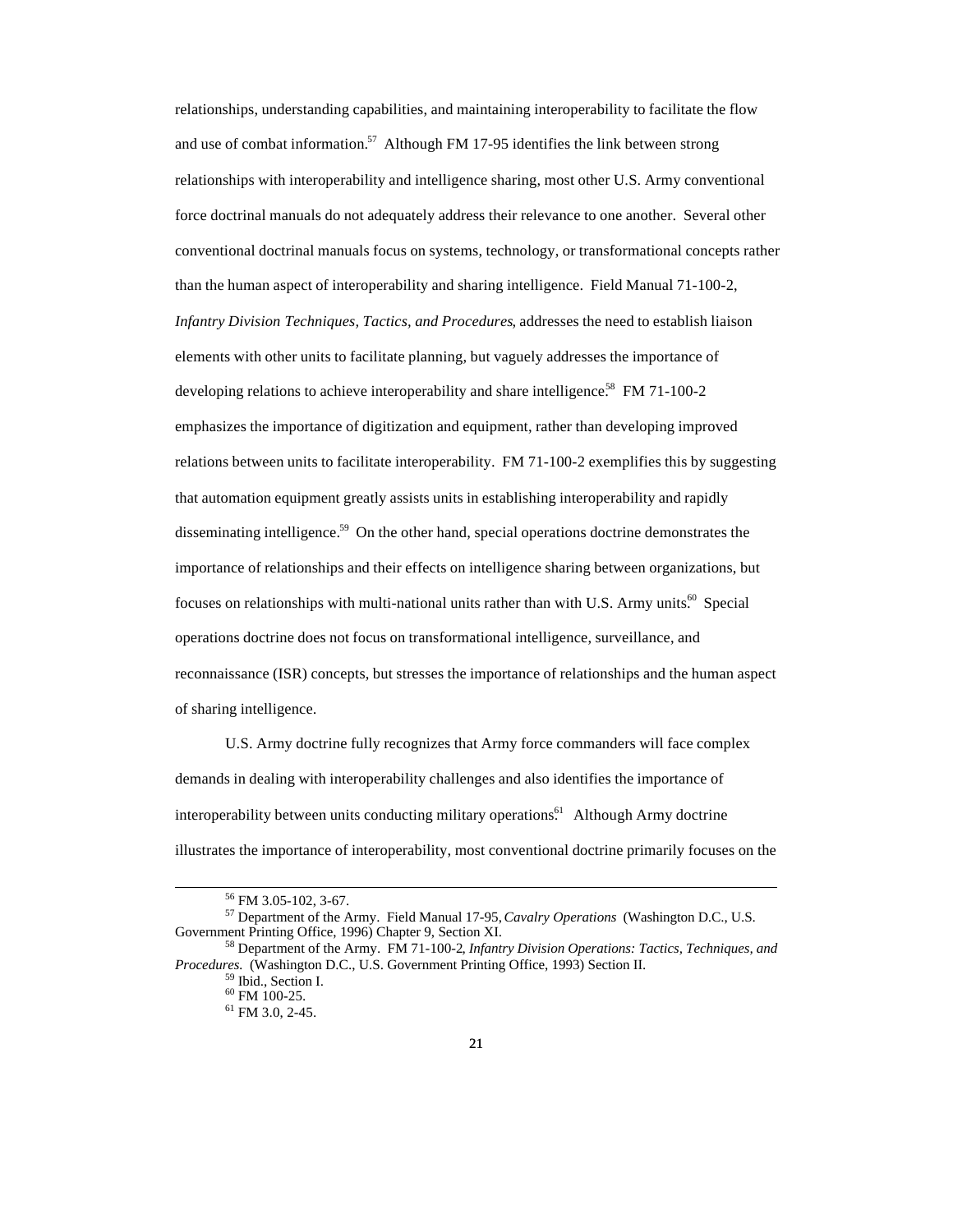relationships, understanding capabilities, and maintaining interoperability to facilitate the flow and use of combat information.[57] Although FM 17-95 identifies the link between strong relationships with interoperability and intelligence sharing, most other U.S. Army conventional force doctrinal manuals do not adequately address their relevance to one another. Several other conventional doctrinal manuals focus on systems, technology, or transformational concepts rather than the human aspect of interoperability and sharing intelligence. Field Manual 71-100-2, *Infantry Division Techniques, Tactics, and Procedures*, addresses the need to establish liaison elements with other units to facilitate planning, but vaguely addresses the importance of developing relations to achieve interoperability and share intelligence.[58] FM 71-100-2 emphasizes the importance of digitization and equipment, rather than developing improved relations between units to facilitate interoperability. FM 71-100-2 exemplifies this by suggesting that automation equipment greatly assists units in establishing interoperability and rapidly disseminating intelligence.[59] On the other hand, special operations doctrine demonstrates the importance of relationships and their effects on intelligence sharing between organizations, but focuses on relationships with multi-national units rather than with U.S. Army units.[60] Special operations doctrine does not focus on transformational intelligence, surveillance, and reconnaissance (ISR) concepts, but stresses the importance of relationships and the human aspect of sharing intelligence.

U.S. Army doctrine fully recognizes that Army force commanders will face complex demands in dealing with interoperability challenges and also identifies the importance of interoperability between units conducting military operations.[61] Although Army doctrine illustrates the importance of interoperability, most conventional doctrine primarily focuses on the

---

[56] FM 3.05-102, 3-67.

[57] Department of the Army. Field Manual 17-95, *Cavalry Operations* (Washington D.C., U.S. Government Printing Office, 1996) Chapter 9, Section XI.

[58] Department of the Army. FM 71-100-2, *Infantry Division Operations: Tactics, Techniques, and Procedures.* (Washington D.C., U.S. Government Printing Office, 1993) Section II.

[59] Ibid., Section I.

[60] FM 100-25.

[61] FM 3.0, 2-45.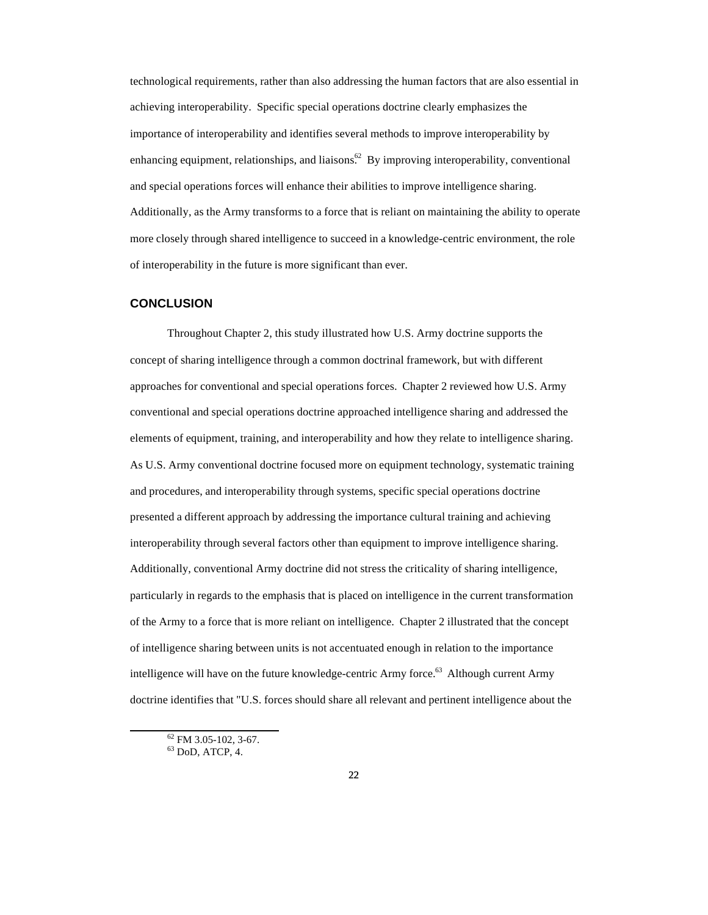technological requirements, rather than also addressing the human factors that are also essential in achieving interoperability. Specific special operations doctrine clearly emphasizes the importance of interoperability and identifies several methods to improve interoperability by enhancing equipment, relationships, and liaisons.[62] By improving interoperability, conventional and special operations forces will enhance their abilities to improve intelligence sharing. Additionally, as the Army transforms to a force that is reliant on maintaining the ability to operate more closely through shared intelligence to succeed in a knowledge-centric environment, the role of interoperability in the future is more significant than ever.

## CONCLUSION

Throughout Chapter 2, this study illustrated how U.S. Army doctrine supports the concept of sharing intelligence through a common doctrinal framework, but with different approaches for conventional and special operations forces. Chapter 2 reviewed how U.S. Army conventional and special operations doctrine approached intelligence sharing and addressed the elements of equipment, training, and interoperability and how they relate to intelligence sharing. As U.S. Army conventional doctrine focused more on equipment technology, systematic training and procedures, and interoperability through systems, specific special operations doctrine presented a different approach by addressing the importance cultural training and achieving interoperability through several factors other than equipment to improve intelligence sharing. Additionally, conventional Army doctrine did not stress the criticality of sharing intelligence, particularly in regards to the emphasis that is placed on intelligence in the current transformation of the Army to a force that is more reliant on intelligence. Chapter 2 illustrated that the concept of intelligence sharing between units is not accentuated enough in relation to the importance intelligence will have on the future knowledge-centric Army force.[63] Although current Army doctrine identifies that "U.S. forces should share all relevant and pertinent intelligence about the

---

[62] FM 3.05-102, 3-67.
[63] DoD, ATCP, 4.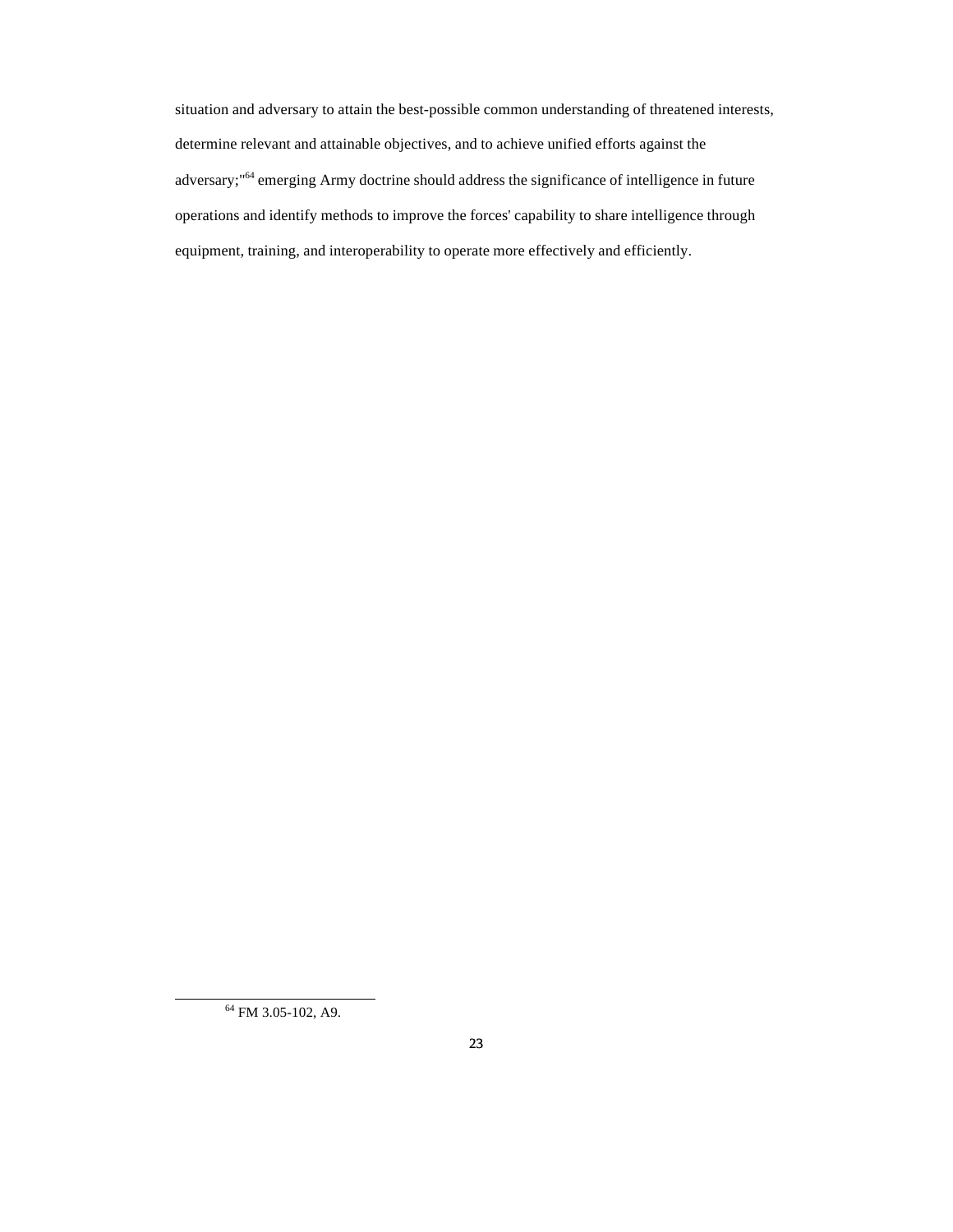situation and adversary to attain the best-possible common understanding of threatened interests, determine relevant and attainable objectives, and to achieve unified efforts against the adversary;"[64] emerging Army doctrine should address the significance of intelligence in future operations and identify methods to improve the forces' capability to share intelligence through equipment, training, and interoperability to operate more effectively and efficiently.

---

[64] FM 3.05-102, A9.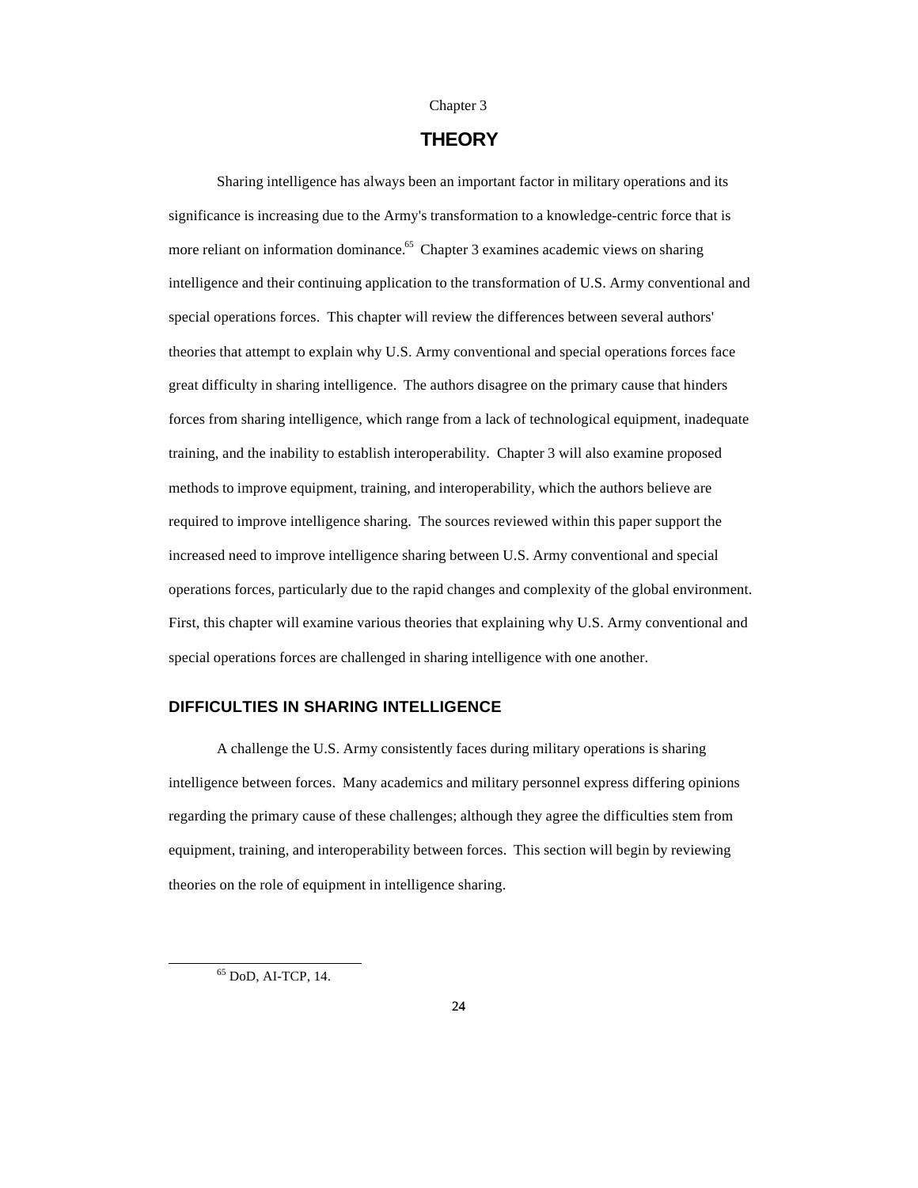Chapter 3

# THEORY

Sharing intelligence has always been an important factor in military operations and its significance is increasing due to the Army's transformation to a knowledge-centric force that is more reliant on information dominance.[65] Chapter 3 examines academic views on sharing intelligence and their continuing application to the transformation of U.S. Army conventional and special operations forces. This chapter will review the differences between several authors' theories that attempt to explain why U.S. Army conventional and special operations forces face great difficulty in sharing intelligence. The authors disagree on the primary cause that hinders forces from sharing intelligence, which range from a lack of technological equipment, inadequate training, and the inability to establish interoperability. Chapter 3 will also examine proposed methods to improve equipment, training, and interoperability, which the authors believe are required to improve intelligence sharing. The sources reviewed within this paper support the increased need to improve intelligence sharing between U.S. Army conventional and special operations forces, particularly due to the rapid changes and complexity of the global environment. First, this chapter will examine various theories that explaining why U.S. Army conventional and special operations forces are challenged in sharing intelligence with one another.

## DIFFICULTIES IN SHARING INTELLIGENCE

A challenge the U.S. Army consistently faces during military operations is sharing intelligence between forces. Many academics and military personnel express differing opinions regarding the primary cause of these challenges; although they agree the difficulties stem from equipment, training, and interoperability between forces. This section will begin by reviewing theories on the role of equipment in intelligence sharing.

[65] DoD, AI-TCP, 14.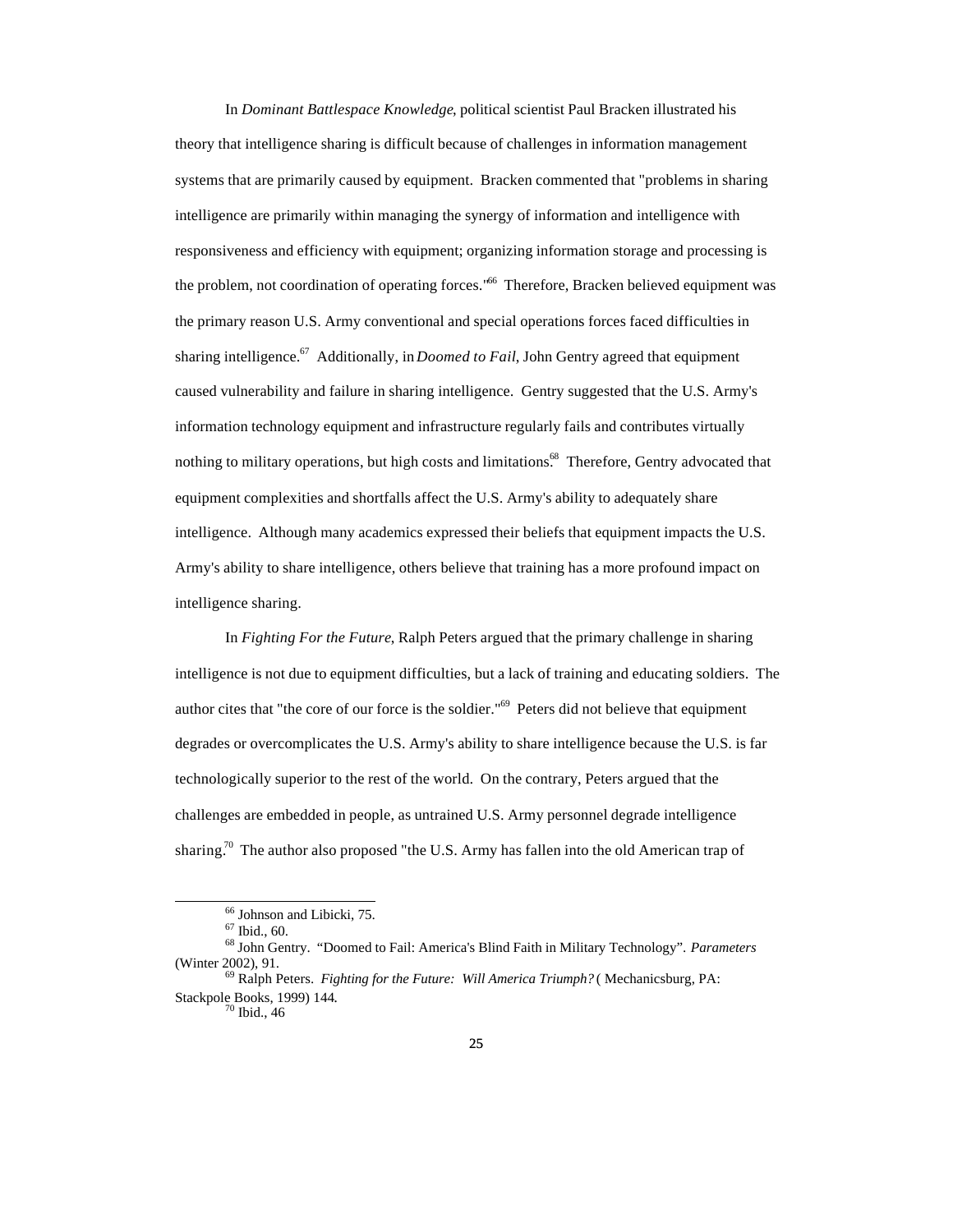In *Dominant Battlespace Knowledge*, political scientist Paul Bracken illustrated his theory that intelligence sharing is difficult because of challenges in information management systems that are primarily caused by equipment. Bracken commented that "problems in sharing intelligence are primarily within managing the synergy of information and intelligence with responsiveness and efficiency with equipment; organizing information storage and processing is the problem, not coordination of operating forces."[66] Therefore, Bracken believed equipment was the primary reason U.S. Army conventional and special operations forces faced difficulties in sharing intelligence.[67] Additionally, in *Doomed to Fail*, John Gentry agreed that equipment caused vulnerability and failure in sharing intelligence. Gentry suggested that the U.S. Army's information technology equipment and infrastructure regularly fails and contributes virtually nothing to military operations, but high costs and limitations.[68] Therefore, Gentry advocated that equipment complexities and shortfalls affect the U.S. Army's ability to adequately share intelligence. Although many academics expressed their beliefs that equipment impacts the U.S. Army's ability to share intelligence, others believe that training has a more profound impact on intelligence sharing.

In *Fighting For the Future*, Ralph Peters argued that the primary challenge in sharing intelligence is not due to equipment difficulties, but a lack of training and educating soldiers. The author cites that "the core of our force is the soldier."[69] Peters did not believe that equipment degrades or overcomplicates the U.S. Army's ability to share intelligence because the U.S. is far technologically superior to the rest of the world. On the contrary, Peters argued that the challenges are embedded in people, as untrained U.S. Army personnel degrade intelligence sharing.[70] The author also proposed "the U.S. Army has fallen into the old American trap of

---

[66] Johnson and Libicki, 75.

[67] Ibid., 60.

[68] John Gentry. "Doomed to Fail: America's Blind Faith in Military Technology". *Parameters* (Winter 2002), 91.

[69] Ralph Peters. *Fighting for the Future: Will America Triumph?* ( Mechanicsburg, PA: Stackpole Books, 1999) 144.

[70] Ibid., 46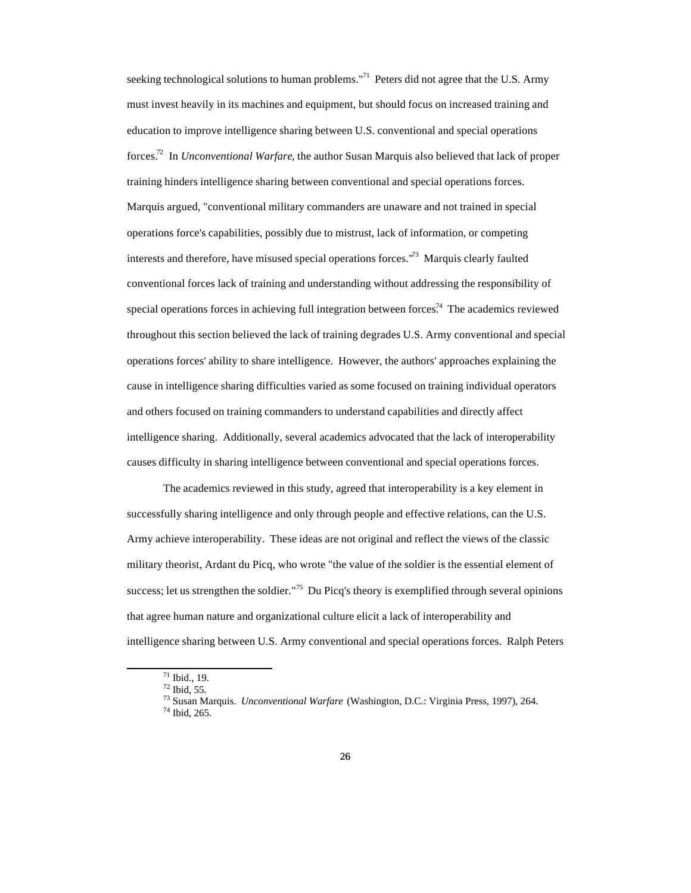seeking technological solutions to human problems."[71] Peters did not agree that the U.S. Army must invest heavily in its machines and equipment, but should focus on increased training and education to improve intelligence sharing between U.S. conventional and special operations forces.[72] In *Unconventional Warfare*, the author Susan Marquis also believed that lack of proper training hinders intelligence sharing between conventional and special operations forces. Marquis argued, "conventional military commanders are unaware and not trained in special operations force's capabilities, possibly due to mistrust, lack of information, or competing interests and therefore, have misused special operations forces."[73] Marquis clearly faulted conventional forces lack of training and understanding without addressing the responsibility of special operations forces in achieving full integration between forces.[74] The academics reviewed throughout this section believed the lack of training degrades U.S. Army conventional and special operations forces' ability to share intelligence. However, the authors' approaches explaining the cause in intelligence sharing difficulties varied as some focused on training individual operators and others focused on training commanders to understand capabilities and directly affect intelligence sharing. Additionally, several academics advocated that the lack of interoperability causes difficulty in sharing intelligence between conventional and special operations forces.

The academics reviewed in this study, agreed that interoperability is a key element in successfully sharing intelligence and only through people and effective relations, can the U.S. Army achieve interoperability. These ideas are not original and reflect the views of the classic military theorist, Ardant du Picq, who wrote "the value of the soldier is the essential element of success; let us strengthen the soldier."[75] Du Picq's theory is exemplified through several opinions that agree human nature and organizational culture elicit a lack of interoperability and intelligence sharing between U.S. Army conventional and special operations forces. Ralph Peters

---

[71] Ibid., 19.
[72] Ibid, 55.
[73] Susan Marquis. *Unconventional Warfare* (Washington, D.C.: Virginia Press, 1997), 264.
[74] Ibid, 265.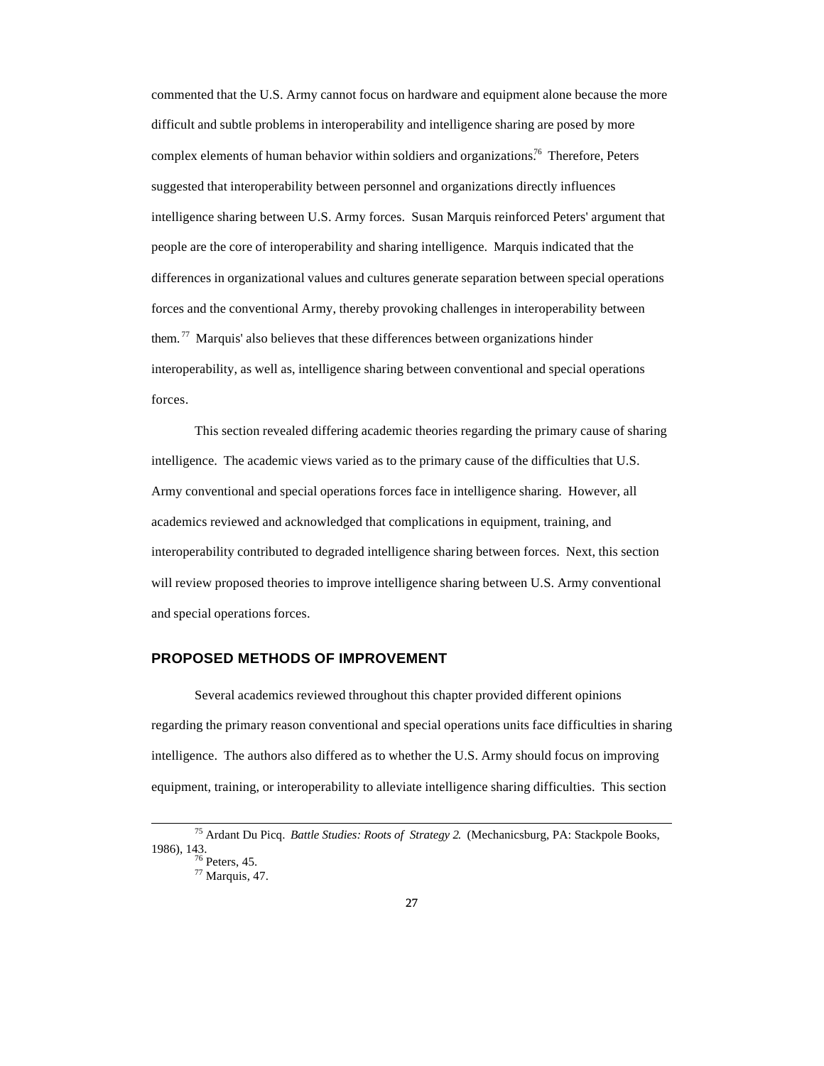commented that the U.S. Army cannot focus on hardware and equipment alone because the more difficult and subtle problems in interoperability and intelligence sharing are posed by more complex elements of human behavior within soldiers and organizations.[76] Therefore, Peters suggested that interoperability between personnel and organizations directly influences intelligence sharing between U.S. Army forces. Susan Marquis reinforced Peters' argument that people are the core of interoperability and sharing intelligence. Marquis indicated that the differences in organizational values and cultures generate separation between special operations forces and the conventional Army, thereby provoking challenges in interoperability between them.[77] Marquis' also believes that these differences between organizations hinder interoperability, as well as, intelligence sharing between conventional and special operations forces.

This section revealed differing academic theories regarding the primary cause of sharing intelligence. The academic views varied as to the primary cause of the difficulties that U.S. Army conventional and special operations forces face in intelligence sharing. However, all academics reviewed and acknowledged that complications in equipment, training, and interoperability contributed to degraded intelligence sharing between forces. Next, this section will review proposed theories to improve intelligence sharing between U.S. Army conventional and special operations forces.

## PROPOSED METHODS OF IMPROVEMENT

Several academics reviewed throughout this chapter provided different opinions regarding the primary reason conventional and special operations units face difficulties in sharing intelligence. The authors also differed as to whether the U.S. Army should focus on improving equipment, training, or interoperability to alleviate intelligence sharing difficulties. This section

---

[75] Ardant Du Picq. *Battle Studies: Roots of Strategy 2.* (Mechanicsburg, PA: Stackpole Books, 1986), 143.

[76] Peters, 45.

[77] Marquis, 47.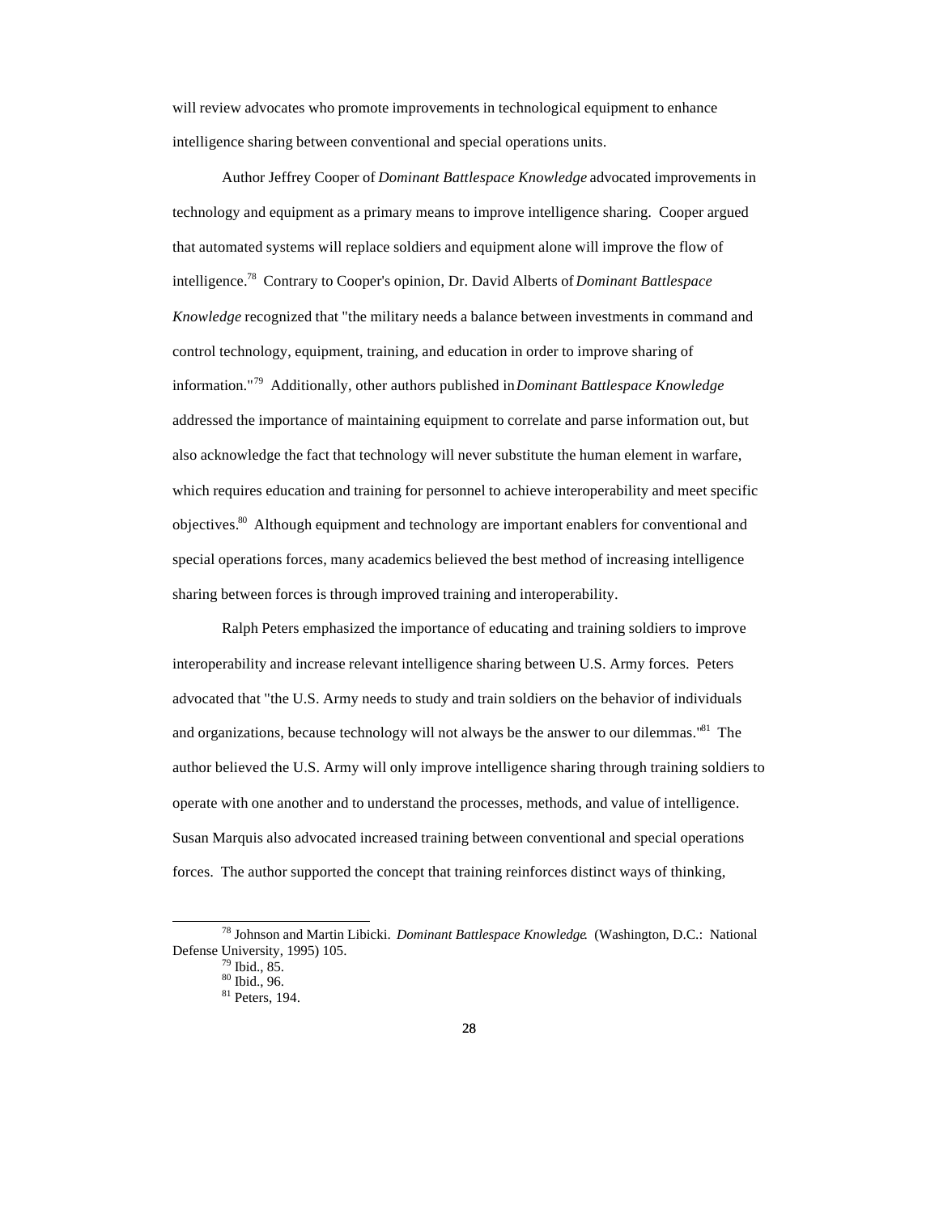will review advocates who promote improvements in technological equipment to enhance intelligence sharing between conventional and special operations units.

Author Jeffrey Cooper of *Dominant Battlespace Knowledge* advocated improvements in technology and equipment as a primary means to improve intelligence sharing. Cooper argued that automated systems will replace soldiers and equipment alone will improve the flow of intelligence.[78] Contrary to Cooper's opinion, Dr. David Alberts of *Dominant Battlespace Knowledge* recognized that "the military needs a balance between investments in command and control technology, equipment, training, and education in order to improve sharing of information."[79] Additionally, other authors published in *Dominant Battlespace Knowledge* addressed the importance of maintaining equipment to correlate and parse information out, but also acknowledge the fact that technology will never substitute the human element in warfare, which requires education and training for personnel to achieve interoperability and meet specific objectives.[80] Although equipment and technology are important enablers for conventional and special operations forces, many academics believed the best method of increasing intelligence sharing between forces is through improved training and interoperability.

Ralph Peters emphasized the importance of educating and training soldiers to improve interoperability and increase relevant intelligence sharing between U.S. Army forces. Peters advocated that "the U.S. Army needs to study and train soldiers on the behavior of individuals and organizations, because technology will not always be the answer to our dilemmas."[81] The author believed the U.S. Army will only improve intelligence sharing through training soldiers to operate with one another and to understand the processes, methods, and value of intelligence. Susan Marquis also advocated increased training between conventional and special operations forces. The author supported the concept that training reinforces distinct ways of thinking,

---

[78] Johnson and Martin Libicki. *Dominant Battlespace Knowledge*. (Washington, D.C.: National Defense University, 1995) 105.

[79] Ibid., 85.

[80] Ibid., 96.

[81] Peters, 194.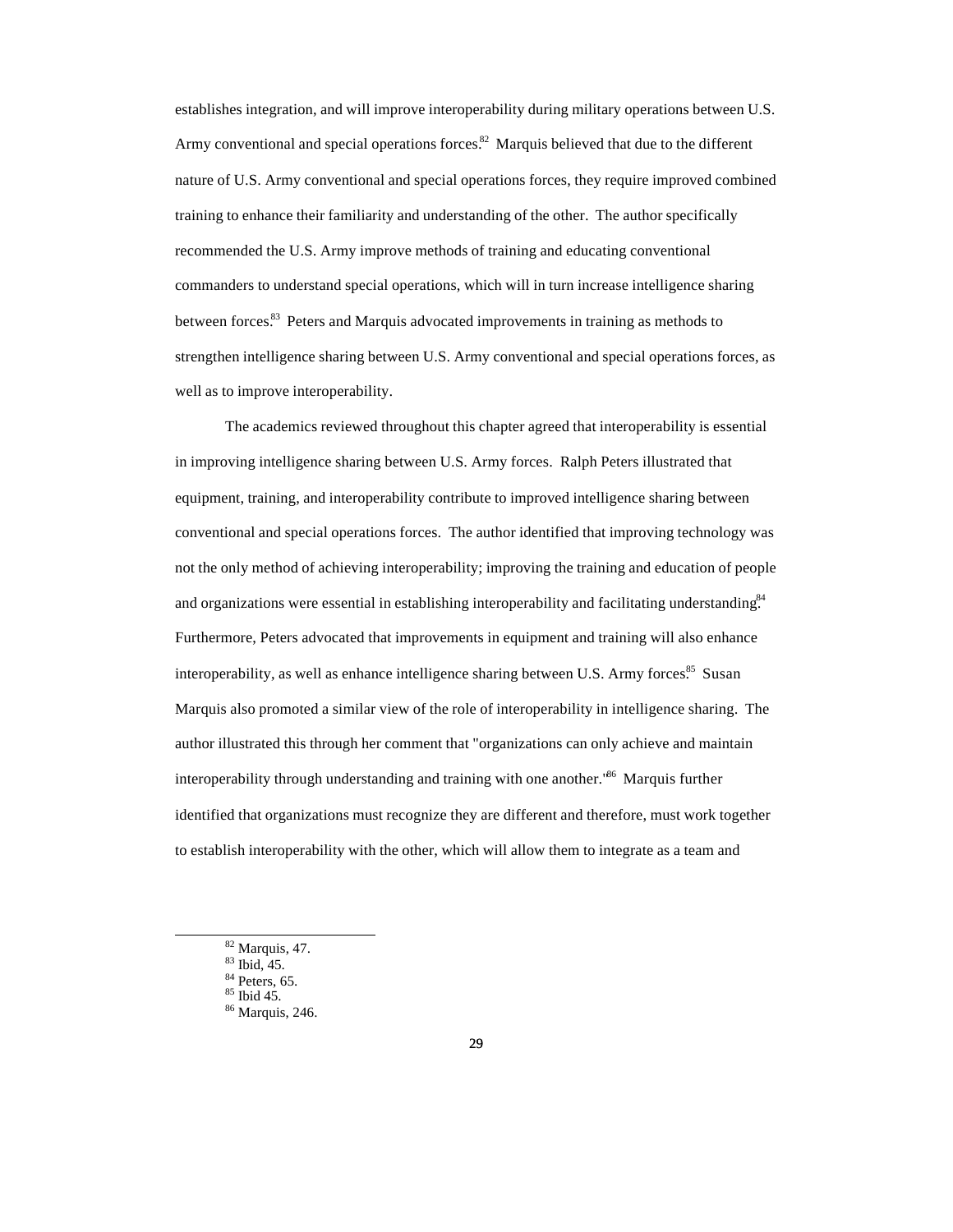establishes integration, and will improve interoperability during military operations between U.S. Army conventional and special operations forces.[82] Marquis believed that due to the different nature of U.S. Army conventional and special operations forces, they require improved combined training to enhance their familiarity and understanding of the other. The author specifically recommended the U.S. Army improve methods of training and educating conventional commanders to understand special operations, which will in turn increase intelligence sharing between forces.[83] Peters and Marquis advocated improvements in training as methods to strengthen intelligence sharing between U.S. Army conventional and special operations forces, as well as to improve interoperability.

The academics reviewed throughout this chapter agreed that interoperability is essential in improving intelligence sharing between U.S. Army forces. Ralph Peters illustrated that equipment, training, and interoperability contribute to improved intelligence sharing between conventional and special operations forces. The author identified that improving technology was not the only method of achieving interoperability; improving the training and education of people and organizations were essential in establishing interoperability and facilitating understanding.[84] Furthermore, Peters advocated that improvements in equipment and training will also enhance interoperability, as well as enhance intelligence sharing between U.S. Army forces.[85] Susan Marquis also promoted a similar view of the role of interoperability in intelligence sharing. The author illustrated this through her comment that "organizations can only achieve and maintain interoperability through understanding and training with one another."[86] Marquis further identified that organizations must recognize they are different and therefore, must work together to establish interoperability with the other, which will allow them to integrate as a team and

---

[82] Marquis, 47.
[83] Ibid, 45.
[84] Peters, 65.
[85] Ibid 45.
[86] Marquis, 246.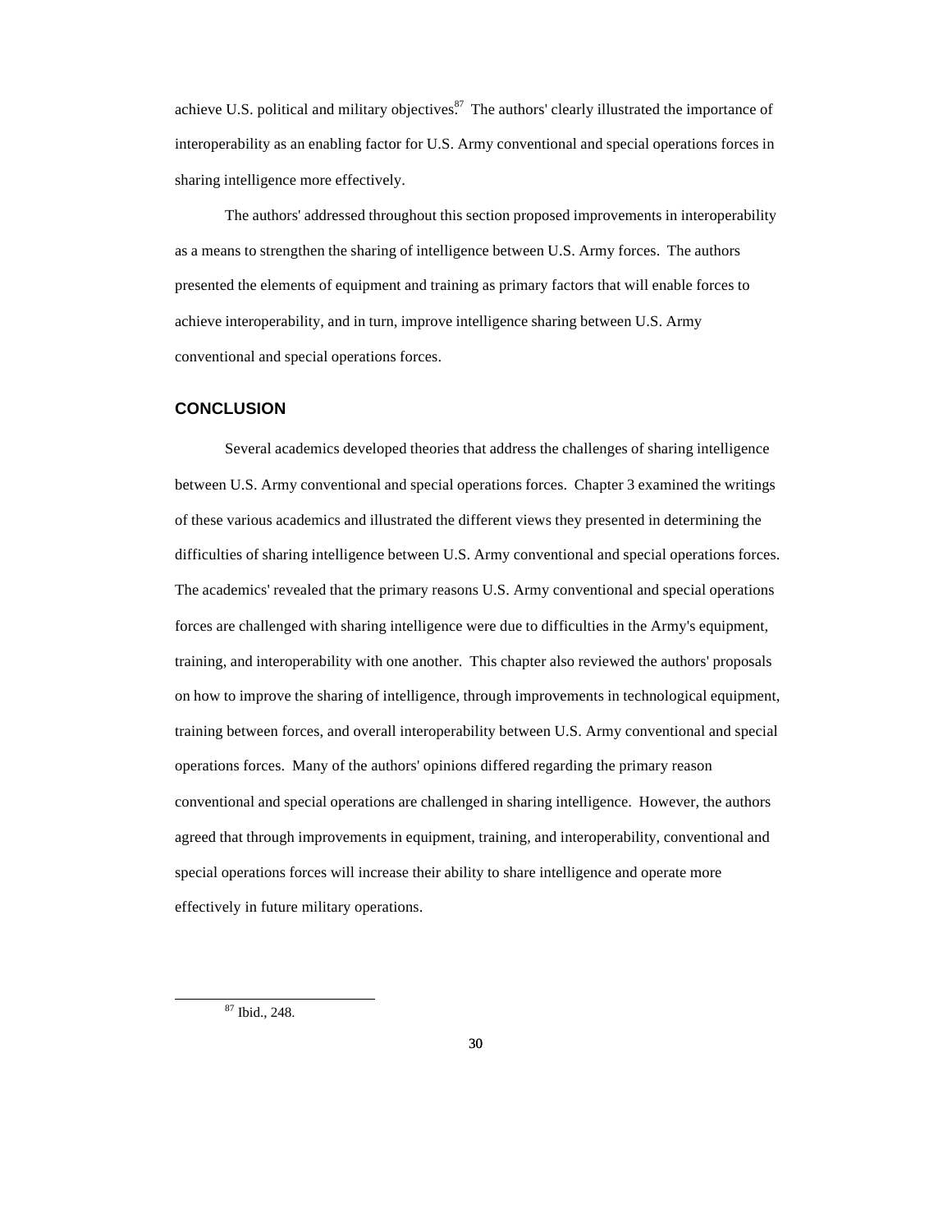achieve U.S. political and military objectives.[87] The authors' clearly illustrated the importance of interoperability as an enabling factor for U.S. Army conventional and special operations forces in sharing intelligence more effectively.

The authors' addressed throughout this section proposed improvements in interoperability as a means to strengthen the sharing of intelligence between U.S. Army forces. The authors presented the elements of equipment and training as primary factors that will enable forces to achieve interoperability, and in turn, improve intelligence sharing between U.S. Army conventional and special operations forces.

## CONCLUSION

Several academics developed theories that address the challenges of sharing intelligence between U.S. Army conventional and special operations forces. Chapter 3 examined the writings of these various academics and illustrated the different views they presented in determining the difficulties of sharing intelligence between U.S. Army conventional and special operations forces. The academics' revealed that the primary reasons U.S. Army conventional and special operations forces are challenged with sharing intelligence were due to difficulties in the Army's equipment, training, and interoperability with one another. This chapter also reviewed the authors' proposals on how to improve the sharing of intelligence, through improvements in technological equipment, training between forces, and overall interoperability between U.S. Army conventional and special operations forces. Many of the authors' opinions differed regarding the primary reason conventional and special operations are challenged in sharing intelligence. However, the authors agreed that through improvements in equipment, training, and interoperability, conventional and special operations forces will increase their ability to share intelligence and operate more effectively in future military operations.

[87] Ibid., 248.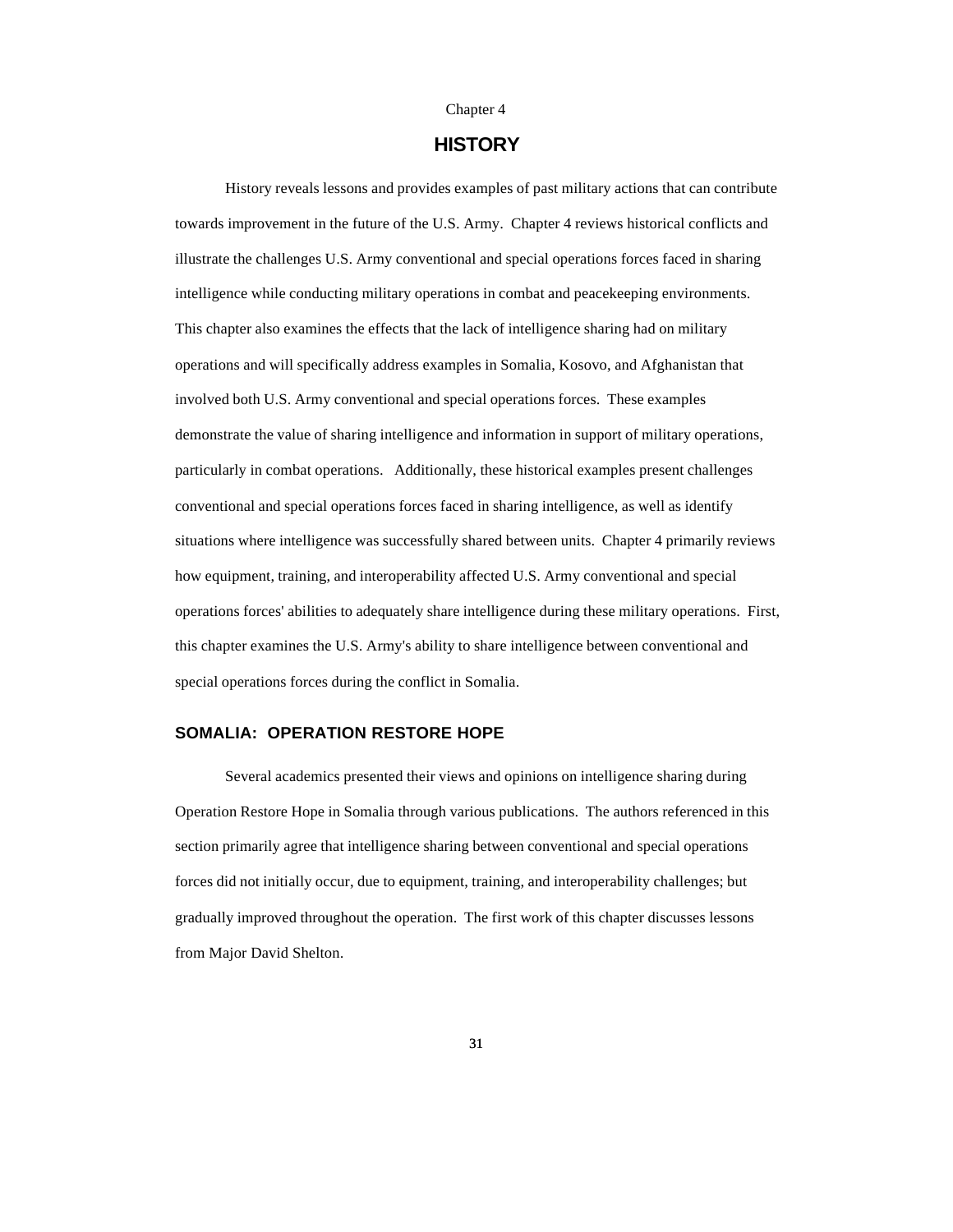Chapter 4

# HISTORY

History reveals lessons and provides examples of past military actions that can contribute towards improvement in the future of the U.S. Army. Chapter 4 reviews historical conflicts and illustrate the challenges U.S. Army conventional and special operations forces faced in sharing intelligence while conducting military operations in combat and peacekeeping environments. This chapter also examines the effects that the lack of intelligence sharing had on military operations and will specifically address examples in Somalia, Kosovo, and Afghanistan that involved both U.S. Army conventional and special operations forces. These examples demonstrate the value of sharing intelligence and information in support of military operations, particularly in combat operations. Additionally, these historical examples present challenges conventional and special operations forces faced in sharing intelligence, as well as identify situations where intelligence was successfully shared between units. Chapter 4 primarily reviews how equipment, training, and interoperability affected U.S. Army conventional and special operations forces' abilities to adequately share intelligence during these military operations. First, this chapter examines the U.S. Army's ability to share intelligence between conventional and special operations forces during the conflict in Somalia.

## SOMALIA: OPERATION RESTORE HOPE

Several academics presented their views and opinions on intelligence sharing during Operation Restore Hope in Somalia through various publications. The authors referenced in this section primarily agree that intelligence sharing between conventional and special operations forces did not initially occur, due to equipment, training, and interoperability challenges; but gradually improved throughout the operation. The first work of this chapter discusses lessons from Major David Shelton.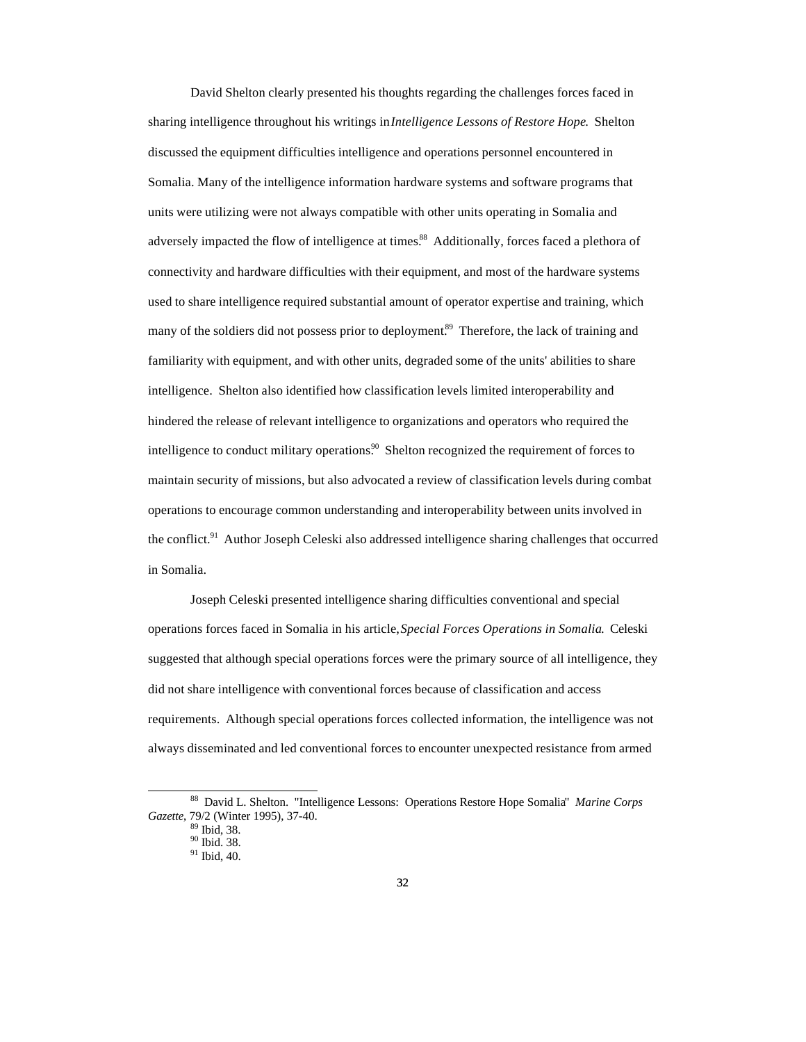David Shelton clearly presented his thoughts regarding the challenges forces faced in sharing intelligence throughout his writings in *Intelligence Lessons of Restore Hope*. Shelton discussed the equipment difficulties intelligence and operations personnel encountered in Somalia. Many of the intelligence information hardware systems and software programs that units were utilizing were not always compatible with other units operating in Somalia and adversely impacted the flow of intelligence at times.[88] Additionally, forces faced a plethora of connectivity and hardware difficulties with their equipment, and most of the hardware systems used to share intelligence required substantial amount of operator expertise and training, which many of the soldiers did not possess prior to deployment.[89] Therefore, the lack of training and familiarity with equipment, and with other units, degraded some of the units' abilities to share intelligence. Shelton also identified how classification levels limited interoperability and hindered the release of relevant intelligence to organizations and operators who required the intelligence to conduct military operations.[90] Shelton recognized the requirement of forces to maintain security of missions, but also advocated a review of classification levels during combat operations to encourage common understanding and interoperability between units involved in the conflict.[91] Author Joseph Celeski also addressed intelligence sharing challenges that occurred in Somalia.

Joseph Celeski presented intelligence sharing difficulties conventional and special operations forces faced in Somalia in his article, *Special Forces Operations in Somalia*. Celeski suggested that although special operations forces were the primary source of all intelligence, they did not share intelligence with conventional forces because of classification and access requirements. Although special operations forces collected information, the intelligence was not always disseminated and led conventional forces to encounter unexpected resistance from armed

---

[88] David L. Shelton. "Intelligence Lessons: Operations Restore Hope Somalia" *Marine Corps Gazette*, 79/2 (Winter 1995), 37-40.

[89] Ibid, 38.

[90] Ibid. 38.

[91] Ibid, 40.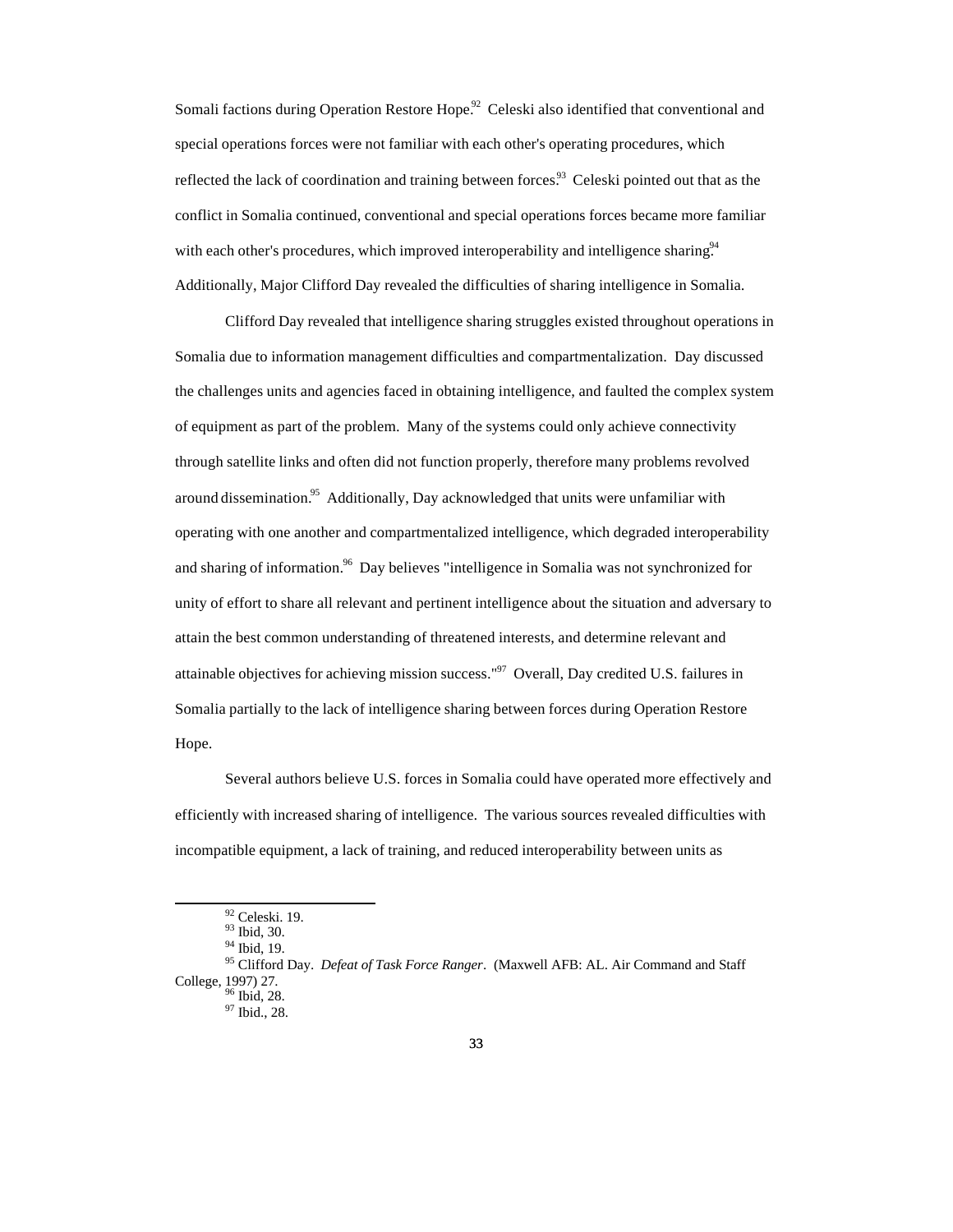Somali factions during Operation Restore Hope.[92] Celeski also identified that conventional and special operations forces were not familiar with each other's operating procedures, which reflected the lack of coordination and training between forces.[93] Celeski pointed out that as the conflict in Somalia continued, conventional and special operations forces became more familiar with each other's procedures, which improved interoperability and intelligence sharing.[94] Additionally, Major Clifford Day revealed the difficulties of sharing intelligence in Somalia.

Clifford Day revealed that intelligence sharing struggles existed throughout operations in Somalia due to information management difficulties and compartmentalization. Day discussed the challenges units and agencies faced in obtaining intelligence, and faulted the complex system of equipment as part of the problem. Many of the systems could only achieve connectivity through satellite links and often did not function properly, therefore many problems revolved around dissemination.[95] Additionally, Day acknowledged that units were unfamiliar with operating with one another and compartmentalized intelligence, which degraded interoperability and sharing of information.[96] Day believes "intelligence in Somalia was not synchronized for unity of effort to share all relevant and pertinent intelligence about the situation and adversary to attain the best common understanding of threatened interests, and determine relevant and attainable objectives for achieving mission success."[97] Overall, Day credited U.S. failures in Somalia partially to the lack of intelligence sharing between forces during Operation Restore Hope.

Several authors believe U.S. forces in Somalia could have operated more effectively and efficiently with increased sharing of intelligence. The various sources revealed difficulties with incompatible equipment, a lack of training, and reduced interoperability between units as

---

[92] Celeski. 19.

[93] Ibid, 30.

[94] Ibid, 19.

[95] Clifford Day. *Defeat of Task Force Ranger*. (Maxwell AFB: AL. Air Command and Staff College, 1997) 27.

[96] Ibid, 28.

[97] Ibid., 28.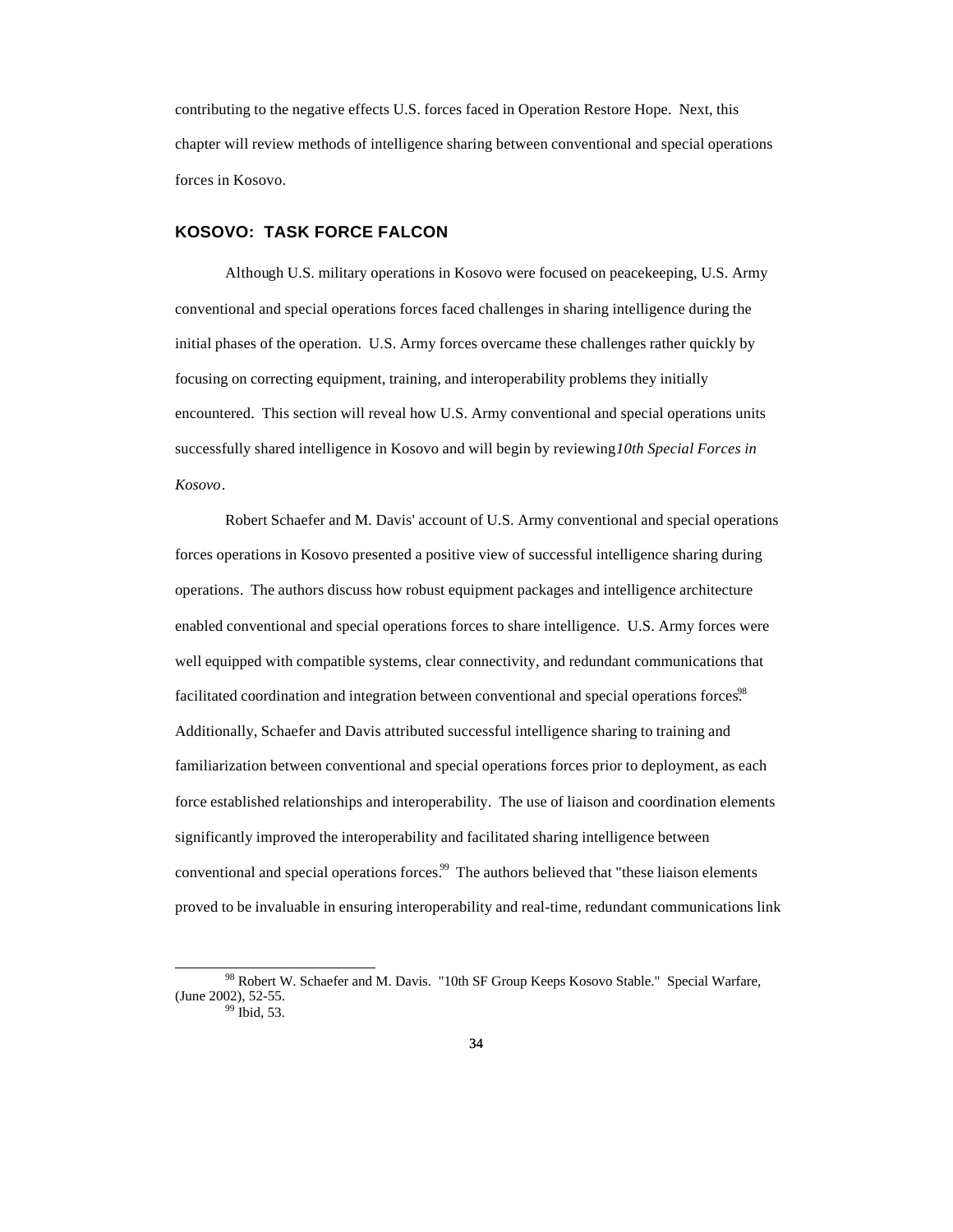contributing to the negative effects U.S. forces faced in Operation Restore Hope. Next, this chapter will review methods of intelligence sharing between conventional and special operations forces in Kosovo.

## KOSOVO: TASK FORCE FALCON

Although U.S. military operations in Kosovo were focused on peacekeeping, U.S. Army conventional and special operations forces faced challenges in sharing intelligence during the initial phases of the operation. U.S. Army forces overcame these challenges rather quickly by focusing on correcting equipment, training, and interoperability problems they initially encountered. This section will reveal how U.S. Army conventional and special operations units successfully shared intelligence in Kosovo and will begin by reviewing *10th Special Forces in Kosovo*.

Robert Schaefer and M. Davis' account of U.S. Army conventional and special operations forces operations in Kosovo presented a positive view of successful intelligence sharing during operations. The authors discuss how robust equipment packages and intelligence architecture enabled conventional and special operations forces to share intelligence. U.S. Army forces were well equipped with compatible systems, clear connectivity, and redundant communications that facilitated coordination and integration between conventional and special operations forces.[98] Additionally, Schaefer and Davis attributed successful intelligence sharing to training and familiarization between conventional and special operations forces prior to deployment, as each force established relationships and interoperability. The use of liaison and coordination elements significantly improved the interoperability and facilitated sharing intelligence between conventional and special operations forces.[99] The authors believed that "these liaison elements proved to be invaluable in ensuring interoperability and real-time, redundant communications link

[98] Robert W. Schaefer and M. Davis. "10th SF Group Keeps Kosovo Stable." Special Warfare, (June 2002), 52-55.

[99] Ibid, 53.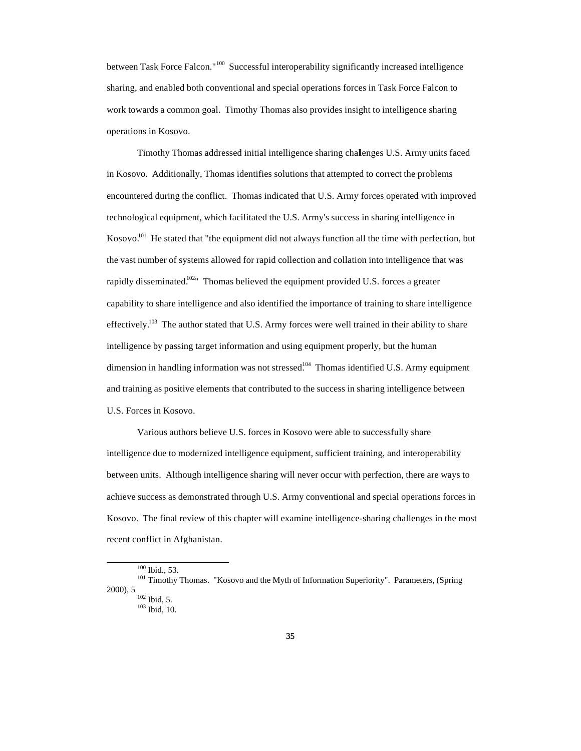between Task Force Falcon."[100] Successful interoperability significantly increased intelligence sharing, and enabled both conventional and special operations forces in Task Force Falcon to work towards a common goal. Timothy Thomas also provides insight to intelligence sharing operations in Kosovo.

Timothy Thomas addressed initial intelligence sharing challenges U.S. Army units faced in Kosovo. Additionally, Thomas identifies solutions that attempted to correct the problems encountered during the conflict. Thomas indicated that U.S. Army forces operated with improved technological equipment, which facilitated the U.S. Army's success in sharing intelligence in Kosovo.[101] He stated that "the equipment did not always function all the time with perfection, but the vast number of systems allowed for rapid collection and collation into intelligence that was rapidly disseminated.[102]" Thomas believed the equipment provided U.S. forces a greater capability to share intelligence and also identified the importance of training to share intelligence effectively.[103] The author stated that U.S. Army forces were well trained in their ability to share intelligence by passing target information and using equipment properly, but the human dimension in handling information was not stressed.[104] Thomas identified U.S. Army equipment and training as positive elements that contributed to the success in sharing intelligence between U.S. Forces in Kosovo.

Various authors believe U.S. forces in Kosovo were able to successfully share intelligence due to modernized intelligence equipment, sufficient training, and interoperability between units. Although intelligence sharing will never occur with perfection, there are ways to achieve success as demonstrated through U.S. Army conventional and special operations forces in Kosovo. The final review of this chapter will examine intelligence-sharing challenges in the most recent conflict in Afghanistan.

---

[100] Ibid., 53.

[101] Timothy Thomas. "Kosovo and the Myth of Information Superiority". Parameters, (Spring 2000), 5

[102] Ibid, 5.

[103] Ibid, 10.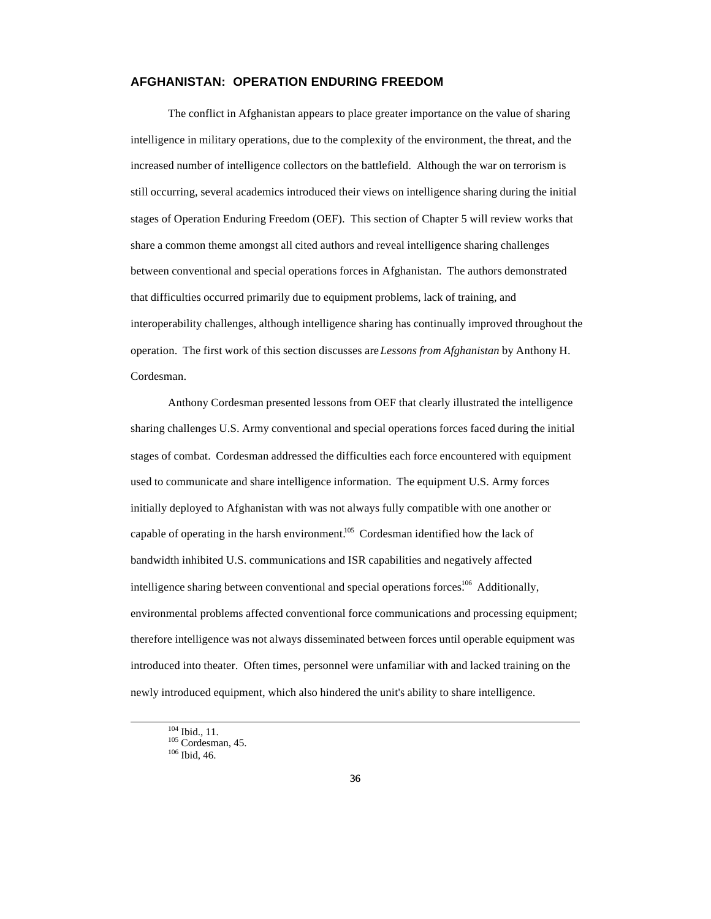## AFGHANISTAN: OPERATION ENDURING FREEDOM

The conflict in Afghanistan appears to place greater importance on the value of sharing intelligence in military operations, due to the complexity of the environment, the threat, and the increased number of intelligence collectors on the battlefield. Although the war on terrorism is still occurring, several academics introduced their views on intelligence sharing during the initial stages of Operation Enduring Freedom (OEF). This section of Chapter 5 will review works that share a common theme amongst all cited authors and reveal intelligence sharing challenges between conventional and special operations forces in Afghanistan. The authors demonstrated that difficulties occurred primarily due to equipment problems, lack of training, and interoperability challenges, although intelligence sharing has continually improved throughout the operation. The first work of this section discusses are *Lessons from Afghanistan* by Anthony H. Cordesman.

Anthony Cordesman presented lessons from OEF that clearly illustrated the intelligence sharing challenges U.S. Army conventional and special operations forces faced during the initial stages of combat. Cordesman addressed the difficulties each force encountered with equipment used to communicate and share intelligence information. The equipment U.S. Army forces initially deployed to Afghanistan with was not always fully compatible with one another or capable of operating in the harsh environment.[105] Cordesman identified how the lack of bandwidth inhibited U.S. communications and ISR capabilities and negatively affected intelligence sharing between conventional and special operations forces.[106] Additionally, environmental problems affected conventional force communications and processing equipment; therefore intelligence was not always disseminated between forces until operable equipment was introduced into theater. Often times, personnel were unfamiliar with and lacked training on the newly introduced equipment, which also hindered the unit's ability to share intelligence.

---

[104] Ibid., 11.
[105] Cordesman, 45.
[106] Ibid, 46.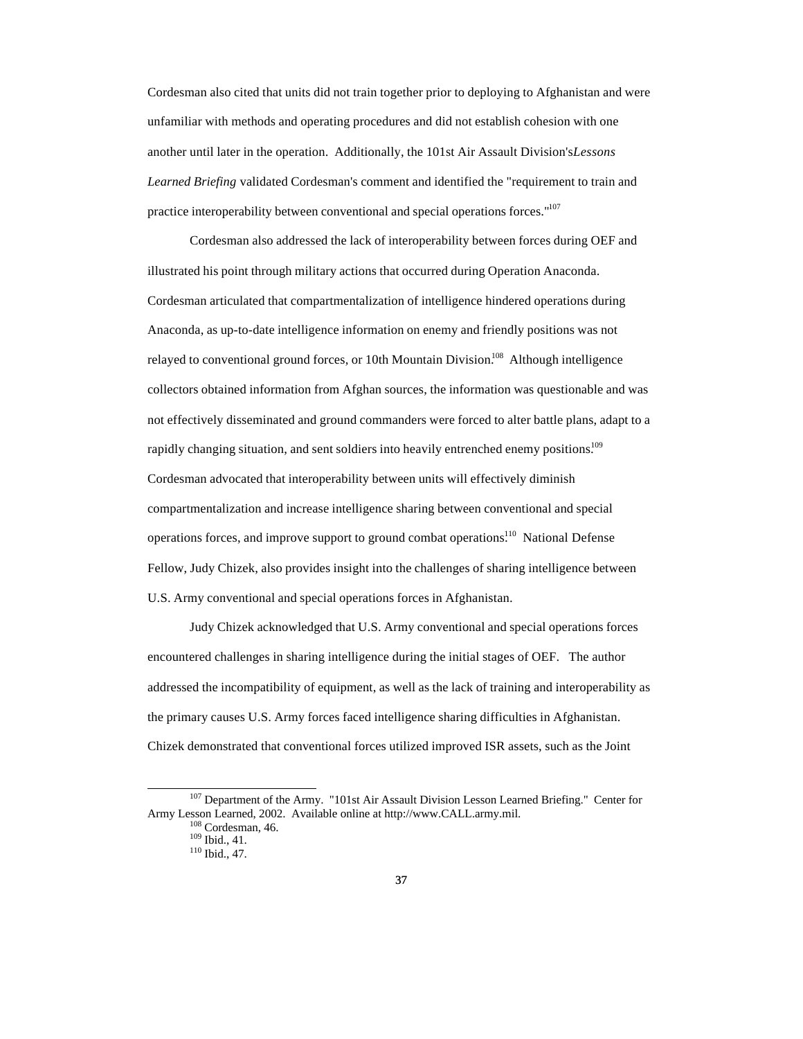Cordesman also cited that units did not train together prior to deploying to Afghanistan and were unfamiliar with methods and operating procedures and did not establish cohesion with one another until later in the operation. Additionally, the 101st Air Assault Division's *Lessons Learned Briefing* validated Cordesman's comment and identified the "requirement to train and practice interoperability between conventional and special operations forces."[107]

Cordesman also addressed the lack of interoperability between forces during OEF and illustrated his point through military actions that occurred during Operation Anaconda. Cordesman articulated that compartmentalization of intelligence hindered operations during Anaconda, as up-to-date intelligence information on enemy and friendly positions was not relayed to conventional ground forces, or 10th Mountain Division.[108] Although intelligence collectors obtained information from Afghan sources, the information was questionable and was not effectively disseminated and ground commanders were forced to alter battle plans, adapt to a rapidly changing situation, and sent soldiers into heavily entrenched enemy positions.[109] Cordesman advocated that interoperability between units will effectively diminish compartmentalization and increase intelligence sharing between conventional and special operations forces, and improve support to ground combat operations.[110] National Defense Fellow, Judy Chizek, also provides insight into the challenges of sharing intelligence between U.S. Army conventional and special operations forces in Afghanistan.

Judy Chizek acknowledged that U.S. Army conventional and special operations forces encountered challenges in sharing intelligence during the initial stages of OEF. The author addressed the incompatibility of equipment, as well as the lack of training and interoperability as the primary causes U.S. Army forces faced intelligence sharing difficulties in Afghanistan. Chizek demonstrated that conventional forces utilized improved ISR assets, such as the Joint

---

[107] Department of the Army. "101st Air Assault Division Lesson Learned Briefing." Center for Army Lesson Learned, 2002. Available online at http://www.CALL.army.mil.

[108] Cordesman, 46.

[109] Ibid., 41.

[110] Ibid., 47.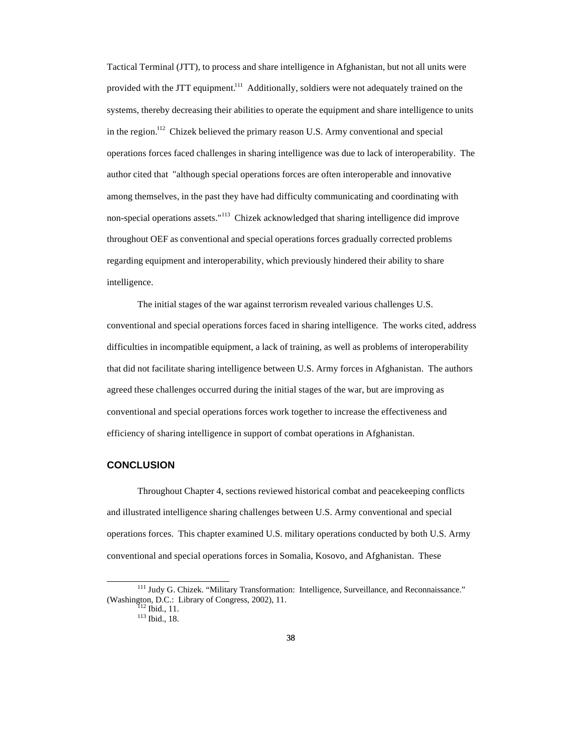Tactical Terminal (JTT), to process and share intelligence in Afghanistan, but not all units were provided with the JTT equipment.[111] Additionally, soldiers were not adequately trained on the systems, thereby decreasing their abilities to operate the equipment and share intelligence to units in the region.[112] Chizek believed the primary reason U.S. Army conventional and special operations forces faced challenges in sharing intelligence was due to lack of interoperability. The author cited that "although special operations forces are often interoperable and innovative among themselves, in the past they have had difficulty communicating and coordinating with non-special operations assets."[113] Chizek acknowledged that sharing intelligence did improve throughout OEF as conventional and special operations forces gradually corrected problems regarding equipment and interoperability, which previously hindered their ability to share intelligence.

The initial stages of the war against terrorism revealed various challenges U.S. conventional and special operations forces faced in sharing intelligence. The works cited, address difficulties in incompatible equipment, a lack of training, as well as problems of interoperability that did not facilitate sharing intelligence between U.S. Army forces in Afghanistan. The authors agreed these challenges occurred during the initial stages of the war, but are improving as conventional and special operations forces work together to increase the effectiveness and efficiency of sharing intelligence in support of combat operations in Afghanistan.

## CONCLUSION

Throughout Chapter 4, sections reviewed historical combat and peacekeeping conflicts and illustrated intelligence sharing challenges between U.S. Army conventional and special operations forces. This chapter examined U.S. military operations conducted by both U.S. Army conventional and special operations forces in Somalia, Kosovo, and Afghanistan. These

---

[111] Judy G. Chizek. "Military Transformation: Intelligence, Surveillance, and Reconnaissance." (Washington, D.C.: Library of Congress, 2002), 11.

[112] Ibid., 11.

[113] Ibid., 18.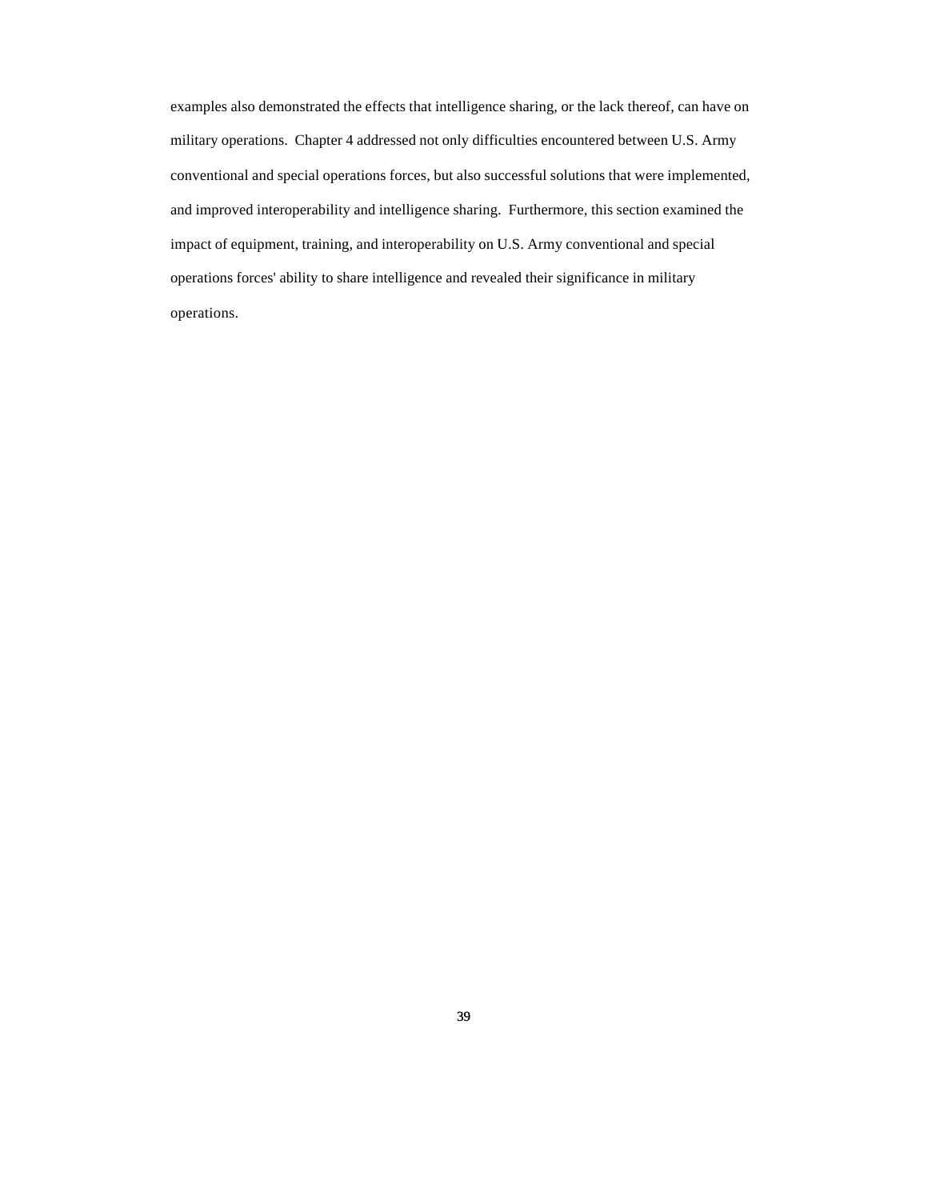examples also demonstrated the effects that intelligence sharing, or the lack thereof, can have on military operations. Chapter 4 addressed not only difficulties encountered between U.S. Army conventional and special operations forces, but also successful solutions that were implemented, and improved interoperability and intelligence sharing. Furthermore, this section examined the impact of equipment, training, and interoperability on U.S. Army conventional and special operations forces' ability to share intelligence and revealed their significance in military operations.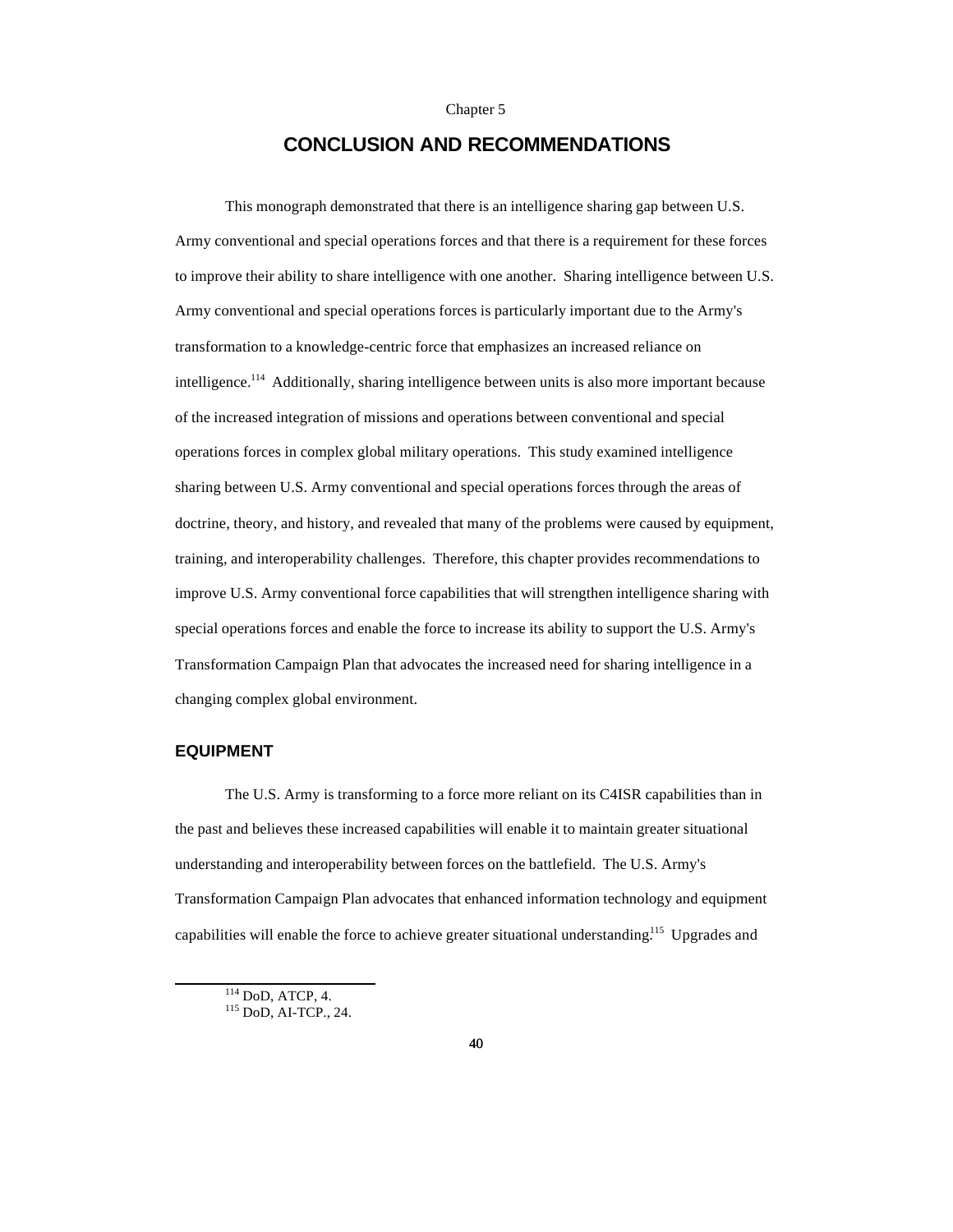Chapter 5

# CONCLUSION AND RECOMMENDATIONS

This monograph demonstrated that there is an intelligence sharing gap between U.S. Army conventional and special operations forces and that there is a requirement for these forces to improve their ability to share intelligence with one another. Sharing intelligence between U.S. Army conventional and special operations forces is particularly important due to the Army's transformation to a knowledge-centric force that emphasizes an increased reliance on intelligence.[114] Additionally, sharing intelligence between units is also more important because of the increased integration of missions and operations between conventional and special operations forces in complex global military operations. This study examined intelligence sharing between U.S. Army conventional and special operations forces through the areas of doctrine, theory, and history, and revealed that many of the problems were caused by equipment, training, and interoperability challenges. Therefore, this chapter provides recommendations to improve U.S. Army conventional force capabilities that will strengthen intelligence sharing with special operations forces and enable the force to increase its ability to support the U.S. Army's Transformation Campaign Plan that advocates the increased need for sharing intelligence in a changing complex global environment.

## EQUIPMENT

The U.S. Army is transforming to a force more reliant on its C4ISR capabilities than in the past and believes these increased capabilities will enable it to maintain greater situational understanding and interoperability between forces on the battlefield. The U.S. Army's Transformation Campaign Plan advocates that enhanced information technology and equipment capabilities will enable the force to achieve greater situational understanding.[115] Upgrades and

[114] DoD, ATCP, 4.
[115] DoD, AI-TCP., 24.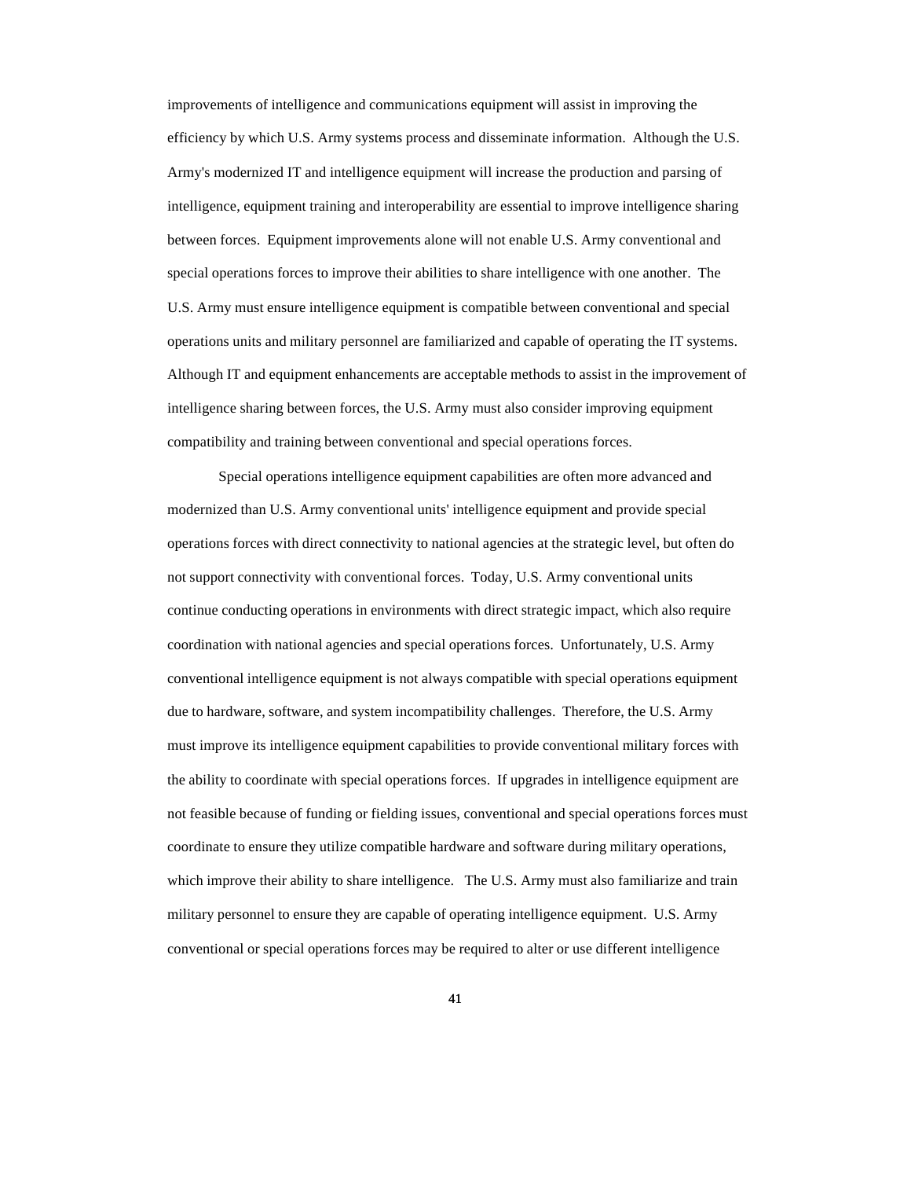improvements of intelligence and communications equipment will assist in improving the efficiency by which U.S. Army systems process and disseminate information. Although the U.S. Army's modernized IT and intelligence equipment will increase the production and parsing of intelligence, equipment training and interoperability are essential to improve intelligence sharing between forces. Equipment improvements alone will not enable U.S. Army conventional and special operations forces to improve their abilities to share intelligence with one another. The U.S. Army must ensure intelligence equipment is compatible between conventional and special operations units and military personnel are familiarized and capable of operating the IT systems. Although IT and equipment enhancements are acceptable methods to assist in the improvement of intelligence sharing between forces, the U.S. Army must also consider improving equipment compatibility and training between conventional and special operations forces.

Special operations intelligence equipment capabilities are often more advanced and modernized than U.S. Army conventional units' intelligence equipment and provide special operations forces with direct connectivity to national agencies at the strategic level, but often do not support connectivity with conventional forces. Today, U.S. Army conventional units continue conducting operations in environments with direct strategic impact, which also require coordination with national agencies and special operations forces. Unfortunately, U.S. Army conventional intelligence equipment is not always compatible with special operations equipment due to hardware, software, and system incompatibility challenges. Therefore, the U.S. Army must improve its intelligence equipment capabilities to provide conventional military forces with the ability to coordinate with special operations forces. If upgrades in intelligence equipment are not feasible because of funding or fielding issues, conventional and special operations forces must coordinate to ensure they utilize compatible hardware and software during military operations, which improve their ability to share intelligence. The U.S. Army must also familiarize and train military personnel to ensure they are capable of operating intelligence equipment. U.S. Army conventional or special operations forces may be required to alter or use different intelligence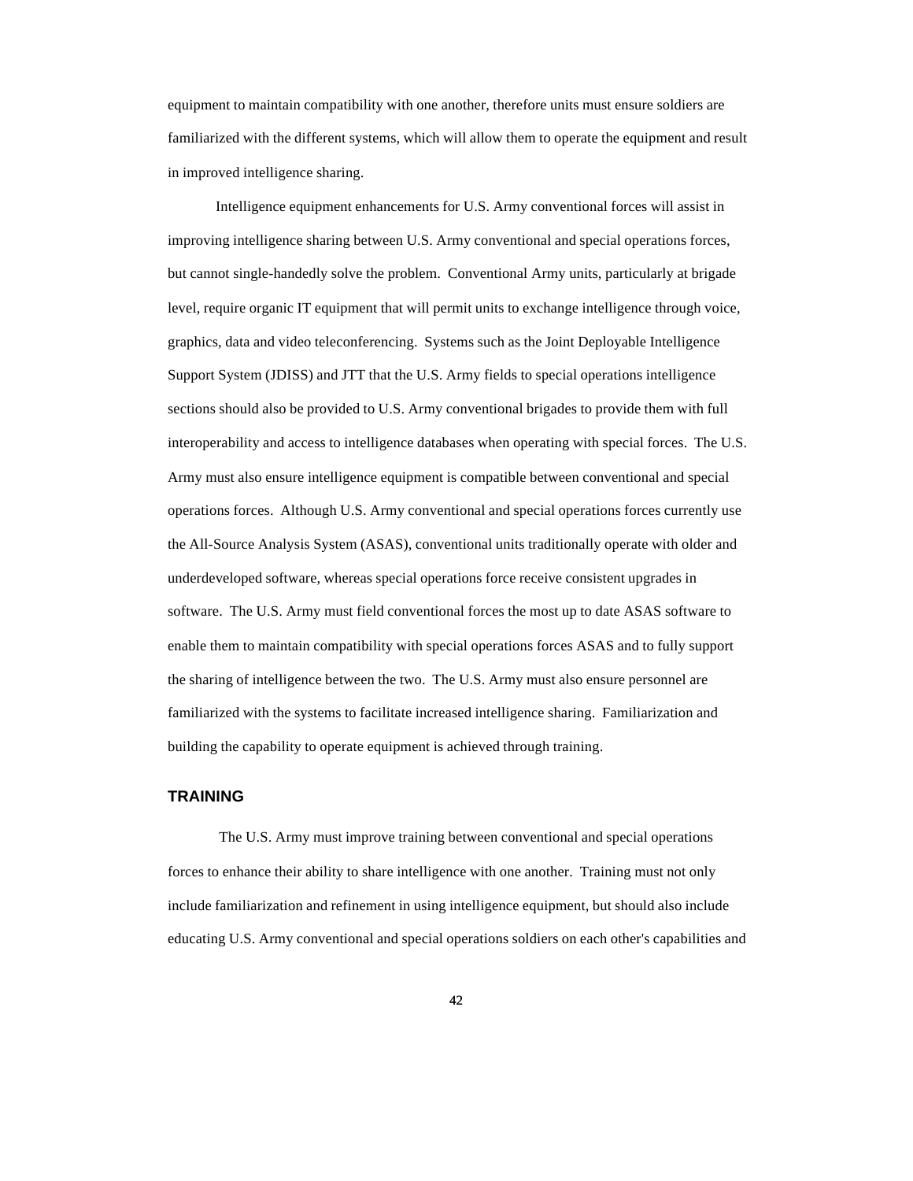equipment to maintain compatibility with one another, therefore units must ensure soldiers are familiarized with the different systems, which will allow them to operate the equipment and result in improved intelligence sharing.

Intelligence equipment enhancements for U.S. Army conventional forces will assist in improving intelligence sharing between U.S. Army conventional and special operations forces, but cannot single-handedly solve the problem. Conventional Army units, particularly at brigade level, require organic IT equipment that will permit units to exchange intelligence through voice, graphics, data and video teleconferencing. Systems such as the Joint Deployable Intelligence Support System (JDISS) and JTT that the U.S. Army fields to special operations intelligence sections should also be provided to U.S. Army conventional brigades to provide them with full interoperability and access to intelligence databases when operating with special forces. The U.S. Army must also ensure intelligence equipment is compatible between conventional and special operations forces. Although U.S. Army conventional and special operations forces currently use the All-Source Analysis System (ASAS), conventional units traditionally operate with older and underdeveloped software, whereas special operations force receive consistent upgrades in software. The U.S. Army must field conventional forces the most up to date ASAS software to enable them to maintain compatibility with special operations forces ASAS and to fully support the sharing of intelligence between the two. The U.S. Army must also ensure personnel are familiarized with the systems to facilitate increased intelligence sharing. Familiarization and building the capability to operate equipment is achieved through training.

## TRAINING

The U.S. Army must improve training between conventional and special operations forces to enhance their ability to share intelligence with one another. Training must not only include familiarization and refinement in using intelligence equipment, but should also include educating U.S. Army conventional and special operations soldiers on each other's capabilities and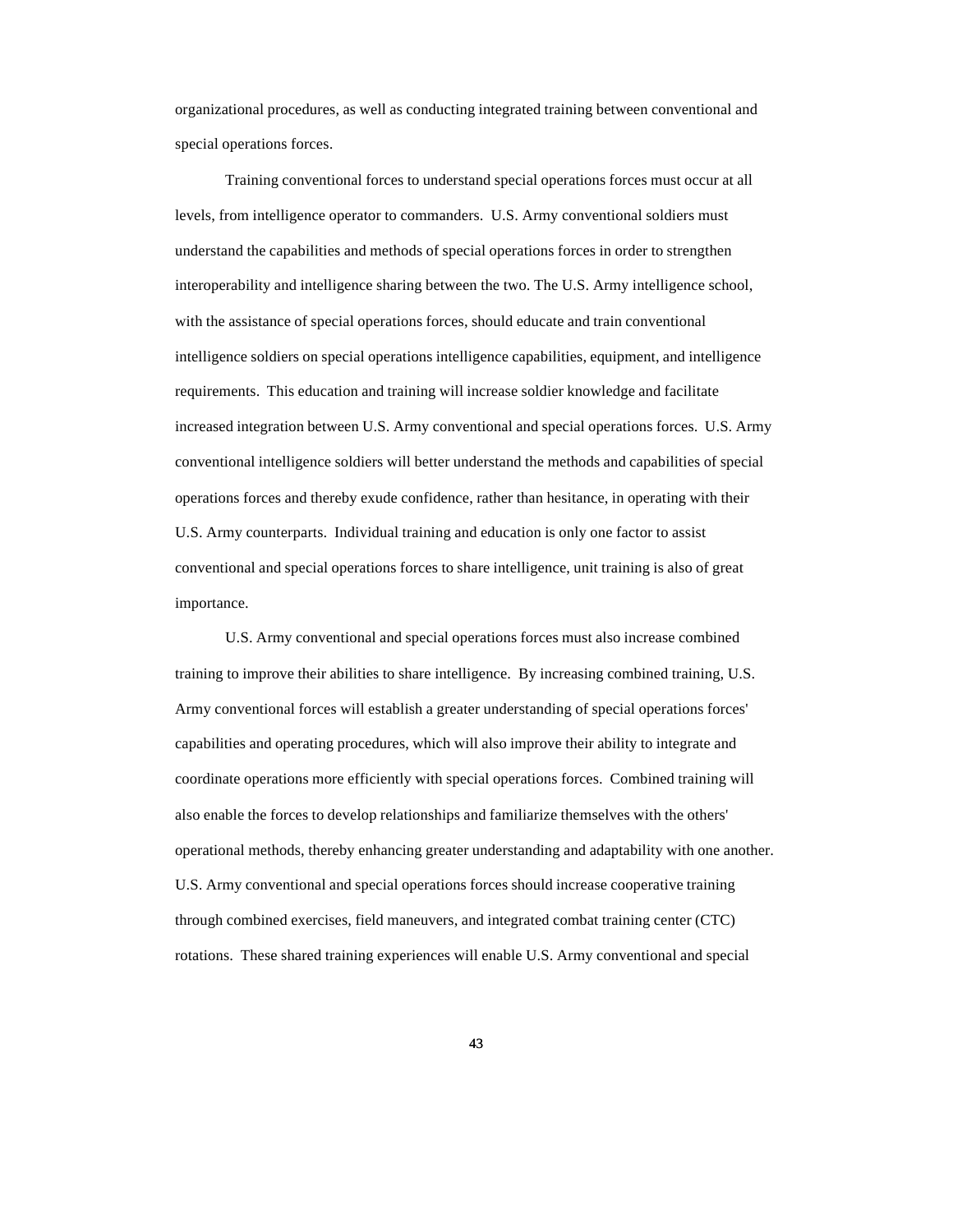organizational procedures, as well as conducting integrated training between conventional and special operations forces.

Training conventional forces to understand special operations forces must occur at all levels, from intelligence operator to commanders. U.S. Army conventional soldiers must understand the capabilities and methods of special operations forces in order to strengthen interoperability and intelligence sharing between the two. The U.S. Army intelligence school, with the assistance of special operations forces, should educate and train conventional intelligence soldiers on special operations intelligence capabilities, equipment, and intelligence requirements. This education and training will increase soldier knowledge and facilitate increased integration between U.S. Army conventional and special operations forces. U.S. Army conventional intelligence soldiers will better understand the methods and capabilities of special operations forces and thereby exude confidence, rather than hesitance, in operating with their U.S. Army counterparts. Individual training and education is only one factor to assist conventional and special operations forces to share intelligence, unit training is also of great importance.

U.S. Army conventional and special operations forces must also increase combined training to improve their abilities to share intelligence. By increasing combined training, U.S. Army conventional forces will establish a greater understanding of special operations forces' capabilities and operating procedures, which will also improve their ability to integrate and coordinate operations more efficiently with special operations forces. Combined training will also enable the forces to develop relationships and familiarize themselves with the others' operational methods, thereby enhancing greater understanding and adaptability with one another. U.S. Army conventional and special operations forces should increase cooperative training through combined exercises, field maneuvers, and integrated combat training center (CTC) rotations. These shared training experiences will enable U.S. Army conventional and special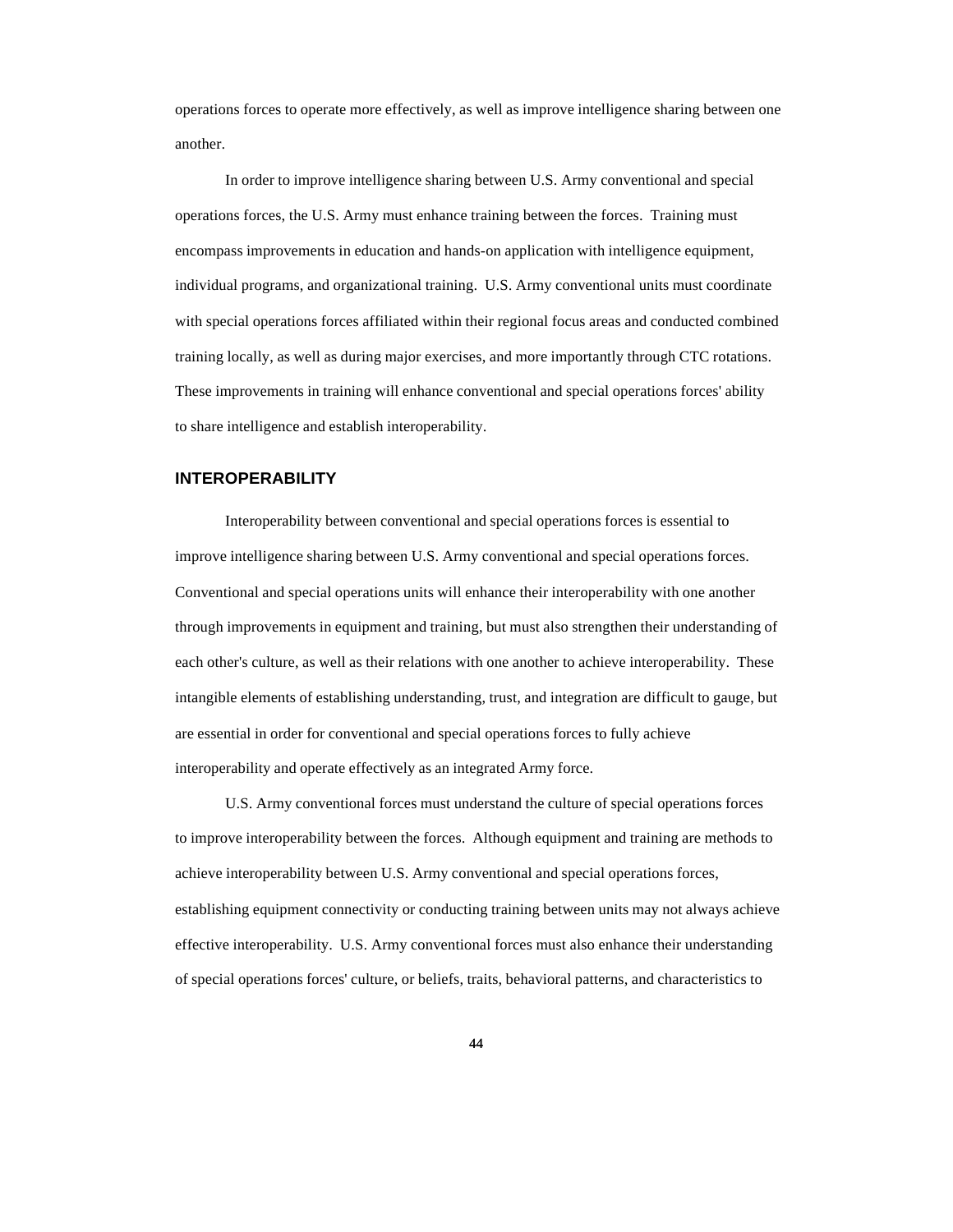operations forces to operate more effectively, as well as improve intelligence sharing between one another.

In order to improve intelligence sharing between U.S. Army conventional and special operations forces, the U.S. Army must enhance training between the forces. Training must encompass improvements in education and hands-on application with intelligence equipment, individual programs, and organizational training. U.S. Army conventional units must coordinate with special operations forces affiliated within their regional focus areas and conducted combined training locally, as well as during major exercises, and more importantly through CTC rotations. These improvements in training will enhance conventional and special operations forces' ability to share intelligence and establish interoperability.

## INTEROPERABILITY

Interoperability between conventional and special operations forces is essential to improve intelligence sharing between U.S. Army conventional and special operations forces. Conventional and special operations units will enhance their interoperability with one another through improvements in equipment and training, but must also strengthen their understanding of each other's culture, as well as their relations with one another to achieve interoperability. These intangible elements of establishing understanding, trust, and integration are difficult to gauge, but are essential in order for conventional and special operations forces to fully achieve interoperability and operate effectively as an integrated Army force.

U.S. Army conventional forces must understand the culture of special operations forces to improve interoperability between the forces. Although equipment and training are methods to achieve interoperability between U.S. Army conventional and special operations forces, establishing equipment connectivity or conducting training between units may not always achieve effective interoperability. U.S. Army conventional forces must also enhance their understanding of special operations forces' culture, or beliefs, traits, behavioral patterns, and characteristics to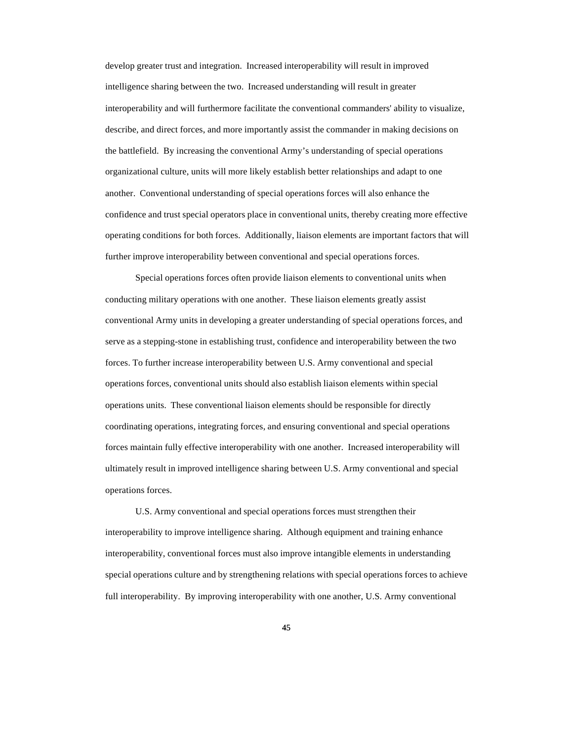develop greater trust and integration. Increased interoperability will result in improved intelligence sharing between the two. Increased understanding will result in greater interoperability and will furthermore facilitate the conventional commanders' ability to visualize, describe, and direct forces, and more importantly assist the commander in making decisions on the battlefield. By increasing the conventional Army's understanding of special operations organizational culture, units will more likely establish better relationships and adapt to one another. Conventional understanding of special operations forces will also enhance the confidence and trust special operators place in conventional units, thereby creating more effective operating conditions for both forces. Additionally, liaison elements are important factors that will further improve interoperability between conventional and special operations forces.

Special operations forces often provide liaison elements to conventional units when conducting military operations with one another. These liaison elements greatly assist conventional Army units in developing a greater understanding of special operations forces, and serve as a stepping-stone in establishing trust, confidence and interoperability between the two forces. To further increase interoperability between U.S. Army conventional and special operations forces, conventional units should also establish liaison elements within special operations units. These conventional liaison elements should be responsible for directly coordinating operations, integrating forces, and ensuring conventional and special operations forces maintain fully effective interoperability with one another. Increased interoperability will ultimately result in improved intelligence sharing between U.S. Army conventional and special operations forces.

U.S. Army conventional and special operations forces must strengthen their interoperability to improve intelligence sharing. Although equipment and training enhance interoperability, conventional forces must also improve intangible elements in understanding special operations culture and by strengthening relations with special operations forces to achieve full interoperability. By improving interoperability with one another, U.S. Army conventional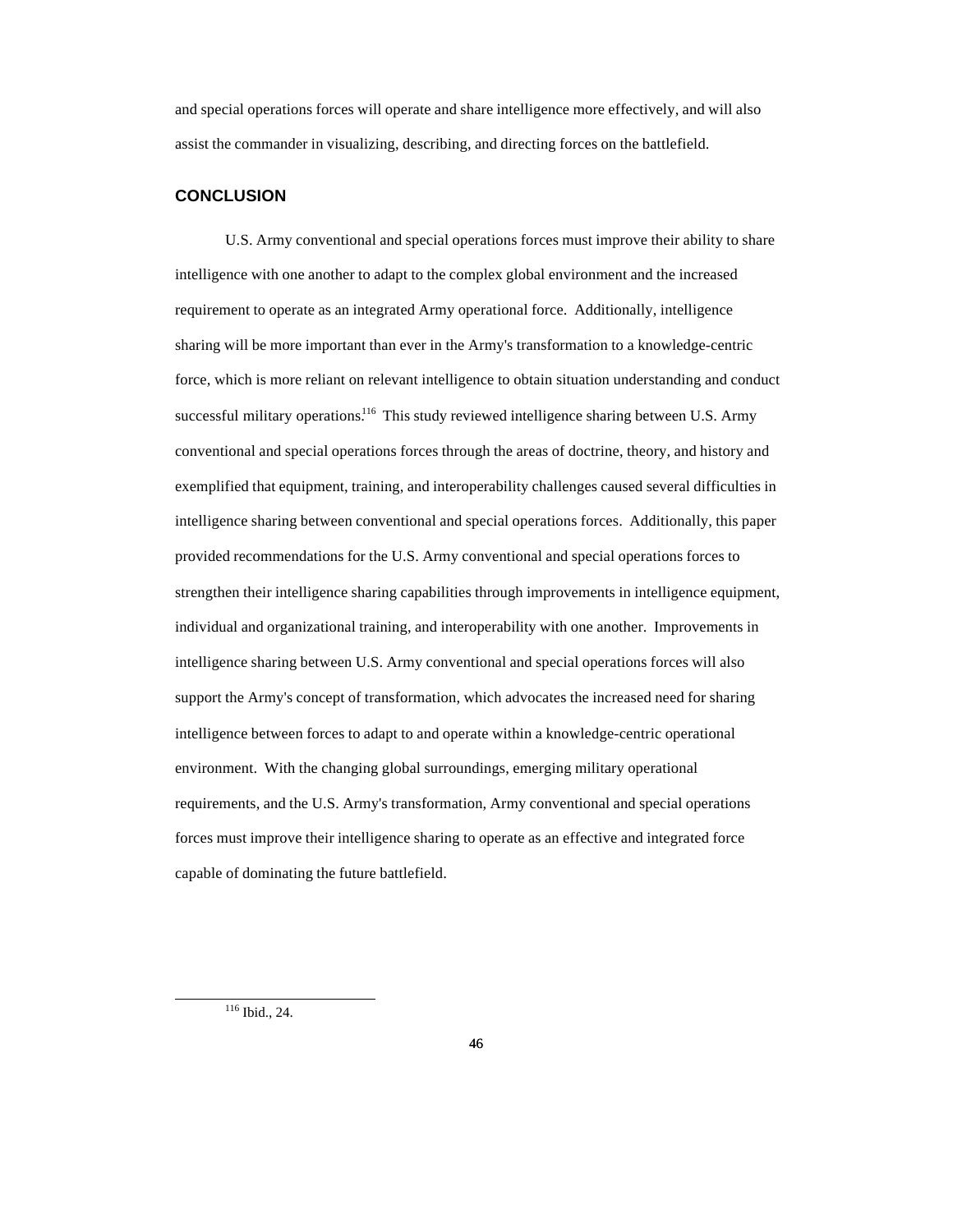and special operations forces will operate and share intelligence more effectively, and will also assist the commander in visualizing, describing, and directing forces on the battlefield.

## CONCLUSION

U.S. Army conventional and special operations forces must improve their ability to share intelligence with one another to adapt to the complex global environment and the increased requirement to operate as an integrated Army operational force. Additionally, intelligence sharing will be more important than ever in the Army's transformation to a knowledge-centric force, which is more reliant on relevant intelligence to obtain situation understanding and conduct successful military operations.[116] This study reviewed intelligence sharing between U.S. Army conventional and special operations forces through the areas of doctrine, theory, and history and exemplified that equipment, training, and interoperability challenges caused several difficulties in intelligence sharing between conventional and special operations forces. Additionally, this paper provided recommendations for the U.S. Army conventional and special operations forces to strengthen their intelligence sharing capabilities through improvements in intelligence equipment, individual and organizational training, and interoperability with one another. Improvements in intelligence sharing between U.S. Army conventional and special operations forces will also support the Army's concept of transformation, which advocates the increased need for sharing intelligence between forces to adapt to and operate within a knowledge-centric operational environment. With the changing global surroundings, emerging military operational requirements, and the U.S. Army's transformation, Army conventional and special operations forces must improve their intelligence sharing to operate as an effective and integrated force capable of dominating the future battlefield.

---

[116] Ibid., 24.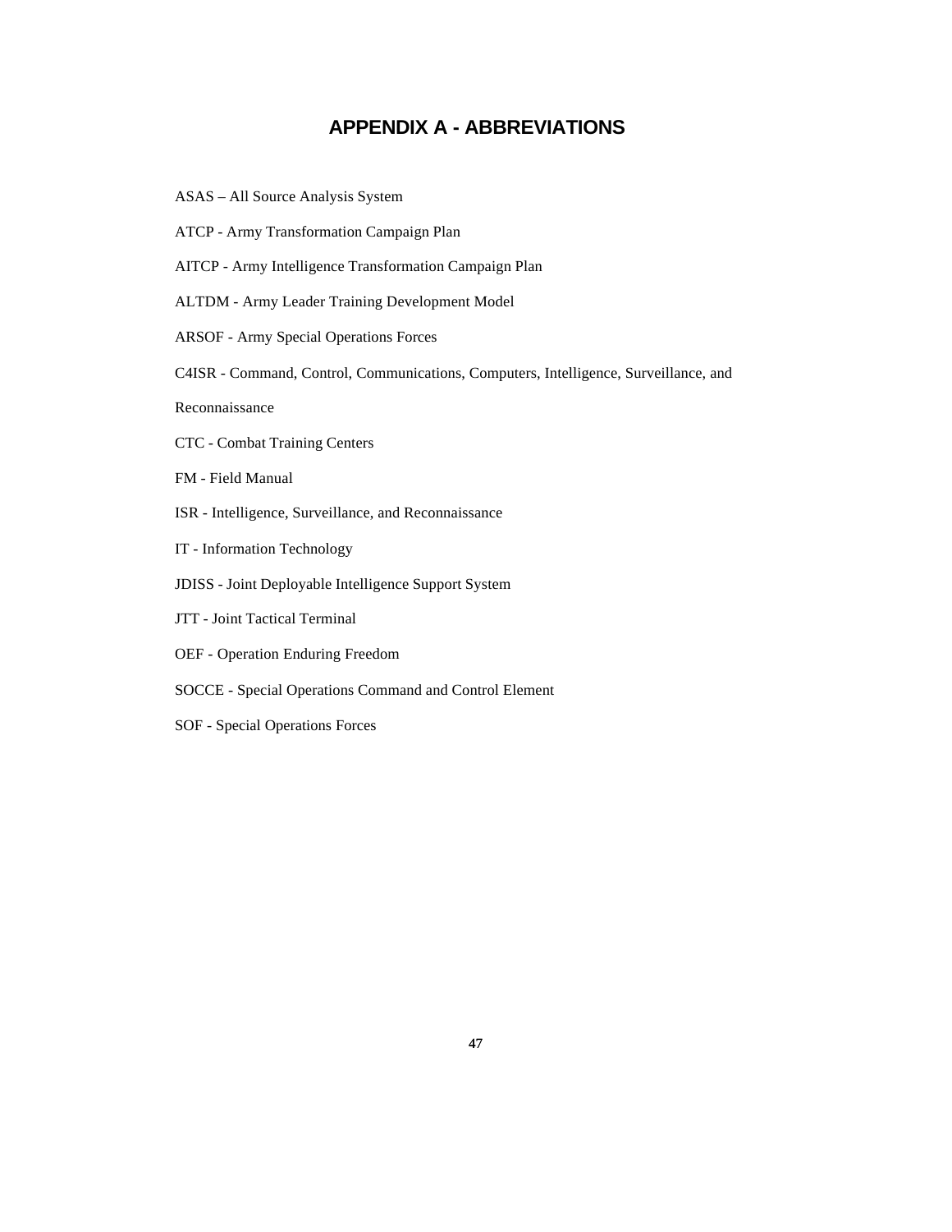# APPENDIX A - ABBREVIATIONS

ASAS – All Source Analysis System

ATCP - Army Transformation Campaign Plan

AITCP - Army Intelligence Transformation Campaign Plan

ALTDM - Army Leader Training Development Model

ARSOF - Army Special Operations Forces

C4ISR - Command, Control, Communications, Computers, Intelligence, Surveillance, and Reconnaissance

CTC - Combat Training Centers

FM - Field Manual

ISR - Intelligence, Surveillance, and Reconnaissance

IT - Information Technology

JDISS - Joint Deployable Intelligence Support System

JTT - Joint Tactical Terminal

OEF - Operation Enduring Freedom

SOCCE - Special Operations Command and Control Element

SOF - Special Operations Forces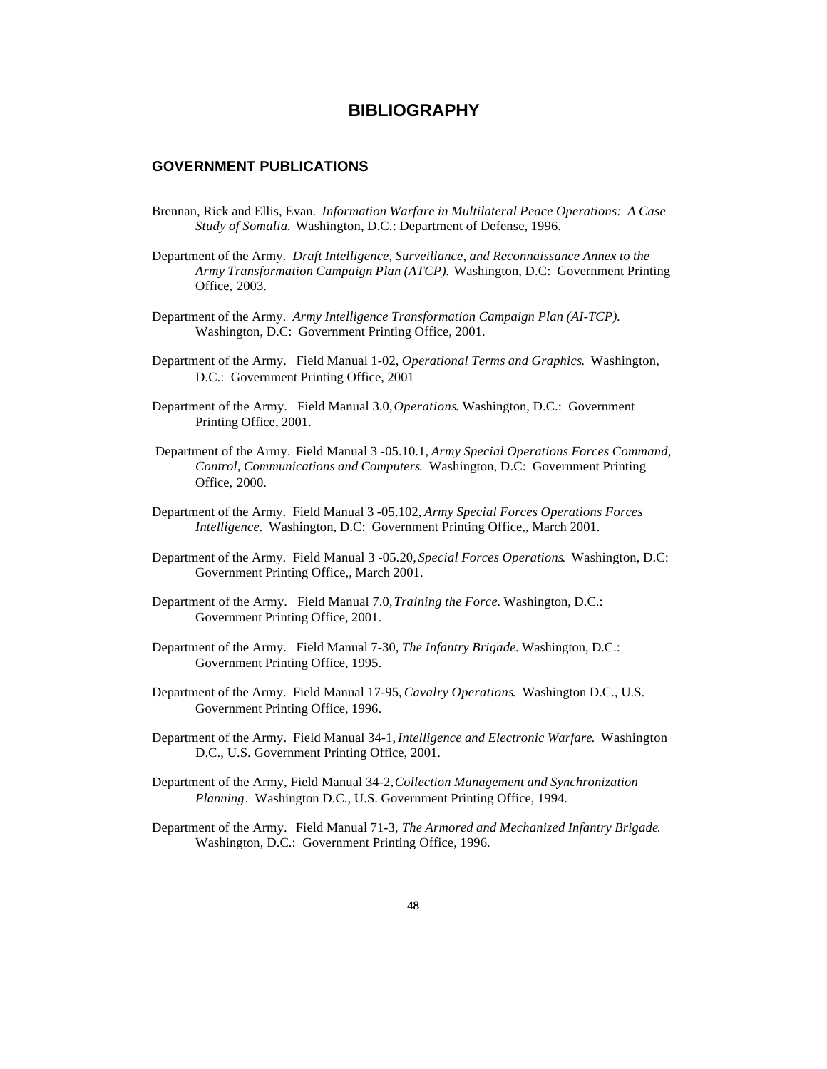# BIBLIOGRAPHY

## GOVERNMENT PUBLICATIONS

Brennan, Rick and Ellis, Evan. *Information Warfare in Multilateral Peace Operations: A Case Study of Somalia.* Washington, D.C.: Department of Defense, 1996.

Department of the Army. *Draft Intelligence, Surveillance, and Reconnaissance Annex to the Army Transformation Campaign Plan (ATCP).* Washington, D.C: Government Printing Office, 2003.

Department of the Army. *Army Intelligence Transformation Campaign Plan (AI-TCP).* Washington, D.C: Government Printing Office, 2001.

Department of the Army. Field Manual 1-02, *Operational Terms and Graphics*. Washington, D.C.: Government Printing Office, 2001

Department of the Army. Field Manual 3.0, *Operations*. Washington, D.C.: Government Printing Office, 2001.

Department of the Army. Field Manual 3 -05.10.1, *Army Special Operations Forces Command, Control, Communications and Computers*. Washington, D.C: Government Printing Office, 2000.

Department of the Army. Field Manual 3 -05.102, *Army Special Forces Operations Forces Intelligence*. Washington, D.C: Government Printing Office,, March 2001.

Department of the Army. Field Manual 3 -05.20, *Special Forces Operations*. Washington, D.C: Government Printing Office,, March 2001.

Department of the Army. Field Manual 7.0, *Training the Force*. Washington, D.C.: Government Printing Office, 2001.

Department of the Army. Field Manual 7-30, *The Infantry Brigade*. Washington, D.C.: Government Printing Office, 1995.

Department of the Army. Field Manual 17-95, *Cavalry Operations*. Washington D.C., U.S. Government Printing Office, 1996.

Department of the Army. Field Manual 34-1, *Intelligence and Electronic Warfare*. Washington D.C., U.S. Government Printing Office, 2001.

Department of the Army, Field Manual 34-2, *Collection Management and Synchronization Planning*. Washington D.C., U.S. Government Printing Office, 1994.

Department of the Army. Field Manual 71-3, *The Armored and Mechanized Infantry Brigade*. Washington, D.C.: Government Printing Office, 1996.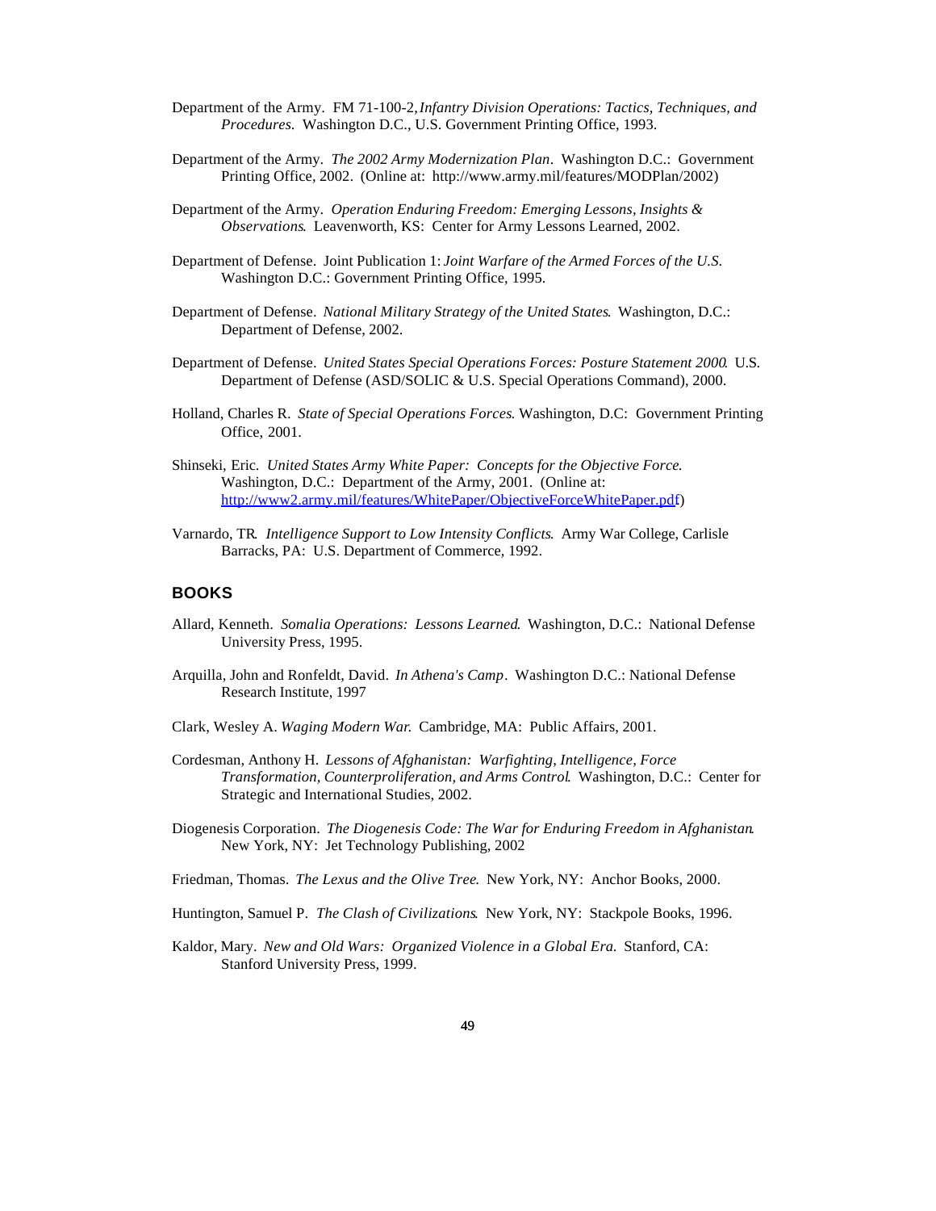Department of the Army. FM 71-100-2, *Infantry Division Operations: Tactics, Techniques, and Procedures*. Washington D.C., U.S. Government Printing Office, 1993.

Department of the Army. *The 2002 Army Modernization Plan*. Washington D.C.: Government Printing Office, 2002. (Online at: http://www.army.mil/features/MODPlan/2002)

Department of the Army. *Operation Enduring Freedom: Emerging Lessons, Insights & Observations*. Leavenworth, KS: Center for Army Lessons Learned, 2002.

Department of Defense. Joint Publication 1: *Joint Warfare of the Armed Forces of the U.S.* Washington D.C.: Government Printing Office, 1995.

Department of Defense. *National Military Strategy of the United States*. Washington, D.C.: Department of Defense, 2002.

Department of Defense. *United States Special Operations Forces: Posture Statement 2000*. U.S. Department of Defense (ASD/SOLIC & U.S. Special Operations Command), 2000.

Holland, Charles R. *State of Special Operations Forces*. Washington, D.C: Government Printing Office, 2001.

Shinseki, Eric. *United States Army White Paper: Concepts for the Objective Force*. Washington, D.C.: Department of the Army, 2001. (Online at: http://www2.army.mil/features/WhitePaper/ObjectiveForceWhitePaper.pdf)

Varnardo, TR. *Intelligence Support to Low Intensity Conflicts*. Army War College, Carlisle Barracks, PA: U.S. Department of Commerce, 1992.

## BOOKS

Allard, Kenneth. *Somalia Operations: Lessons Learned*. Washington, D.C.: National Defense University Press, 1995.

Arquilla, John and Ronfeldt, David. *In Athena's Camp*. Washington D.C.: National Defense Research Institute, 1997

Clark, Wesley A. *Waging Modern War.* Cambridge, MA: Public Affairs, 2001.

Cordesman, Anthony H. *Lessons of Afghanistan: Warfighting, Intelligence, Force Transformation, Counterproliferation, and Arms Control*. Washington, D.C.: Center for Strategic and International Studies, 2002.

Diogenesis Corporation. *The Diogenesis Code: The War for Enduring Freedom in Afghanistan*. New York, NY: Jet Technology Publishing, 2002

Friedman, Thomas. *The Lexus and the Olive Tree*. New York, NY: Anchor Books, 2000.

Huntington, Samuel P. *The Clash of Civilizations*. New York, NY: Stackpole Books, 1996.

Kaldor, Mary. *New and Old Wars: Organized Violence in a Global Era.* Stanford, CA: Stanford University Press, 1999.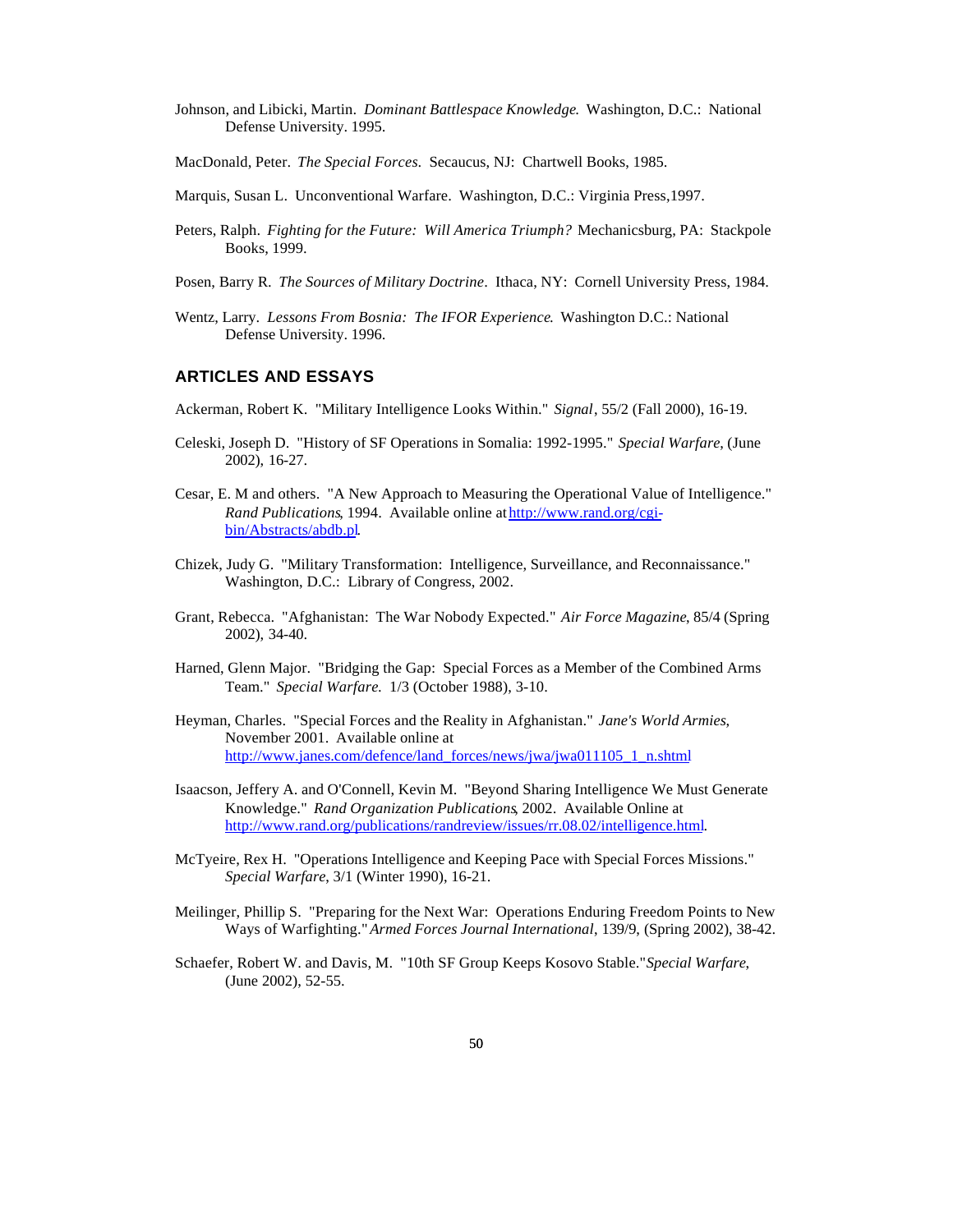Johnson, and Libicki, Martin. *Dominant Battlespace Knowledge*. Washington, D.C.: National Defense University. 1995.

MacDonald, Peter. *The Special Forces*. Secaucus, NJ: Chartwell Books, 1985.

Marquis, Susan L. Unconventional Warfare. Washington, D.C.: Virginia Press,1997.

Peters, Ralph. *Fighting for the Future: Will America Triumph?* Mechanicsburg, PA: Stackpole Books, 1999.

Posen, Barry R. *The Sources of Military Doctrine*. Ithaca, NY: Cornell University Press, 1984.

Wentz, Larry. *Lessons From Bosnia: The IFOR Experience*. Washington D.C.: National Defense University. 1996.

## ARTICLES AND ESSAYS

Ackerman, Robert K. "Military Intelligence Looks Within." *Signal*, 55/2 (Fall 2000), 16-19.

Celeski, Joseph D. "History of SF Operations in Somalia: 1992-1995." *Special Warfare*, (June 2002), 16-27.

Cesar, E. M and others. "A New Approach to Measuring the Operational Value of Intelligence." *Rand Publications*, 1994. Available online at http://www.rand.org/cgi-bin/Abstracts/abdb.pl.

Chizek, Judy G. "Military Transformation: Intelligence, Surveillance, and Reconnaissance." Washington, D.C.: Library of Congress, 2002.

Grant, Rebecca. "Afghanistan: The War Nobody Expected." *Air Force Magazine*, 85/4 (Spring 2002), 34-40.

Harned, Glenn Major. "Bridging the Gap: Special Forces as a Member of the Combined Arms Team." *Special Warfare.* 1/3 (October 1988), 3-10.

Heyman, Charles. "Special Forces and the Reality in Afghanistan." *Jane's World Armies*, November 2001. Available online at http://www.janes.com/defence/land_forces/news/jwa/jwa011105_1_n.shtml

Isaacson, Jeffery A. and O'Connell, Kevin M. "Beyond Sharing Intelligence We Must Generate Knowledge." *Rand Organization Publications*, 2002. Available Online at http://www.rand.org/publications/randreview/issues/rr.08.02/intelligence.html.

McTyeire, Rex H. "Operations Intelligence and Keeping Pace with Special Forces Missions." *Special Warfare*, 3/1 (Winter 1990), 16-21.

Meilinger, Phillip S. "Preparing for the Next War: Operations Enduring Freedom Points to New Ways of Warfighting." *Armed Forces Journal International*, 139/9, (Spring 2002), 38-42.

Schaefer, Robert W. and Davis, M. "10th SF Group Keeps Kosovo Stable." *Special Warfare*, (June 2002), 52-55.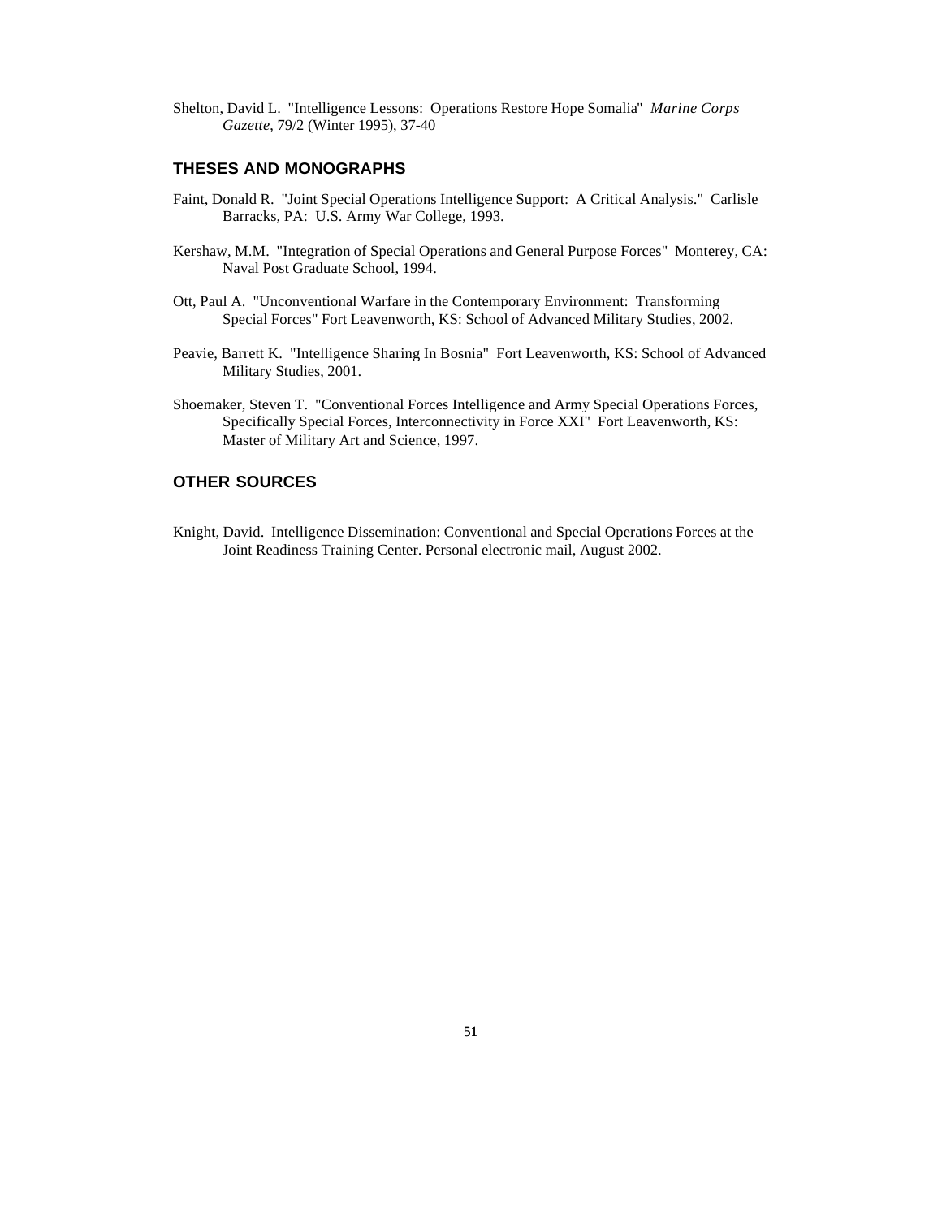Shelton, David L. "Intelligence Lessons: Operations Restore Hope Somalia" *Marine Corps Gazette*, 79/2 (Winter 1995), 37-40

## THESES AND MONOGRAPHS

Faint, Donald R. "Joint Special Operations Intelligence Support: A Critical Analysis." Carlisle Barracks, PA: U.S. Army War College, 1993.

Kershaw, M.M. "Integration of Special Operations and General Purpose Forces" Monterey, CA: Naval Post Graduate School, 1994.

Ott, Paul A. "Unconventional Warfare in the Contemporary Environment: Transforming Special Forces" Fort Leavenworth, KS: School of Advanced Military Studies, 2002.

Peavie, Barrett K. "Intelligence Sharing In Bosnia" Fort Leavenworth, KS: School of Advanced Military Studies, 2001.

Shoemaker, Steven T. "Conventional Forces Intelligence and Army Special Operations Forces, Specifically Special Forces, Interconnectivity in Force XXI" Fort Leavenworth, KS: Master of Military Art and Science, 1997.

## OTHER SOURCES

Knight, David. Intelligence Dissemination: Conventional and Special Operations Forces at the Joint Readiness Training Center. Personal electronic mail, August 2002.